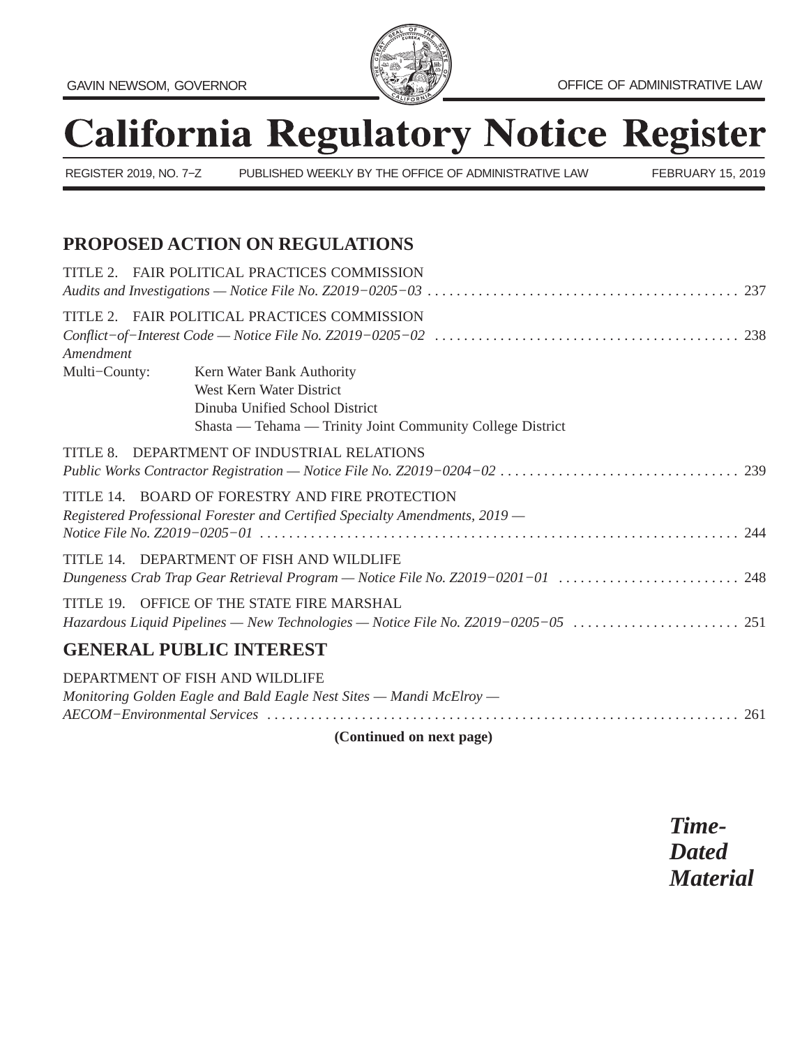GAVIN NEWSOM, GOVERNOR

OFFICE OF ADMINISTRATIVE LAW

# California Regulatory Notice Register

REGISTER 2019, NO. 7−Z PUBLISHED WEEKLY BY THE OFFICE OF ADMINISTRATIVE LAW FEBRUARY 15, 2019

## PROPOSED ACTION ON REGULATIONS

TITLE 2. FAIR POLITICAL PRACTICES COMMISSION
*Audits and Investigations — Notice File No. Z2019−0205−03* . . . . . . . . . . . . . . . . . . . . . . . . . . . . . . . . . . . . . . . . . . 237

TITLE 2. FAIR POLITICAL PRACTICES COMMISSION
*Conflict−of−Interest Code — Notice File No. Z2019−0205−02* . . . . . . . . . . . . . . . . . . . . . . . . . . . . . . . . . . . . . . . . . 238
*Amendment*
Multi−County: Kern Water Bank Authority
West Kern Water District
Dinuba Unified School District
Shasta — Tehama — Trinity Joint Community College District

TITLE 8. DEPARTMENT OF INDUSTRIAL RELATIONS
*Public Works Contractor Registration — Notice File No. Z2019−0204−02* . . . . . . . . . . . . . . . . . . . . . . . . . . . . . . . . 239

TITLE 14. BOARD OF FORESTRY AND FIRE PROTECTION
*Registered Professional Forester and Certified Specialty Amendments, 2019 —*
*Notice File No. Z2019−0205−01* . . . . . . . . . . . . . . . . . . . . . . . . . . . . . . . . . . . . . . . . . . . . . . . . . . . . . . . . . . . . . . . . . 244

TITLE 14. DEPARTMENT OF FISH AND WILDLIFE
*Dungeness Crab Trap Gear Retrieval Program — Notice File No. Z2019−0201−01* . . . . . . . . . . . . . . . . . . . . . . . . 248

TITLE 19. OFFICE OF THE STATE FIRE MARSHAL
*Hazardous Liquid Pipelines — New Technologies — Notice File No. Z2019−0205−05* . . . . . . . . . . . . . . . . . . . . . . 251

## GENERAL PUBLIC INTEREST

DEPARTMENT OF FISH AND WILDLIFE
*Monitoring Golden Eagle and Bald Eagle Nest Sites — Mandi McElroy —*
*AECOM−Environmental Services* . . . . . . . . . . . . . . . . . . . . . . . . . . . . . . . . . . . . . . . . . . . . . . . . . . . . . . . . . . . . . . . . 261

**(Continued on next page)**

***Time-Dated Material***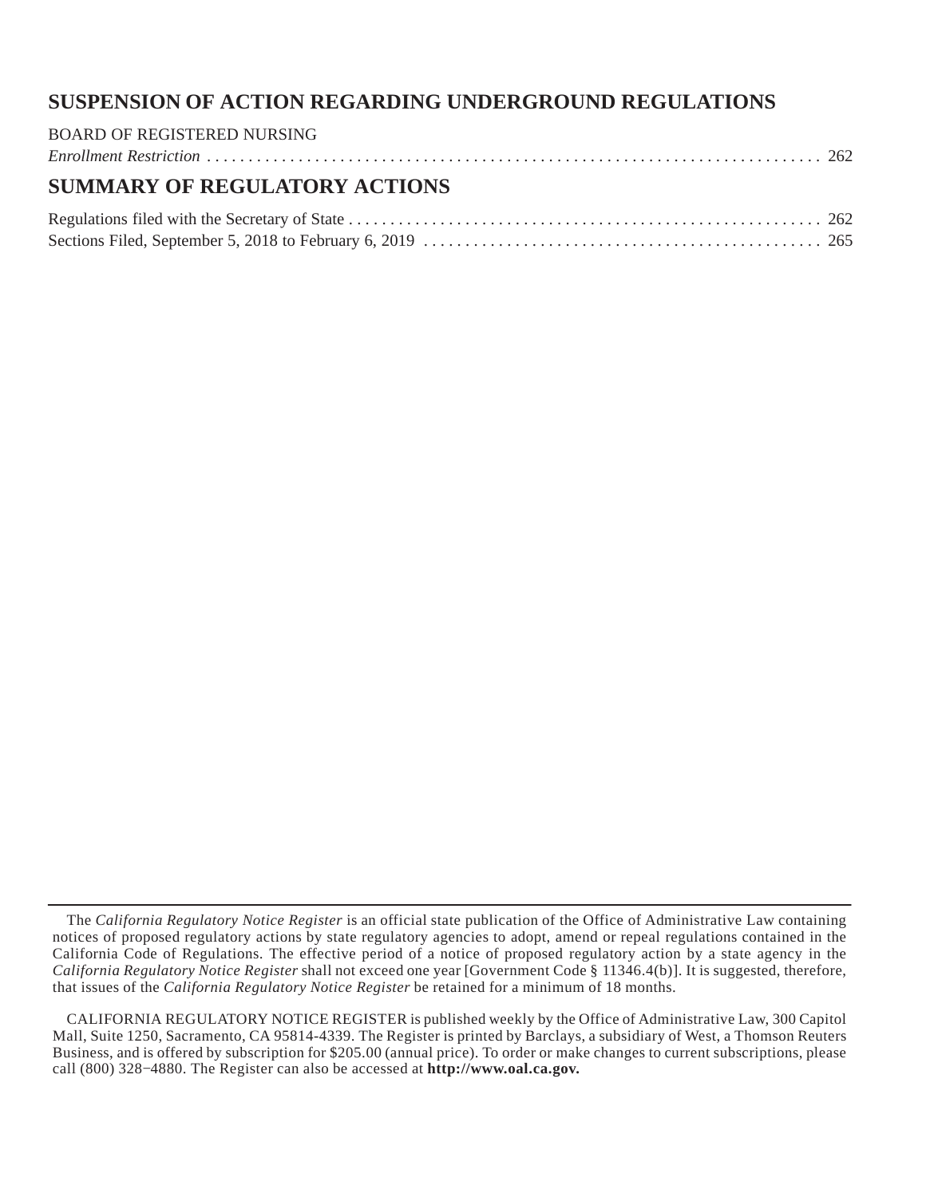## SUSPENSION OF ACTION REGARDING UNDERGROUND REGULATIONS

BOARD OF REGISTERED NURSING
*Enrollment Restriction* . . . . . . . . . . . . . . . . . . . . . . . . . . . . . . . . . . . . . . . . . . . . . . . . . . . . . . . . . . . . . . . . . . . . . . . . 262

## SUMMARY OF REGULATORY ACTIONS

Regulations filed with the Secretary of State . . . . . . . . . . . . . . . . . . . . . . . . . . . . . . . . . . . . . . . . . . . . . . . . . . . . . . . . . 262
Sections Filed, September 5, 2018 to February 6, 2019 . . . . . . . . . . . . . . . . . . . . . . . . . . . . . . . . . . . . . . . . . . . . . . . . 265

---

The *California Regulatory Notice Register* is an official state publication of the Office of Administrative Law containing notices of proposed regulatory actions by state regulatory agencies to adopt, amend or repeal regulations contained in the California Code of Regulations. The effective period of a notice of proposed regulatory action by a state agency in the *California Regulatory Notice Register* shall not exceed one year [Government Code § 11346.4(b)]. It is suggested, therefore, that issues of the *California Regulatory Notice Register* be retained for a minimum of 18 months.

CALIFORNIA REGULATORY NOTICE REGISTER is published weekly by the Office of Administrative Law, 300 Capitol Mall, Suite 1250, Sacramento, CA 95814-4339. The Register is printed by Barclays, a subsidiary of West, a Thomson Reuters Business, and is offered by subscription for $205.00 (annual price). To order or make changes to current subscriptions, please call (800) 328−4880. The Register can also be accessed at **http://www.oal.ca.gov.**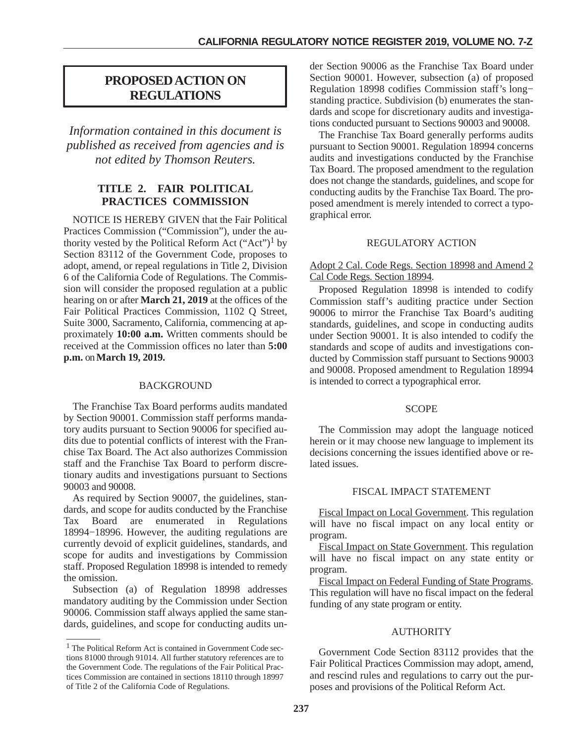# PROPOSED ACTION ON REGULATIONS

*Information contained in this document is published as received from agencies and is not edited by Thomson Reuters.*

## TITLE 2. FAIR POLITICAL PRACTICES COMMISSION

NOTICE IS HEREBY GIVEN that the Fair Political Practices Commission ("Commission"), under the authority vested by the Political Reform Act ("Act")[1] by Section 83112 of the Government Code, proposes to adopt, amend, or repeal regulations in Title 2, Division 6 of the California Code of Regulations. The Commission will consider the proposed regulation at a public hearing on or after **March 21, 2019** at the offices of the Fair Political Practices Commission, 1102 Q Street, Suite 3000, Sacramento, California, commencing at approximately **10:00 a.m.** Written comments should be received at the Commission offices no later than **5:00 p.m.** on **March 19, 2019.**

### BACKGROUND

The Franchise Tax Board performs audits mandated by Section 90001. Commission staff performs mandatory audits pursuant to Section 90006 for specified audits due to potential conflicts of interest with the Franchise Tax Board. The Act also authorizes Commission staff and the Franchise Tax Board to perform discretionary audits and investigations pursuant to Sections 90003 and 90008.

As required by Section 90007, the guidelines, standards, and scope for audits conducted by the Franchise Tax Board are enumerated in Regulations 18994−18996. However, the auditing regulations are currently devoid of explicit guidelines, standards, and scope for audits and investigations by Commission staff. Proposed Regulation 18998 is intended to remedy the omission.

Subsection (a) of Regulation 18998 addresses mandatory auditing by the Commission under Section 90006. Commission staff always applied the same standards, guidelines, and scope for conducting audits under Section 90006 as the Franchise Tax Board under Section 90001. However, subsection (a) of proposed Regulation 18998 codifies Commission staff's long−standing practice. Subdivision (b) enumerates the standards and scope for discretionary audits and investigations conducted pursuant to Sections 90003 and 90008.

The Franchise Tax Board generally performs audits pursuant to Section 90001. Regulation 18994 concerns audits and investigations conducted by the Franchise Tax Board. The proposed amendment to the regulation does not change the standards, guidelines, and scope for conducting audits by the Franchise Tax Board. The proposed amendment is merely intended to correct a typographical error.

### REGULATORY ACTION

Adopt 2 Cal. Code Regs. Section 18998 and Amend 2 Cal Code Regs. Section 18994.

Proposed Regulation 18998 is intended to codify Commission staff's auditing practice under Section 90006 to mirror the Franchise Tax Board's auditing standards, guidelines, and scope in conducting audits under Section 90001. It is also intended to codify the standards and scope of audits and investigations conducted by Commission staff pursuant to Sections 90003 and 90008. Proposed amendment to Regulation 18994 is intended to correct a typographical error.

### SCOPE

The Commission may adopt the language noticed herein or it may choose new language to implement its decisions concerning the issues identified above or related issues.

### FISCAL IMPACT STATEMENT

Fiscal Impact on Local Government. This regulation will have no fiscal impact on any local entity or program.

Fiscal Impact on State Government. This regulation will have no fiscal impact on any state entity or program.

Fiscal Impact on Federal Funding of State Programs. This regulation will have no fiscal impact on the federal funding of any state program or entity.

### AUTHORITY

Government Code Section 83112 provides that the Fair Political Practices Commission may adopt, amend, and rescind rules and regulations to carry out the purposes and provisions of the Political Reform Act.

---

[1] The Political Reform Act is contained in Government Code sections 81000 through 91014. All further statutory references are to the Government Code. The regulations of the Fair Political Practices Commission are contained in sections 18110 through 18997 of Title 2 of the California Code of Regulations.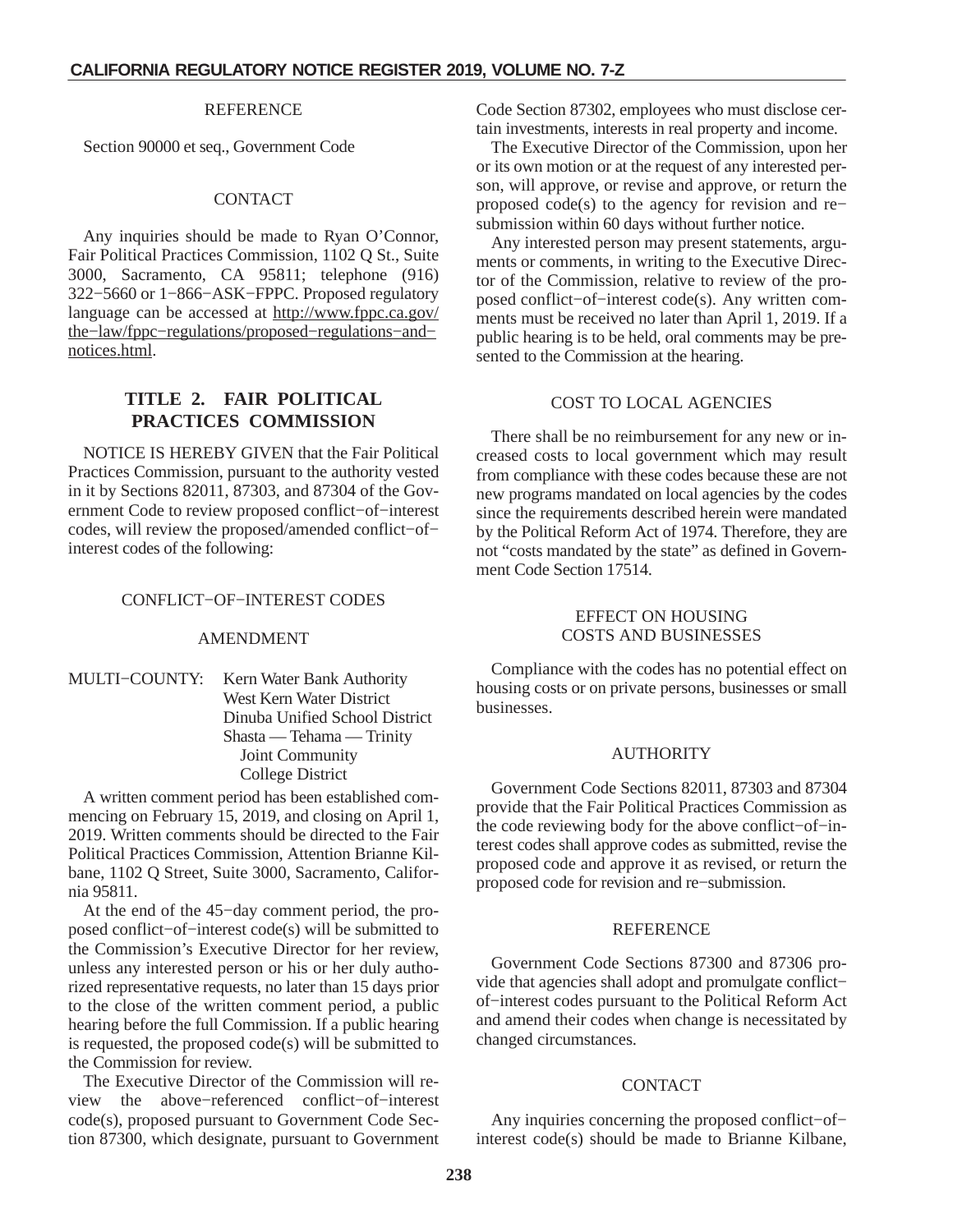REFERENCE

Section 90000 et seq., Government Code

CONTACT

Any inquiries should be made to Ryan O'Connor, Fair Political Practices Commission, 1102 Q St., Suite 3000, Sacramento, CA 95811; telephone (916) 322−5660 or 1−866−ASK−FPPC. Proposed regulatory language can be accessed at http://www.fppc.ca.gov/the−law/fppc−regulations/proposed−regulations−and−notices.html.

## TITLE 2. FAIR POLITICAL PRACTICES COMMISSION

NOTICE IS HEREBY GIVEN that the Fair Political Practices Commission, pursuant to the authority vested in it by Sections 82011, 87303, and 87304 of the Government Code to review proposed conflict−of−interest codes, will review the proposed/amended conflict−of−interest codes of the following:

CONFLICT−OF−INTEREST CODES

AMENDMENT

MULTI−COUNTY: Kern Water Bank Authority
West Kern Water District
Dinuba Unified School District
Shasta — Tehama — Trinity Joint Community College District

A written comment period has been established commencing on February 15, 2019, and closing on April 1, 2019. Written comments should be directed to the Fair Political Practices Commission, Attention Brianne Kilbane, 1102 Q Street, Suite 3000, Sacramento, California 95811.

At the end of the 45−day comment period, the proposed conflict−of−interest code(s) will be submitted to the Commission's Executive Director for her review, unless any interested person or his or her duly authorized representative requests, no later than 15 days prior to the close of the written comment period, a public hearing before the full Commission. If a public hearing is requested, the proposed code(s) will be submitted to the Commission for review.

The Executive Director of the Commission will review the above−referenced conflict−of−interest code(s), proposed pursuant to Government Code Section 87300, which designate, pursuant to Government Code Section 87302, employees who must disclose certain investments, interests in real property and income.

The Executive Director of the Commission, upon her or its own motion or at the request of any interested person, will approve, or revise and approve, or return the proposed code(s) to the agency for revision and re−submission within 60 days without further notice.

Any interested person may present statements, arguments or comments, in writing to the Executive Director of the Commission, relative to review of the proposed conflict−of−interest code(s). Any written comments must be received no later than April 1, 2019. If a public hearing is to be held, oral comments may be presented to the Commission at the hearing.

COST TO LOCAL AGENCIES

There shall be no reimbursement for any new or increased costs to local government which may result from compliance with these codes because these are not new programs mandated on local agencies by the codes since the requirements described herein were mandated by the Political Reform Act of 1974. Therefore, they are not "costs mandated by the state" as defined in Government Code Section 17514.

EFFECT ON HOUSING COSTS AND BUSINESSES

Compliance with the codes has no potential effect on housing costs or on private persons, businesses or small businesses.

AUTHORITY

Government Code Sections 82011, 87303 and 87304 provide that the Fair Political Practices Commission as the code reviewing body for the above conflict−of−interest codes shall approve codes as submitted, revise the proposed code and approve it as revised, or return the proposed code for revision and re−submission.

REFERENCE

Government Code Sections 87300 and 87306 provide that agencies shall adopt and promulgate conflict−of−interest codes pursuant to the Political Reform Act and amend their codes when change is necessitated by changed circumstances.

CONTACT

Any inquiries concerning the proposed conflict−of−interest code(s) should be made to Brianne Kilbane,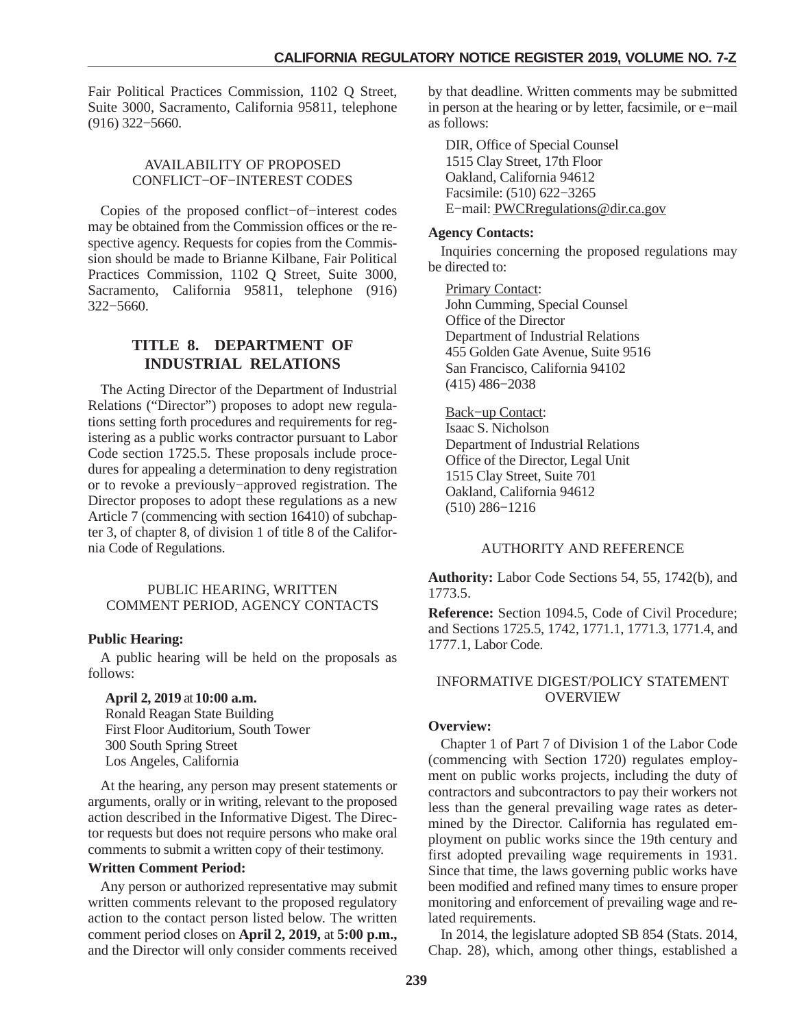Fair Political Practices Commission, 1102 Q Street, Suite 3000, Sacramento, California 95811, telephone (916) 322−5660.

AVAILABILITY OF PROPOSED CONFLICT−OF−INTEREST CODES

Copies of the proposed conflict−of−interest codes may be obtained from the Commission offices or the respective agency. Requests for copies from the Commission should be made to Brianne Kilbane, Fair Political Practices Commission, 1102 Q Street, Suite 3000, Sacramento, California 95811, telephone (916) 322−5660.

## TITLE 8. DEPARTMENT OF INDUSTRIAL RELATIONS

The Acting Director of the Department of Industrial Relations ("Director") proposes to adopt new regulations setting forth procedures and requirements for registering as a public works contractor pursuant to Labor Code section 1725.5. These proposals include procedures for appealing a determination to deny registration or to revoke a previously−approved registration. The Director proposes to adopt these regulations as a new Article 7 (commencing with section 16410) of subchapter 3, of chapter 8, of division 1 of title 8 of the California Code of Regulations.

PUBLIC HEARING, WRITTEN COMMENT PERIOD, AGENCY CONTACTS

**Public Hearing:**

A public hearing will be held on the proposals as follows:

**April 2, 2019** at **10:00 a.m.**
Ronald Reagan State Building
First Floor Auditorium, South Tower
300 South Spring Street
Los Angeles, California

At the hearing, any person may present statements or arguments, orally or in writing, relevant to the proposed action described in the Informative Digest. The Director requests but does not require persons who make oral comments to submit a written copy of their testimony.

**Written Comment Period:**

Any person or authorized representative may submit written comments relevant to the proposed regulatory action to the contact person listed below. The written comment period closes on **April 2, 2019,** at **5:00 p.m.,** and the Director will only consider comments received by that deadline. Written comments may be submitted in person at the hearing or by letter, facsimile, or e−mail as follows:

DIR, Office of Special Counsel
1515 Clay Street, 17th Floor
Oakland, California 94612
Facsimile: (510) 622−3265
E−mail: PWCRregulations@dir.ca.gov

**Agency Contacts:**

Inquiries concerning the proposed regulations may be directed to:

Primary Contact:
John Cumming, Special Counsel
Office of the Director
Department of Industrial Relations
455 Golden Gate Avenue, Suite 9516
San Francisco, California 94102
(415) 486−2038

Back−up Contact:
Isaac S. Nicholson
Department of Industrial Relations
Office of the Director, Legal Unit
1515 Clay Street, Suite 701
Oakland, California 94612
(510) 286−1216

AUTHORITY AND REFERENCE

**Authority:** Labor Code Sections 54, 55, 1742(b), and 1773.5.

**Reference:** Section 1094.5, Code of Civil Procedure; and Sections 1725.5, 1742, 1771.1, 1771.3, 1771.4, and 1777.1, Labor Code.

INFORMATIVE DIGEST/POLICY STATEMENT OVERVIEW

**Overview:**

Chapter 1 of Part 7 of Division 1 of the Labor Code (commencing with Section 1720) regulates employment on public works projects, including the duty of contractors and subcontractors to pay their workers not less than the general prevailing wage rates as determined by the Director. California has regulated employment on public works since the 19th century and first adopted prevailing wage requirements in 1931. Since that time, the laws governing public works have been modified and refined many times to ensure proper monitoring and enforcement of prevailing wage and related requirements.

In 2014, the legislature adopted SB 854 (Stats. 2014, Chap. 28), which, among other things, established a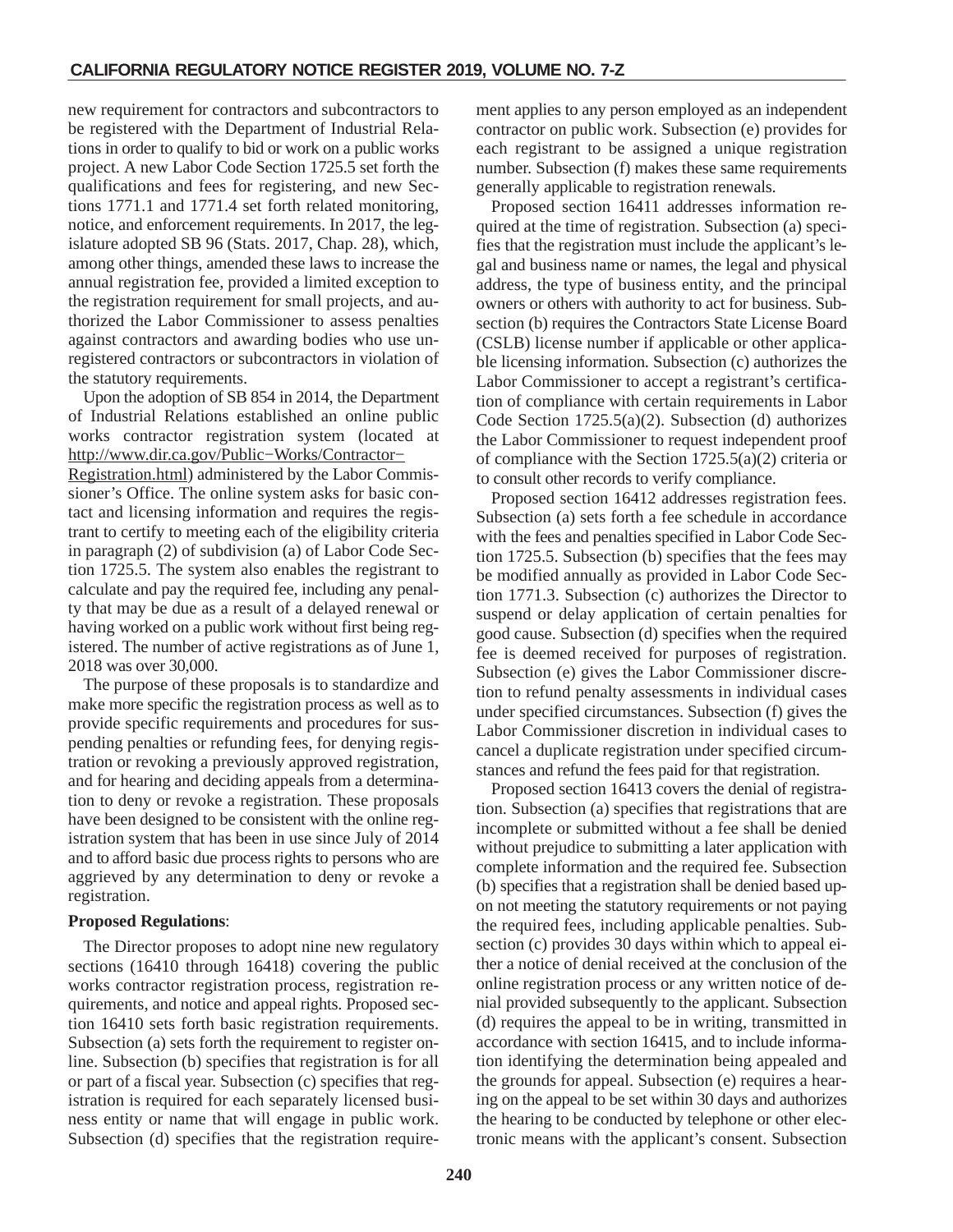new requirement for contractors and subcontractors to be registered with the Department of Industrial Relations in order to qualify to bid or work on a public works project. A new Labor Code Section 1725.5 set forth the qualifications and fees for registering, and new Sections 1771.1 and 1771.4 set forth related monitoring, notice, and enforcement requirements. In 2017, the legislature adopted SB 96 (Stats. 2017, Chap. 28), which, among other things, amended these laws to increase the annual registration fee, provided a limited exception to the registration requirement for small projects, and authorized the Labor Commissioner to assess penalties against contractors and awarding bodies who use unregistered contractors or subcontractors in violation of the statutory requirements.

Upon the adoption of SB 854 in 2014, the Department of Industrial Relations established an online public works contractor registration system (located at http://www.dir.ca.gov/Public−Works/Contractor−Registration.html) administered by the Labor Commissioner's Office. The online system asks for basic contact and licensing information and requires the registrant to certify to meeting each of the eligibility criteria in paragraph (2) of subdivision (a) of Labor Code Section 1725.5. The system also enables the registrant to calculate and pay the required fee, including any penalty that may be due as a result of a delayed renewal or having worked on a public work without first being registered. The number of active registrations as of June 1, 2018 was over 30,000.

The purpose of these proposals is to standardize and make more specific the registration process as well as to provide specific requirements and procedures for suspending penalties or refunding fees, for denying registration or revoking a previously approved registration, and for hearing and deciding appeals from a determination to deny or revoke a registration. These proposals have been designed to be consistent with the online registration system that has been in use since July of 2014 and to afford basic due process rights to persons who are aggrieved by any determination to deny or revoke a registration.

**Proposed Regulations**:

The Director proposes to adopt nine new regulatory sections (16410 through 16418) covering the public works contractor registration process, registration requirements, and notice and appeal rights. Proposed section 16410 sets forth basic registration requirements. Subsection (a) sets forth the requirement to register online. Subsection (b) specifies that registration is for all or part of a fiscal year. Subsection (c) specifies that registration is required for each separately licensed business entity or name that will engage in public work. Subsection (d) specifies that the registration requirement applies to any person employed as an independent contractor on public work. Subsection (e) provides for each registrant to be assigned a unique registration number. Subsection (f) makes these same requirements generally applicable to registration renewals.

Proposed section 16411 addresses information required at the time of registration. Subsection (a) specifies that the registration must include the applicant's legal and business name or names, the legal and physical address, the type of business entity, and the principal owners or others with authority to act for business. Subsection (b) requires the Contractors State License Board (CSLB) license number if applicable or other applicable licensing information. Subsection (c) authorizes the Labor Commissioner to accept a registrant's certification of compliance with certain requirements in Labor Code Section 1725.5(a)(2). Subsection (d) authorizes the Labor Commissioner to request independent proof of compliance with the Section 1725.5(a)(2) criteria or to consult other records to verify compliance.

Proposed section 16412 addresses registration fees. Subsection (a) sets forth a fee schedule in accordance with the fees and penalties specified in Labor Code Section 1725.5. Subsection (b) specifies that the fees may be modified annually as provided in Labor Code Section 1771.3. Subsection (c) authorizes the Director to suspend or delay application of certain penalties for good cause. Subsection (d) specifies when the required fee is deemed received for purposes of registration. Subsection (e) gives the Labor Commissioner discretion to refund penalty assessments in individual cases under specified circumstances. Subsection (f) gives the Labor Commissioner discretion in individual cases to cancel a duplicate registration under specified circumstances and refund the fees paid for that registration.

Proposed section 16413 covers the denial of registration. Subsection (a) specifies that registrations that are incomplete or submitted without a fee shall be denied without prejudice to submitting a later application with complete information and the required fee. Subsection (b) specifies that a registration shall be denied based upon not meeting the statutory requirements or not paying the required fees, including applicable penalties. Subsection (c) provides 30 days within which to appeal either a notice of denial received at the conclusion of the online registration process or any written notice of denial provided subsequently to the applicant. Subsection (d) requires the appeal to be in writing, transmitted in accordance with section 16415, and to include information identifying the determination being appealed and the grounds for appeal. Subsection (e) requires a hearing on the appeal to be set within 30 days and authorizes the hearing to be conducted by telephone or other electronic means with the applicant's consent. Subsection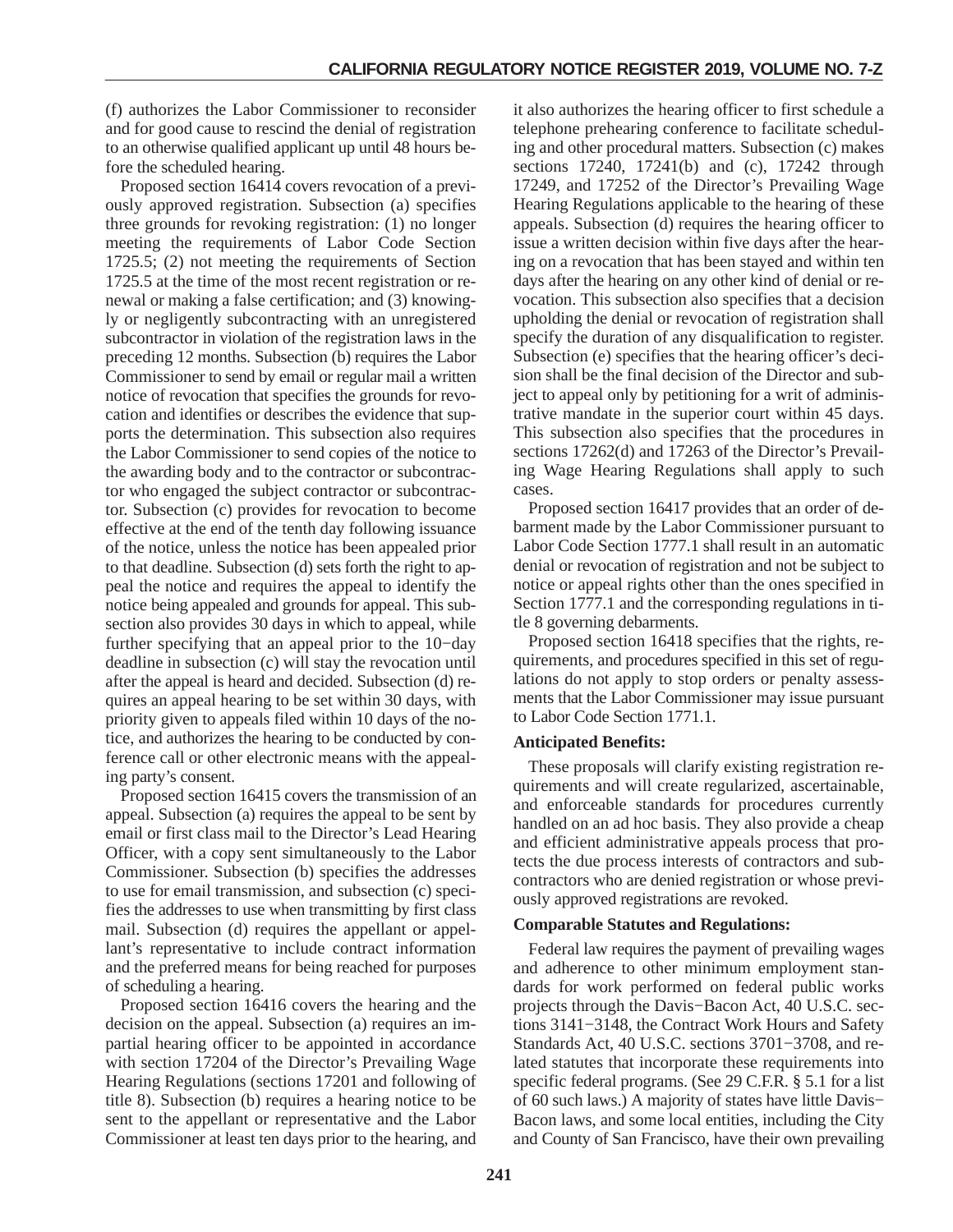(f) authorizes the Labor Commissioner to reconsider and for good cause to rescind the denial of registration to an otherwise qualified applicant up until 48 hours before the scheduled hearing.

Proposed section 16414 covers revocation of a previously approved registration. Subsection (a) specifies three grounds for revoking registration: (1) no longer meeting the requirements of Labor Code Section 1725.5; (2) not meeting the requirements of Section 1725.5 at the time of the most recent registration or renewal or making a false certification; and (3) knowingly or negligently subcontracting with an unregistered subcontractor in violation of the registration laws in the preceding 12 months. Subsection (b) requires the Labor Commissioner to send by email or regular mail a written notice of revocation that specifies the grounds for revocation and identifies or describes the evidence that supports the determination. This subsection also requires the Labor Commissioner to send copies of the notice to the awarding body and to the contractor or subcontractor who engaged the subject contractor or subcontractor. Subsection (c) provides for revocation to become effective at the end of the tenth day following issuance of the notice, unless the notice has been appealed prior to that deadline. Subsection (d) sets forth the right to appeal the notice and requires the appeal to identify the notice being appealed and grounds for appeal. This subsection also provides 30 days in which to appeal, while further specifying that an appeal prior to the 10−day deadline in subsection (c) will stay the revocation until after the appeal is heard and decided. Subsection (d) requires an appeal hearing to be set within 30 days, with priority given to appeals filed within 10 days of the notice, and authorizes the hearing to be conducted by conference call or other electronic means with the appealing party's consent.

Proposed section 16415 covers the transmission of an appeal. Subsection (a) requires the appeal to be sent by email or first class mail to the Director's Lead Hearing Officer, with a copy sent simultaneously to the Labor Commissioner. Subsection (b) specifies the addresses to use for email transmission, and subsection (c) specifies the addresses to use when transmitting by first class mail. Subsection (d) requires the appellant or appellant's representative to include contract information and the preferred means for being reached for purposes of scheduling a hearing.

Proposed section 16416 covers the hearing and the decision on the appeal. Subsection (a) requires an impartial hearing officer to be appointed in accordance with section 17204 of the Director's Prevailing Wage Hearing Regulations (sections 17201 and following of title 8). Subsection (b) requires a hearing notice to be sent to the appellant or representative and the Labor Commissioner at least ten days prior to the hearing, and it also authorizes the hearing officer to first schedule a telephone prehearing conference to facilitate scheduling and other procedural matters. Subsection (c) makes sections 17240, 17241(b) and (c), 17242 through 17249, and 17252 of the Director's Prevailing Wage Hearing Regulations applicable to the hearing of these appeals. Subsection (d) requires the hearing officer to issue a written decision within five days after the hearing on a revocation that has been stayed and within ten days after the hearing on any other kind of denial or revocation. This subsection also specifies that a decision upholding the denial or revocation of registration shall specify the duration of any disqualification to register. Subsection (e) specifies that the hearing officer's decision shall be the final decision of the Director and subject to appeal only by petitioning for a writ of administrative mandate in the superior court within 45 days. This subsection also specifies that the procedures in sections 17262(d) and 17263 of the Director's Prevailing Wage Hearing Regulations shall apply to such cases.

Proposed section 16417 provides that an order of debarment made by the Labor Commissioner pursuant to Labor Code Section 1777.1 shall result in an automatic denial or revocation of registration and not be subject to notice or appeal rights other than the ones specified in Section 1777.1 and the corresponding regulations in title 8 governing debarments.

Proposed section 16418 specifies that the rights, requirements, and procedures specified in this set of regulations do not apply to stop orders or penalty assessments that the Labor Commissioner may issue pursuant to Labor Code Section 1771.1.

**Anticipated Benefits:**

These proposals will clarify existing registration requirements and will create regularized, ascertainable, and enforceable standards for procedures currently handled on an ad hoc basis. They also provide a cheap and efficient administrative appeals process that protects the due process interests of contractors and subcontractors who are denied registration or whose previously approved registrations are revoked.

**Comparable Statutes and Regulations:**

Federal law requires the payment of prevailing wages and adherence to other minimum employment standards for work performed on federal public works projects through the Davis−Bacon Act, 40 U.S.C. sections 3141−3148, the Contract Work Hours and Safety Standards Act, 40 U.S.C. sections 3701−3708, and related statutes that incorporate these requirements into specific federal programs. (See 29 C.F.R. § 5.1 for a list of 60 such laws.) A majority of states have little Davis−Bacon laws, and some local entities, including the City and County of San Francisco, have their own prevailing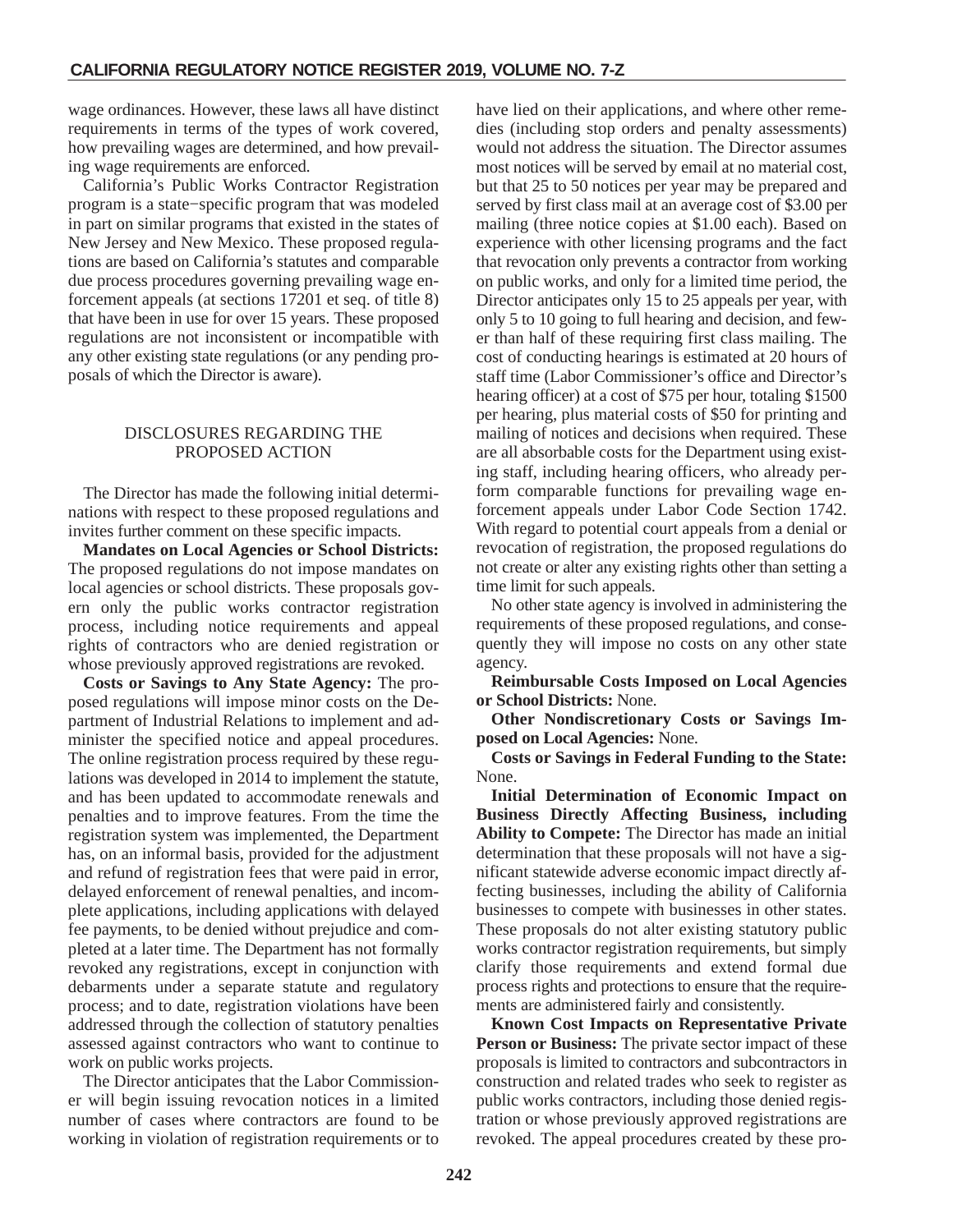wage ordinances. However, these laws all have distinct requirements in terms of the types of work covered, how prevailing wages are determined, and how prevailing wage requirements are enforced.

California's Public Works Contractor Registration program is a state−specific program that was modeled in part on similar programs that existed in the states of New Jersey and New Mexico. These proposed regulations are based on California's statutes and comparable due process procedures governing prevailing wage enforcement appeals (at sections 17201 et seq. of title 8) that have been in use for over 15 years. These proposed regulations are not inconsistent or incompatible with any other existing state regulations (or any pending proposals of which the Director is aware).

## DISCLOSURES REGARDING THE PROPOSED ACTION

The Director has made the following initial determinations with respect to these proposed regulations and invites further comment on these specific impacts.

**Mandates on Local Agencies or School Districts:** The proposed regulations do not impose mandates on local agencies or school districts. These proposals govern only the public works contractor registration process, including notice requirements and appeal rights of contractors who are denied registration or whose previously approved registrations are revoked.

**Costs or Savings to Any State Agency:** The proposed regulations will impose minor costs on the Department of Industrial Relations to implement and administer the specified notice and appeal procedures. The online registration process required by these regulations was developed in 2014 to implement the statute, and has been updated to accommodate renewals and penalties and to improve features. From the time the registration system was implemented, the Department has, on an informal basis, provided for the adjustment and refund of registration fees that were paid in error, delayed enforcement of renewal penalties, and incomplete applications, including applications with delayed fee payments, to be denied without prejudice and completed at a later time. The Department has not formally revoked any registrations, except in conjunction with debarments under a separate statute and regulatory process; and to date, registration violations have been addressed through the collection of statutory penalties assessed against contractors who want to continue to work on public works projects.

The Director anticipates that the Labor Commissioner will begin issuing revocation notices in a limited number of cases where contractors are found to be working in violation of registration requirements or to have lied on their applications, and where other remedies (including stop orders and penalty assessments) would not address the situation. The Director assumes most notices will be served by email at no material cost, but that 25 to 50 notices per year may be prepared and served by first class mail at an average cost of $3.00 per mailing (three notice copies at $1.00 each). Based on experience with other licensing programs and the fact that revocation only prevents a contractor from working on public works, and only for a limited time period, the Director anticipates only 15 to 25 appeals per year, with only 5 to 10 going to full hearing and decision, and fewer than half of these requiring first class mailing. The cost of conducting hearings is estimated at 20 hours of staff time (Labor Commissioner's office and Director's hearing officer) at a cost of $75 per hour, totaling $1500 per hearing, plus material costs of $50 for printing and mailing of notices and decisions when required. These are all absorbable costs for the Department using existing staff, including hearing officers, who already perform comparable functions for prevailing wage enforcement appeals under Labor Code Section 1742. With regard to potential court appeals from a denial or revocation of registration, the proposed regulations do not create or alter any existing rights other than setting a time limit for such appeals.

No other state agency is involved in administering the requirements of these proposed regulations, and consequently they will impose no costs on any other state agency.

**Reimbursable Costs Imposed on Local Agencies or School Districts:** None.

**Other Nondiscretionary Costs or Savings Imposed on Local Agencies:** None.

**Costs or Savings in Federal Funding to the State:** None.

**Initial Determination of Economic Impact on Business Directly Affecting Business, including Ability to Compete:** The Director has made an initial determination that these proposals will not have a significant statewide adverse economic impact directly affecting businesses, including the ability of California businesses to compete with businesses in other states. These proposals do not alter existing statutory public works contractor registration requirements, but simply clarify those requirements and extend formal due process rights and protections to ensure that the requirements are administered fairly and consistently.

**Known Cost Impacts on Representative Private Person or Business:** The private sector impact of these proposals is limited to contractors and subcontractors in construction and related trades who seek to register as public works contractors, including those denied registration or whose previously approved registrations are revoked. The appeal procedures created by these pro-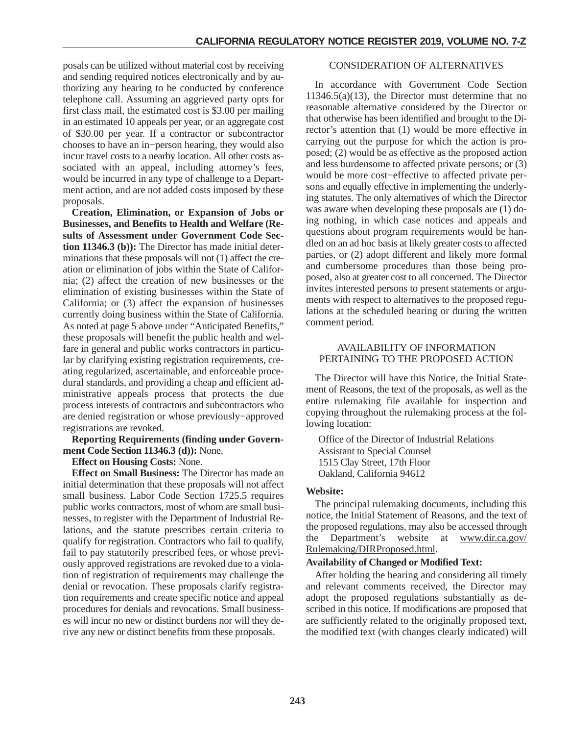posals can be utilized without material cost by receiving and sending required notices electronically and by authorizing any hearing to be conducted by conference telephone call. Assuming an aggrieved party opts for first class mail, the estimated cost is $3.00 per mailing in an estimated 10 appeals per year, or an aggregate cost of $30.00 per year. If a contractor or subcontractor chooses to have an in−person hearing, they would also incur travel costs to a nearby location. All other costs associated with an appeal, including attorney's fees, would be incurred in any type of challenge to a Department action, and are not added costs imposed by these proposals.

**Creation, Elimination, or Expansion of Jobs or Businesses, and Benefits to Health and Welfare (Results of Assessment under Government Code Section 11346.3 (b)):** The Director has made initial determinations that these proposals will not (1) affect the creation or elimination of jobs within the State of California; (2) affect the creation of new businesses or the elimination of existing businesses within the State of California; or (3) affect the expansion of businesses currently doing business within the State of California. As noted at page 5 above under "Anticipated Benefits," these proposals will benefit the public health and welfare in general and public works contractors in particular by clarifying existing registration requirements, creating regularized, ascertainable, and enforceable procedural standards, and providing a cheap and efficient administrative appeals process that protects the due process interests of contractors and subcontractors who are denied registration or whose previously−approved registrations are revoked.

**Reporting Requirements (finding under Government Code Section 11346.3 (d)):** None.

**Effect on Housing Costs:** None.

**Effect on Small Business:** The Director has made an initial determination that these proposals will not affect small business. Labor Code Section 1725.5 requires public works contractors, most of whom are small businesses, to register with the Department of Industrial Relations, and the statute prescribes certain criteria to qualify for registration. Contractors who fail to qualify, fail to pay statutorily prescribed fees, or whose previously approved registrations are revoked due to a violation of registration of requirements may challenge the denial or revocation. These proposals clarify registration requirements and create specific notice and appeal procedures for denials and revocations. Small businesses will incur no new or distinct burdens nor will they derive any new or distinct benefits from these proposals.

## CONSIDERATION OF ALTERNATIVES

In accordance with Government Code Section 11346.5(a)(13), the Director must determine that no reasonable alternative considered by the Director or that otherwise has been identified and brought to the Director's attention that (1) would be more effective in carrying out the purpose for which the action is proposed; (2) would be as effective as the proposed action and less burdensome to affected private persons; or (3) would be more cost−effective to affected private persons and equally effective in implementing the underlying statutes. The only alternatives of which the Director was aware when developing these proposals are (1) doing nothing, in which case notices and appeals and questions about program requirements would be handled on an ad hoc basis at likely greater costs to affected parties, or (2) adopt different and likely more formal and cumbersome procedures than those being proposed, also at greater cost to all concerned. The Director invites interested persons to present statements or arguments with respect to alternatives to the proposed regulations at the scheduled hearing or during the written comment period.

## AVAILABILITY OF INFORMATION PERTAINING TO THE PROPOSED ACTION

The Director will have this Notice, the Initial Statement of Reasons, the text of the proposals, as well as the entire rulemaking file available for inspection and copying throughout the rulemaking process at the following location:

Office of the Director of Industrial Relations
Assistant to Special Counsel
1515 Clay Street, 17th Floor
Oakland, California 94612

**Website:**

The principal rulemaking documents, including this notice, the Initial Statement of Reasons, and the text of the proposed regulations, may also be accessed through the Department's website at www.dir.ca.gov/Rulemaking/DIRProposed.html.

**Availability of Changed or Modified Text:**

After holding the hearing and considering all timely and relevant comments received, the Director may adopt the proposed regulations substantially as described in this notice. If modifications are proposed that are sufficiently related to the originally proposed text, the modified text (with changes clearly indicated) will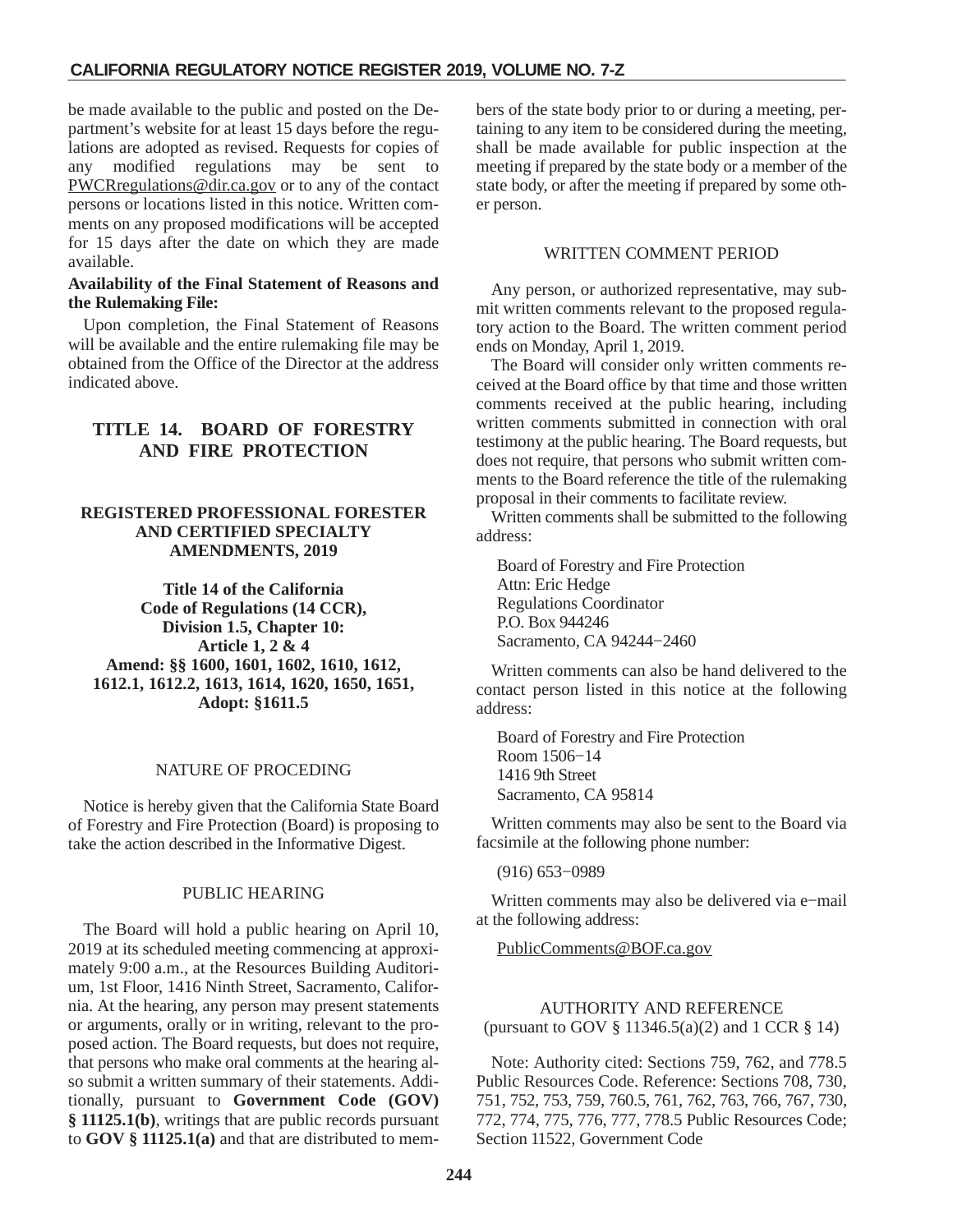be made available to the public and posted on the Department's website for at least 15 days before the regulations are adopted as revised. Requests for copies of any modified regulations may be sent to PWCRregulations@dir.ca.gov or to any of the contact persons or locations listed in this notice. Written comments on any proposed modifications will be accepted for 15 days after the date on which they are made available.

**Availability of the Final Statement of Reasons and the Rulemaking File:**

Upon completion, the Final Statement of Reasons will be available and the entire rulemaking file may be obtained from the Office of the Director at the address indicated above.

# TITLE 14. BOARD OF FORESTRY AND FIRE PROTECTION

## REGISTERED PROFESSIONAL FORESTER AND CERTIFIED SPECIALTY AMENDMENTS, 2019

**Title 14 of the California Code of Regulations (14 CCR), Division 1.5, Chapter 10: Article 1, 2 & 4**
**Amend: §§ 1600, 1601, 1602, 1610, 1612, 1612.1, 1612.2, 1613, 1614, 1620, 1650, 1651,**
**Adopt: §1611.5**

### NATURE OF PROCEDING

Notice is hereby given that the California State Board of Forestry and Fire Protection (Board) is proposing to take the action described in the Informative Digest.

### PUBLIC HEARING

The Board will hold a public hearing on April 10, 2019 at its scheduled meeting commencing at approximately 9:00 a.m., at the Resources Building Auditorium, 1st Floor, 1416 Ninth Street, Sacramento, California. At the hearing, any person may present statements or arguments, orally or in writing, relevant to the proposed action. The Board requests, but does not require, that persons who make oral comments at the hearing also submit a written summary of their statements. Additionally, pursuant to **Government Code (GOV) § 11125.1(b)**, writings that are public records pursuant to **GOV § 11125.1(a)** and that are distributed to members of the state body prior to or during a meeting, pertaining to any item to be considered during the meeting, shall be made available for public inspection at the meeting if prepared by the state body or a member of the state body, or after the meeting if prepared by some other person.

### WRITTEN COMMENT PERIOD

Any person, or authorized representative, may submit written comments relevant to the proposed regulatory action to the Board. The written comment period ends on Monday, April 1, 2019.

The Board will consider only written comments received at the Board office by that time and those written comments received at the public hearing, including written comments submitted in connection with oral testimony at the public hearing. The Board requests, but does not require, that persons who submit written comments to the Board reference the title of the rulemaking proposal in their comments to facilitate review.

Written comments shall be submitted to the following address:

Board of Forestry and Fire Protection
Attn: Eric Hedge
Regulations Coordinator
P.O. Box 944246
Sacramento, CA 94244−2460

Written comments can also be hand delivered to the contact person listed in this notice at the following address:

Board of Forestry and Fire Protection
Room 1506−14
1416 9th Street
Sacramento, CA 95814

Written comments may also be sent to the Board via facsimile at the following phone number:

(916) 653−0989

Written comments may also be delivered via e−mail at the following address:

PublicComments@BOF.ca.gov

### AUTHORITY AND REFERENCE
(pursuant to GOV § 11346.5(a)(2) and 1 CCR § 14)

Note: Authority cited: Sections 759, 762, and 778.5 Public Resources Code. Reference: Sections 708, 730, 751, 752, 753, 759, 760.5, 761, 762, 763, 766, 767, 730, 772, 774, 775, 776, 777, 778.5 Public Resources Code; Section 11522, Government Code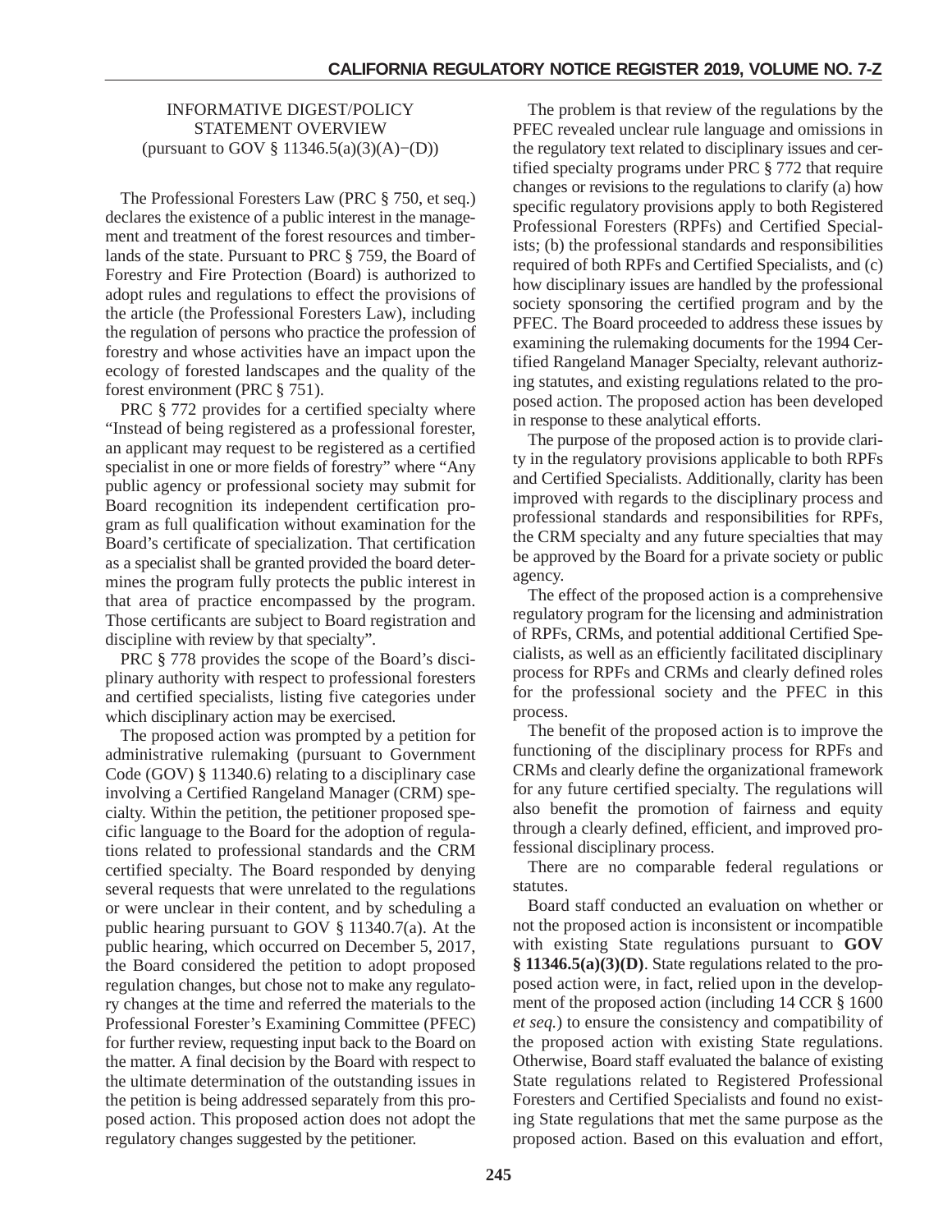INFORMATIVE DIGEST/POLICY STATEMENT OVERVIEW
(pursuant to GOV § 11346.5(a)(3)(A)−(D))

The Professional Foresters Law (PRC § 750, et seq.) declares the existence of a public interest in the management and treatment of the forest resources and timberlands of the state. Pursuant to PRC § 759, the Board of Forestry and Fire Protection (Board) is authorized to adopt rules and regulations to effect the provisions of the article (the Professional Foresters Law), including the regulation of persons who practice the profession of forestry and whose activities have an impact upon the ecology of forested landscapes and the quality of the forest environment (PRC § 751).

PRC § 772 provides for a certified specialty where "Instead of being registered as a professional forester, an applicant may request to be registered as a certified specialist in one or more fields of forestry" where "Any public agency or professional society may submit for Board recognition its independent certification program as full qualification without examination for the Board's certificate of specialization. That certification as a specialist shall be granted provided the board determines the program fully protects the public interest in that area of practice encompassed by the program. Those certificants are subject to Board registration and discipline with review by that specialty".

PRC § 778 provides the scope of the Board's disciplinary authority with respect to professional foresters and certified specialists, listing five categories under which disciplinary action may be exercised.

The proposed action was prompted by a petition for administrative rulemaking (pursuant to Government Code (GOV) § 11340.6) relating to a disciplinary case involving a Certified Rangeland Manager (CRM) specialty. Within the petition, the petitioner proposed specific language to the Board for the adoption of regulations related to professional standards and the CRM certified specialty. The Board responded by denying several requests that were unrelated to the regulations or were unclear in their content, and by scheduling a public hearing pursuant to GOV § 11340.7(a). At the public hearing, which occurred on December 5, 2017, the Board considered the petition to adopt proposed regulation changes, but chose not to make any regulatory changes at the time and referred the materials to the Professional Forester's Examining Committee (PFEC) for further review, requesting input back to the Board on the matter. A final decision by the Board with respect to the ultimate determination of the outstanding issues in the petition is being addressed separately from this proposed action. This proposed action does not adopt the regulatory changes suggested by the petitioner.

The problem is that review of the regulations by the PFEC revealed unclear rule language and omissions in the regulatory text related to disciplinary issues and certified specialty programs under PRC § 772 that require changes or revisions to the regulations to clarify (a) how specific regulatory provisions apply to both Registered Professional Foresters (RPFs) and Certified Specialists; (b) the professional standards and responsibilities required of both RPFs and Certified Specialists, and (c) how disciplinary issues are handled by the professional society sponsoring the certified program and by the PFEC. The Board proceeded to address these issues by examining the rulemaking documents for the 1994 Certified Rangeland Manager Specialty, relevant authorizing statutes, and existing regulations related to the proposed action. The proposed action has been developed in response to these analytical efforts.

The purpose of the proposed action is to provide clarity in the regulatory provisions applicable to both RPFs and Certified Specialists. Additionally, clarity has been improved with regards to the disciplinary process and professional standards and responsibilities for RPFs, the CRM specialty and any future specialties that may be approved by the Board for a private society or public agency.

The effect of the proposed action is a comprehensive regulatory program for the licensing and administration of RPFs, CRMs, and potential additional Certified Specialists, as well as an efficiently facilitated disciplinary process for RPFs and CRMs and clearly defined roles for the professional society and the PFEC in this process.

The benefit of the proposed action is to improve the functioning of the disciplinary process for RPFs and CRMs and clearly define the organizational framework for any future certified specialty. The regulations will also benefit the promotion of fairness and equity through a clearly defined, efficient, and improved professional disciplinary process.

There are no comparable federal regulations or statutes.

Board staff conducted an evaluation on whether or not the proposed action is inconsistent or incompatible with existing State regulations pursuant to **GOV § 11346.5(a)(3)(D)**. State regulations related to the proposed action were, in fact, relied upon in the development of the proposed action (including 14 CCR § 1600 *et seq.*) to ensure the consistency and compatibility of the proposed action with existing State regulations. Otherwise, Board staff evaluated the balance of existing State regulations related to Registered Professional Foresters and Certified Specialists and found no existing State regulations that met the same purpose as the proposed action. Based on this evaluation and effort,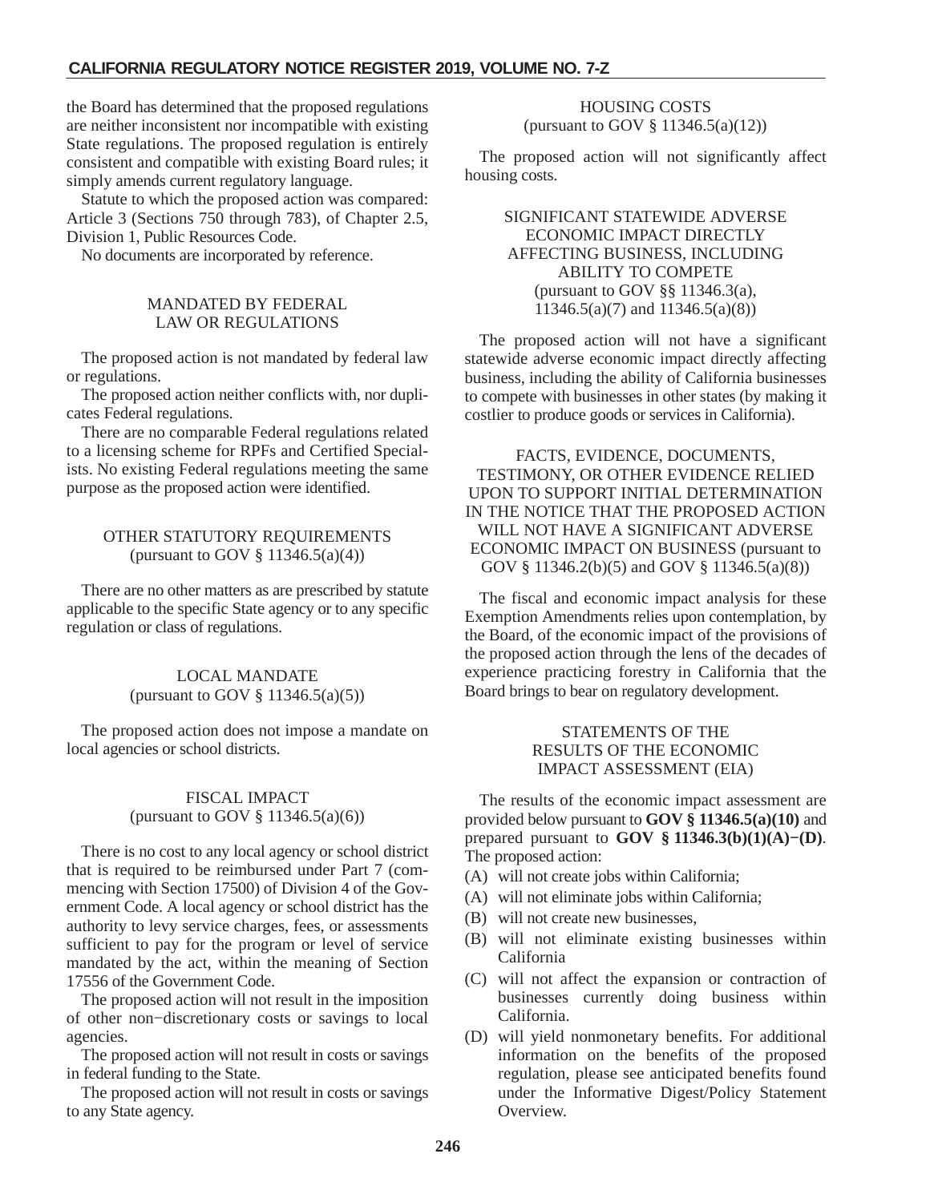the Board has determined that the proposed regulations are neither inconsistent nor incompatible with existing State regulations. The proposed regulation is entirely consistent and compatible with existing Board rules; it simply amends current regulatory language.

Statute to which the proposed action was compared: Article 3 (Sections 750 through 783), of Chapter 2.5, Division 1, Public Resources Code.

No documents are incorporated by reference.

### MANDATED BY FEDERAL LAW OR REGULATIONS

The proposed action is not mandated by federal law or regulations.

The proposed action neither conflicts with, nor duplicates Federal regulations.

There are no comparable Federal regulations related to a licensing scheme for RPFs and Certified Specialists. No existing Federal regulations meeting the same purpose as the proposed action were identified.

### OTHER STATUTORY REQUIREMENTS (pursuant to GOV § 11346.5(a)(4))

There are no other matters as are prescribed by statute applicable to the specific State agency or to any specific regulation or class of regulations.

### LOCAL MANDATE (pursuant to GOV § 11346.5(a)(5))

The proposed action does not impose a mandate on local agencies or school districts.

### FISCAL IMPACT (pursuant to GOV § 11346.5(a)(6))

There is no cost to any local agency or school district that is required to be reimbursed under Part 7 (commencing with Section 17500) of Division 4 of the Government Code. A local agency or school district has the authority to levy service charges, fees, or assessments sufficient to pay for the program or level of service mandated by the act, within the meaning of Section 17556 of the Government Code.

The proposed action will not result in the imposition of other non−discretionary costs or savings to local agencies.

The proposed action will not result in costs or savings in federal funding to the State.

The proposed action will not result in costs or savings to any State agency.

### HOUSING COSTS (pursuant to GOV § 11346.5(a)(12))

The proposed action will not significantly affect housing costs.

### SIGNIFICANT STATEWIDE ADVERSE ECONOMIC IMPACT DIRECTLY AFFECTING BUSINESS, INCLUDING ABILITY TO COMPETE (pursuant to GOV §§ 11346.3(a), 11346.5(a)(7) and 11346.5(a)(8))

The proposed action will not have a significant statewide adverse economic impact directly affecting business, including the ability of California businesses to compete with businesses in other states (by making it costlier to produce goods or services in California).

### FACTS, EVIDENCE, DOCUMENTS, TESTIMONY, OR OTHER EVIDENCE RELIED UPON TO SUPPORT INITIAL DETERMINATION IN THE NOTICE THAT THE PROPOSED ACTION WILL NOT HAVE A SIGNIFICANT ADVERSE ECONOMIC IMPACT ON BUSINESS (pursuant to GOV § 11346.2(b)(5) and GOV § 11346.5(a)(8))

The fiscal and economic impact analysis for these Exemption Amendments relies upon contemplation, by the Board, of the economic impact of the provisions of the proposed action through the lens of the decades of experience practicing forestry in California that the Board brings to bear on regulatory development.

### STATEMENTS OF THE RESULTS OF THE ECONOMIC IMPACT ASSESSMENT (EIA)

The results of the economic impact assessment are provided below pursuant to **GOV § 11346.5(a)(10)** and prepared pursuant to **GOV § 11346.3(b)(1)(A)−(D)**. The proposed action:

(A) will not create jobs within California;

(A) will not eliminate jobs within California;

(B) will not create new businesses,

(B) will not eliminate existing businesses within California

(C) will not affect the expansion or contraction of businesses currently doing business within California.

(D) will yield nonmonetary benefits. For additional information on the benefits of the proposed regulation, please see anticipated benefits found under the Informative Digest/Policy Statement Overview.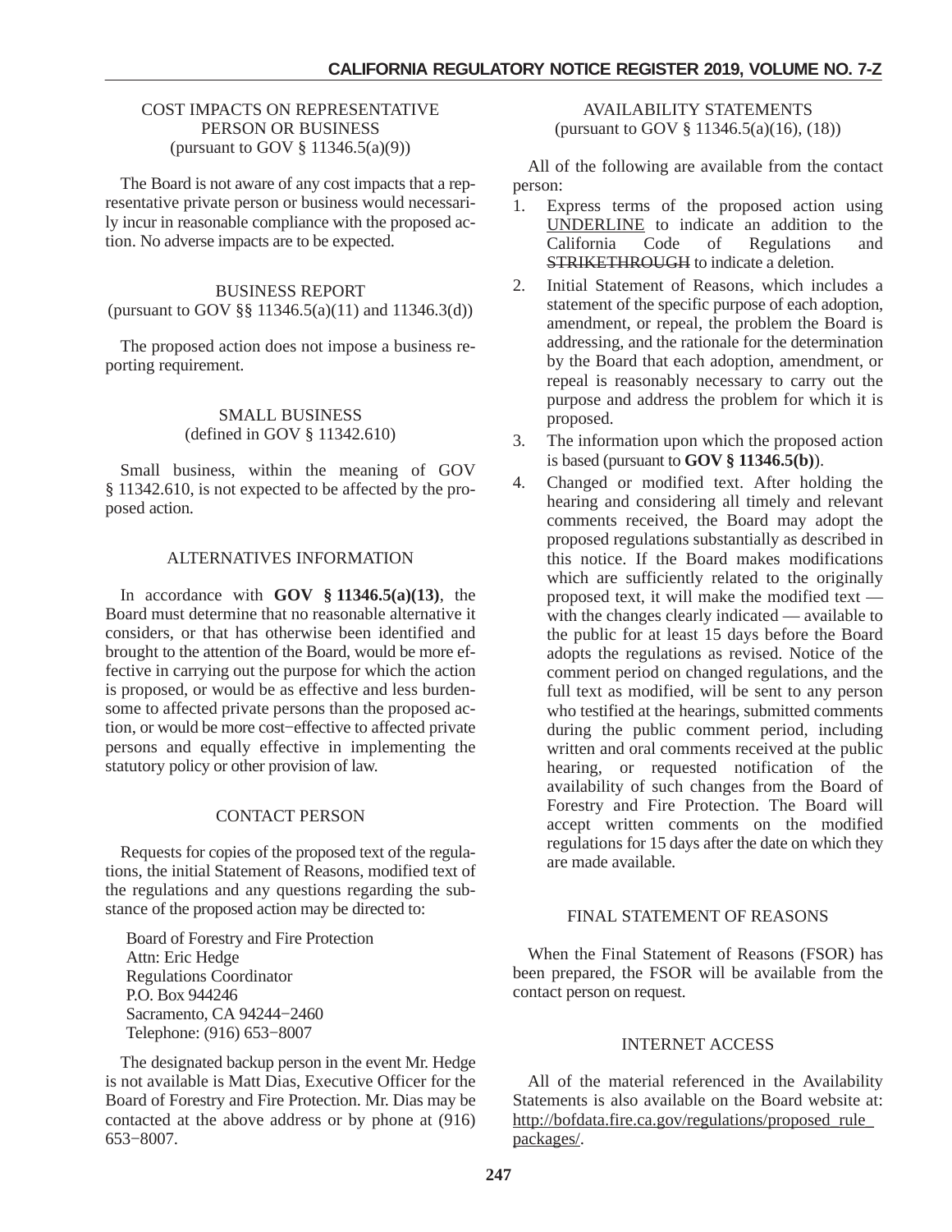COST IMPACTS ON REPRESENTATIVE PERSON OR BUSINESS
(pursuant to GOV § 11346.5(a)(9))

The Board is not aware of any cost impacts that a representative private person or business would necessarily incur in reasonable compliance with the proposed action. No adverse impacts are to be expected.

BUSINESS REPORT
(pursuant to GOV §§ 11346.5(a)(11) and 11346.3(d))

The proposed action does not impose a business reporting requirement.

SMALL BUSINESS
(defined in GOV § 11342.610)

Small business, within the meaning of GOV § 11342.610, is not expected to be affected by the proposed action.

ALTERNATIVES INFORMATION

In accordance with **GOV § 11346.5(a)(13)**, the Board must determine that no reasonable alternative it considers, or that has otherwise been identified and brought to the attention of the Board, would be more effective in carrying out the purpose for which the action is proposed, or would be as effective and less burdensome to affected private persons than the proposed action, or would be more cost−effective to affected private persons and equally effective in implementing the statutory policy or other provision of law.

CONTACT PERSON

Requests for copies of the proposed text of the regulations, the initial Statement of Reasons, modified text of the regulations and any questions regarding the substance of the proposed action may be directed to:

Board of Forestry and Fire Protection
Attn: Eric Hedge
Regulations Coordinator
P.O. Box 944246
Sacramento, CA 94244−2460
Telephone: (916) 653−8007

The designated backup person in the event Mr. Hedge is not available is Matt Dias, Executive Officer for the Board of Forestry and Fire Protection. Mr. Dias may be contacted at the above address or by phone at (916) 653−8007.

AVAILABILITY STATEMENTS
(pursuant to GOV § 11346.5(a)(16), (18))

All of the following are available from the contact person:

1. Express terms of the proposed action using <u>UNDERLINE</u> to indicate an addition to the California Code of Regulations and ~~STRIKETHROUGH~~ to indicate a deletion.
2. Initial Statement of Reasons, which includes a statement of the specific purpose of each adoption, amendment, or repeal, the problem the Board is addressing, and the rationale for the determination by the Board that each adoption, amendment, or repeal is reasonably necessary to carry out the purpose and address the problem for which it is proposed.
3. The information upon which the proposed action is based (pursuant to **GOV § 11346.5(b)**).
4. Changed or modified text. After holding the hearing and considering all timely and relevant comments received, the Board may adopt the proposed regulations substantially as described in this notice. If the Board makes modifications which are sufficiently related to the originally proposed text, it will make the modified text — with the changes clearly indicated — available to the public for at least 15 days before the Board adopts the regulations as revised. Notice of the comment period on changed regulations, and the full text as modified, will be sent to any person who testified at the hearings, submitted comments during the public comment period, including written and oral comments received at the public hearing, or requested notification of the availability of such changes from the Board of Forestry and Fire Protection. The Board will accept written comments on the modified regulations for 15 days after the date on which they are made available.

FINAL STATEMENT OF REASONS

When the Final Statement of Reasons (FSOR) has been prepared, the FSOR will be available from the contact person on request.

INTERNET ACCESS

All of the material referenced in the Availability Statements is also available on the Board website at: http://bofdata.fire.ca.gov/regulations/proposed_rule_packages/.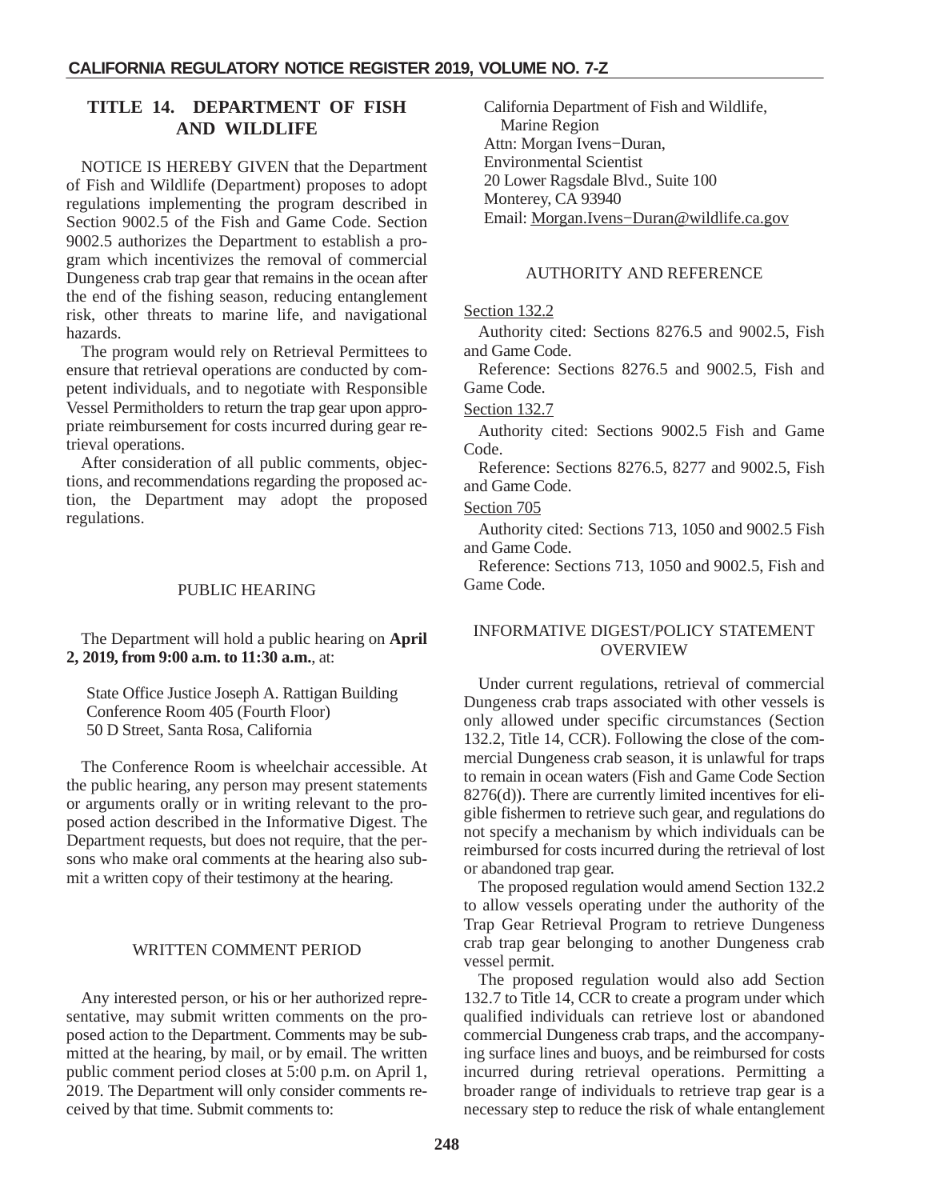## TITLE 14. DEPARTMENT OF FISH AND WILDLIFE

NOTICE IS HEREBY GIVEN that the Department of Fish and Wildlife (Department) proposes to adopt regulations implementing the program described in Section 9002.5 of the Fish and Game Code. Section 9002.5 authorizes the Department to establish a program which incentivizes the removal of commercial Dungeness crab trap gear that remains in the ocean after the end of the fishing season, reducing entanglement risk, other threats to marine life, and navigational hazards.

The program would rely on Retrieval Permittees to ensure that retrieval operations are conducted by competent individuals, and to negotiate with Responsible Vessel Permitholders to return the trap gear upon appropriate reimbursement for costs incurred during gear retrieval operations.

After consideration of all public comments, objections, and recommendations regarding the proposed action, the Department may adopt the proposed regulations.

### PUBLIC HEARING

The Department will hold a public hearing on **April 2, 2019, from 9:00 a.m. to 11:30 a.m.**, at:

State Office Justice Joseph A. Rattigan Building
Conference Room 405 (Fourth Floor)
50 D Street, Santa Rosa, California

The Conference Room is wheelchair accessible. At the public hearing, any person may present statements or arguments orally or in writing relevant to the proposed action described in the Informative Digest. The Department requests, but does not require, that the persons who make oral comments at the hearing also submit a written copy of their testimony at the hearing.

### WRITTEN COMMENT PERIOD

Any interested person, or his or her authorized representative, may submit written comments on the proposed action to the Department. Comments may be submitted at the hearing, by mail, or by email. The written public comment period closes at 5:00 p.m. on April 1, 2019. The Department will only consider comments received by that time. Submit comments to:

California Department of Fish and Wildlife,
Marine Region
Attn: Morgan Ivens−Duran,
Environmental Scientist
20 Lower Ragsdale Blvd., Suite 100
Monterey, CA 93940
Email: Morgan.Ivens−Duran@wildlife.ca.gov

### AUTHORITY AND REFERENCE

Section 132.2

Authority cited: Sections 8276.5 and 9002.5, Fish and Game Code.

Reference: Sections 8276.5 and 9002.5, Fish and Game Code.

Section 132.7

Authority cited: Sections 9002.5 Fish and Game Code.

Reference: Sections 8276.5, 8277 and 9002.5, Fish and Game Code.

Section 705

Authority cited: Sections 713, 1050 and 9002.5 Fish and Game Code.

Reference: Sections 713, 1050 and 9002.5, Fish and Game Code.

### INFORMATIVE DIGEST/POLICY STATEMENT OVERVIEW

Under current regulations, retrieval of commercial Dungeness crab traps associated with other vessels is only allowed under specific circumstances (Section 132.2, Title 14, CCR). Following the close of the commercial Dungeness crab season, it is unlawful for traps to remain in ocean waters (Fish and Game Code Section 8276(d)). There are currently limited incentives for eligible fishermen to retrieve such gear, and regulations do not specify a mechanism by which individuals can be reimbursed for costs incurred during the retrieval of lost or abandoned trap gear.

The proposed regulation would amend Section 132.2 to allow vessels operating under the authority of the Trap Gear Retrieval Program to retrieve Dungeness crab trap gear belonging to another Dungeness crab vessel permit.

The proposed regulation would also add Section 132.7 to Title 14, CCR to create a program under which qualified individuals can retrieve lost or abandoned commercial Dungeness crab traps, and the accompanying surface lines and buoys, and be reimbursed for costs incurred during retrieval operations. Permitting a broader range of individuals to retrieve trap gear is a necessary step to reduce the risk of whale entanglement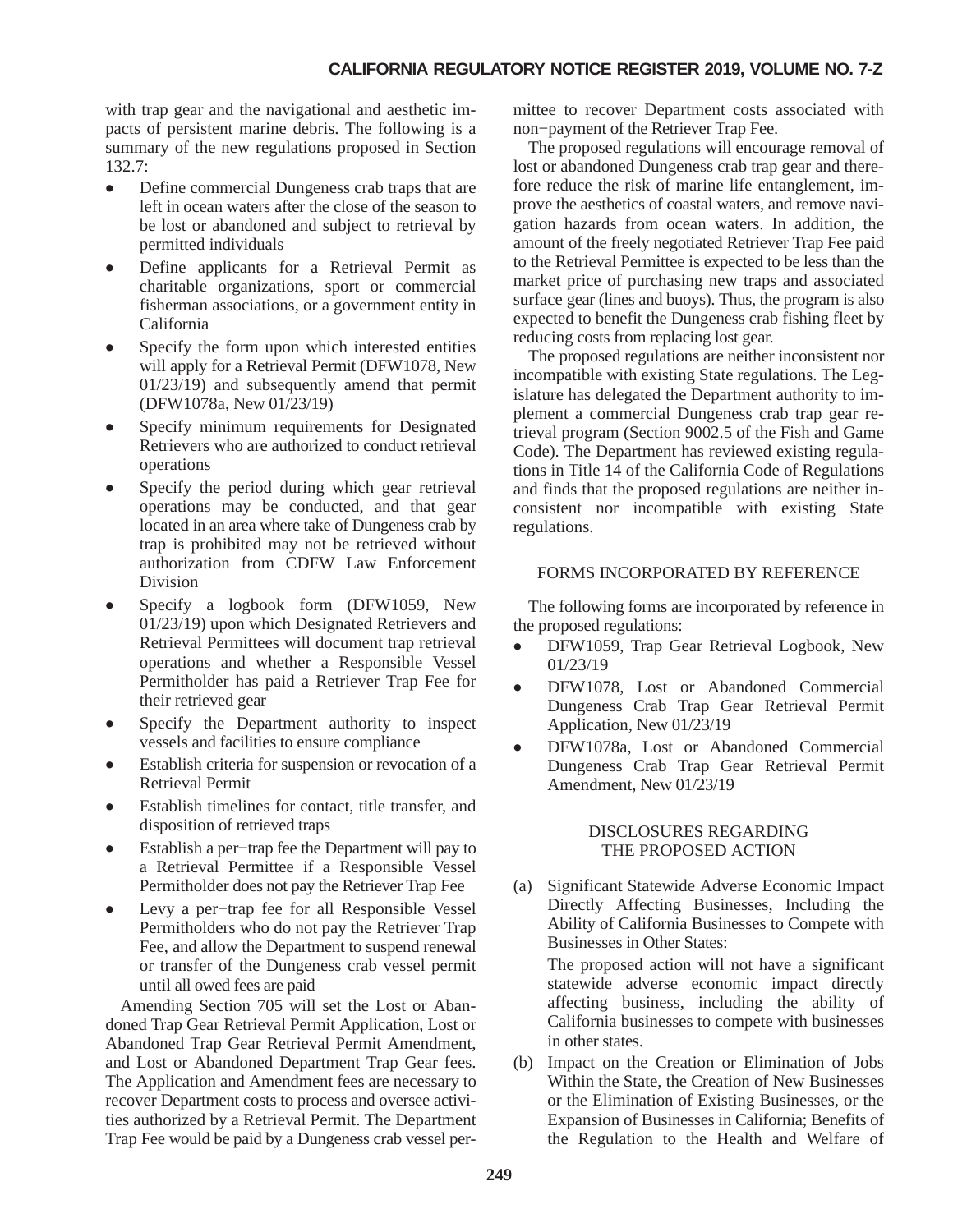with trap gear and the navigational and aesthetic impacts of persistent marine debris. The following is a summary of the new regulations proposed in Section 132.7:

- Define commercial Dungeness crab traps that are left in ocean waters after the close of the season to be lost or abandoned and subject to retrieval by permitted individuals
- Define applicants for a Retrieval Permit as charitable organizations, sport or commercial fisherman associations, or a government entity in California
- Specify the form upon which interested entities will apply for a Retrieval Permit (DFW1078, New 01/23/19) and subsequently amend that permit (DFW1078a, New 01/23/19)
- Specify minimum requirements for Designated Retrievers who are authorized to conduct retrieval operations
- Specify the period during which gear retrieval operations may be conducted, and that gear located in an area where take of Dungeness crab by trap is prohibited may not be retrieved without authorization from CDFW Law Enforcement Division
- Specify a logbook form (DFW1059, New 01/23/19) upon which Designated Retrievers and Retrieval Permittees will document trap retrieval operations and whether a Responsible Vessel Permitholder has paid a Retriever Trap Fee for their retrieved gear
- Specify the Department authority to inspect vessels and facilities to ensure compliance
- Establish criteria for suspension or revocation of a Retrieval Permit
- Establish timelines for contact, title transfer, and disposition of retrieved traps
- Establish a per−trap fee the Department will pay to a Retrieval Permittee if a Responsible Vessel Permitholder does not pay the Retriever Trap Fee
- Levy a per−trap fee for all Responsible Vessel Permitholders who do not pay the Retriever Trap Fee, and allow the Department to suspend renewal or transfer of the Dungeness crab vessel permit until all owed fees are paid

Amending Section 705 will set the Lost or Abandoned Trap Gear Retrieval Permit Application, Lost or Abandoned Trap Gear Retrieval Permit Amendment, and Lost or Abandoned Department Trap Gear fees. The Application and Amendment fees are necessary to recover Department costs to process and oversee activities authorized by a Retrieval Permit. The Department Trap Fee would be paid by a Dungeness crab vessel permittee to recover Department costs associated with non−payment of the Retriever Trap Fee.

The proposed regulations will encourage removal of lost or abandoned Dungeness crab trap gear and therefore reduce the risk of marine life entanglement, improve the aesthetics of coastal waters, and remove navigation hazards from ocean waters. In addition, the amount of the freely negotiated Retriever Trap Fee paid to the Retrieval Permittee is expected to be less than the market price of purchasing new traps and associated surface gear (lines and buoys). Thus, the program is also expected to benefit the Dungeness crab fishing fleet by reducing costs from replacing lost gear.

The proposed regulations are neither inconsistent nor incompatible with existing State regulations. The Legislature has delegated the Department authority to implement a commercial Dungeness crab trap gear retrieval program (Section 9002.5 of the Fish and Game Code). The Department has reviewed existing regulations in Title 14 of the California Code of Regulations and finds that the proposed regulations are neither inconsistent nor incompatible with existing State regulations.

## FORMS INCORPORATED BY REFERENCE

The following forms are incorporated by reference in the proposed regulations:

- DFW1059, Trap Gear Retrieval Logbook, New 01/23/19
- DFW1078, Lost or Abandoned Commercial Dungeness Crab Trap Gear Retrieval Permit Application, New 01/23/19
- DFW1078a, Lost or Abandoned Commercial Dungeness Crab Trap Gear Retrieval Permit Amendment, New 01/23/19

## DISCLOSURES REGARDING THE PROPOSED ACTION

(a) Significant Statewide Adverse Economic Impact Directly Affecting Businesses, Including the Ability of California Businesses to Compete with Businesses in Other States:

The proposed action will not have a significant statewide adverse economic impact directly affecting business, including the ability of California businesses to compete with businesses in other states.

(b) Impact on the Creation or Elimination of Jobs Within the State, the Creation of New Businesses or the Elimination of Existing Businesses, or the Expansion of Businesses in California; Benefits of the Regulation to the Health and Welfare of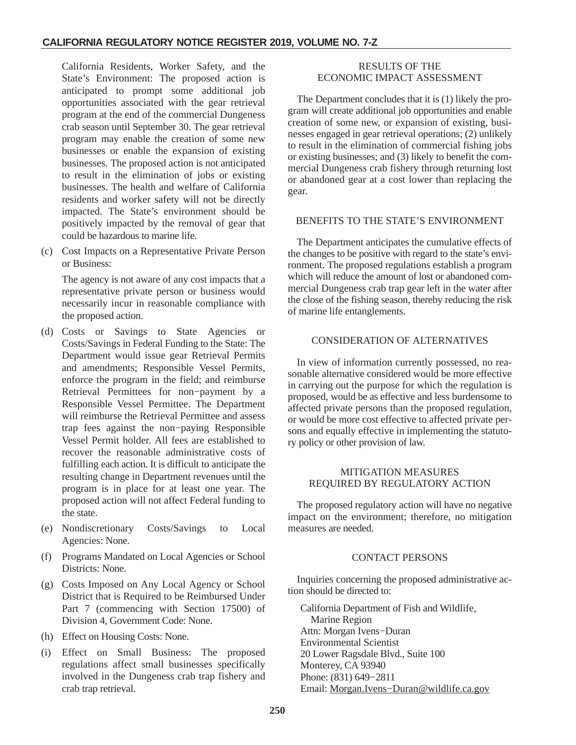California Residents, Worker Safety, and the State's Environment: The proposed action is anticipated to prompt some additional job opportunities associated with the gear retrieval program at the end of the commercial Dungeness crab season until September 30. The gear retrieval program may enable the creation of some new businesses or enable the expansion of existing businesses. The proposed action is not anticipated to result in the elimination of jobs or existing businesses. The health and welfare of California residents and worker safety will not be directly impacted. The State's environment should be positively impacted by the removal of gear that could be hazardous to marine life.

(c) Cost Impacts on a Representative Private Person or Business:

The agency is not aware of any cost impacts that a representative private person or business would necessarily incur in reasonable compliance with the proposed action.

(d) Costs or Savings to State Agencies or Costs/Savings in Federal Funding to the State: The Department would issue gear Retrieval Permits and amendments; Responsible Vessel Permits, enforce the program in the field; and reimburse Retrieval Permittees for non−payment by a Responsible Vessel Permittee. The Department will reimburse the Retrieval Permittee and assess trap fees against the non−paying Responsible Vessel Permit holder. All fees are established to recover the reasonable administrative costs of fulfilling each action. It is difficult to anticipate the resulting change in Department revenues until the program is in place for at least one year. The proposed action will not affect Federal funding to the state.

(e) Nondiscretionary Costs/Savings to Local Agencies: None.

(f) Programs Mandated on Local Agencies or School Districts: None.

(g) Costs Imposed on Any Local Agency or School District that is Required to be Reimbursed Under Part 7 (commencing with Section 17500) of Division 4, Government Code: None.

(h) Effect on Housing Costs: None.

(i) Effect on Small Business: The proposed regulations affect small businesses specifically involved in the Dungeness crab trap fishery and crab trap retrieval.

## RESULTS OF THE ECONOMIC IMPACT ASSESSMENT

The Department concludes that it is (1) likely the program will create additional job opportunities and enable creation of some new, or expansion of existing, businesses engaged in gear retrieval operations; (2) unlikely to result in the elimination of commercial fishing jobs or existing businesses; and (3) likely to benefit the commercial Dungeness crab fishery through returning lost or abandoned gear at a cost lower than replacing the gear.

## BENEFITS TO THE STATE'S ENVIRONMENT

The Department anticipates the cumulative effects of the changes to be positive with regard to the state's environment. The proposed regulations establish a program which will reduce the amount of lost or abandoned commercial Dungeness crab trap gear left in the water after the close of the fishing season, thereby reducing the risk of marine life entanglements.

## CONSIDERATION OF ALTERNATIVES

In view of information currently possessed, no reasonable alternative considered would be more effective in carrying out the purpose for which the regulation is proposed, would be as effective and less burdensome to affected private persons than the proposed regulation, or would be more cost effective to affected private persons and equally effective in implementing the statutory policy or other provision of law.

## MITIGATION MEASURES REQUIRED BY REGULATORY ACTION

The proposed regulatory action will have no negative impact on the environment; therefore, no mitigation measures are needed.

## CONTACT PERSONS

Inquiries concerning the proposed administrative action should be directed to:

California Department of Fish and Wildlife,
Marine Region
Attn: Morgan Ivens−Duran
Environmental Scientist
20 Lower Ragsdale Blvd., Suite 100
Monterey, CA 93940
Phone: (831) 649−2811
Email: Morgan.Ivens−Duran@wildlife.ca.gov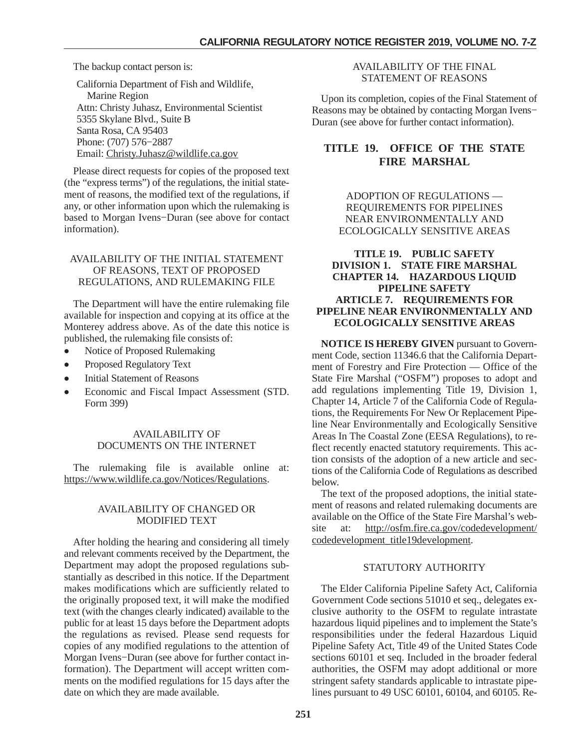The backup contact person is:

California Department of Fish and Wildlife,
Marine Region
Attn: Christy Juhasz, Environmental Scientist
5355 Skylane Blvd., Suite B
Santa Rosa, CA 95403
Phone: (707) 576−2887
Email: Christy.Juhasz@wildlife.ca.gov

Please direct requests for copies of the proposed text (the "express terms") of the regulations, the initial statement of reasons, the modified text of the regulations, if any, or other information upon which the rulemaking is based to Morgan Ivens−Duran (see above for contact information).

AVAILABILITY OF THE INITIAL STATEMENT OF REASONS, TEXT OF PROPOSED REGULATIONS, AND RULEMAKING FILE

The Department will have the entire rulemaking file available for inspection and copying at its office at the Monterey address above. As of the date this notice is published, the rulemaking file consists of:

- Notice of Proposed Rulemaking
- Proposed Regulatory Text
- Initial Statement of Reasons
- Economic and Fiscal Impact Assessment (STD. Form 399)

AVAILABILITY OF DOCUMENTS ON THE INTERNET

The rulemaking file is available online at: https://www.wildlife.ca.gov/Notices/Regulations.

AVAILABILITY OF CHANGED OR MODIFIED TEXT

After holding the hearing and considering all timely and relevant comments received by the Department, the Department may adopt the proposed regulations substantially as described in this notice. If the Department makes modifications which are sufficiently related to the originally proposed text, it will make the modified text (with the changes clearly indicated) available to the public for at least 15 days before the Department adopts the regulations as revised. Please send requests for copies of any modified regulations to the attention of Morgan Ivens−Duran (see above for further contact information). The Department will accept written comments on the modified regulations for 15 days after the date on which they are made available.

AVAILABILITY OF THE FINAL STATEMENT OF REASONS

Upon its completion, copies of the Final Statement of Reasons may be obtained by contacting Morgan Ivens−Duran (see above for further contact information).

# TITLE 19. OFFICE OF THE STATE FIRE MARSHAL

ADOPTION OF REGULATIONS — REQUIREMENTS FOR PIPELINES NEAR ENVIRONMENTALLY AND ECOLOGICALLY SENSITIVE AREAS

**TITLE 19. PUBLIC SAFETY**
**DIVISION 1. STATE FIRE MARSHAL**
**CHAPTER 14. HAZARDOUS LIQUID PIPELINE SAFETY**
**ARTICLE 7. REQUIREMENTS FOR PIPELINE NEAR ENVIRONMENTALLY AND ECOLOGICALLY SENSITIVE AREAS**

**NOTICE IS HEREBY GIVEN** pursuant to Government Code, section 11346.6 that the California Department of Forestry and Fire Protection — Office of the State Fire Marshal ("OSFM") proposes to adopt and add regulations implementing Title 19, Division 1, Chapter 14, Article 7 of the California Code of Regulations, the Requirements For New Or Replacement Pipeline Near Environmentally and Ecologically Sensitive Areas In The Coastal Zone (EESA Regulations), to reflect recently enacted statutory requirements. This action consists of the adoption of a new article and sections of the California Code of Regulations as described below.

The text of the proposed adoptions, the initial statement of reasons and related rulemaking documents are available on the Office of the State Fire Marshal's website at: http://osfm.fire.ca.gov/codedevelopment/codedevelopment_title19development.

STATUTORY AUTHORITY

The Elder California Pipeline Safety Act, California Government Code sections 51010 et seq., delegates exclusive authority to the OSFM to regulate intrastate hazardous liquid pipelines and to implement the State's responsibilities under the federal Hazardous Liquid Pipeline Safety Act, Title 49 of the United States Code sections 60101 et seq. Included in the broader federal authorities, the OSFM may adopt additional or more stringent safety standards applicable to intrastate pipelines pursuant to 49 USC 60101, 60104, and 60105. Re-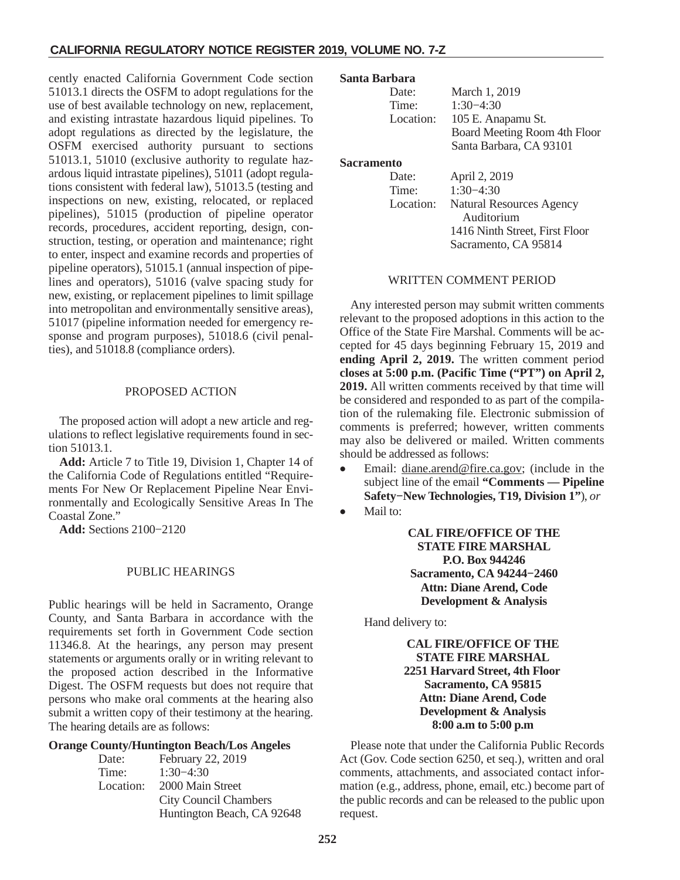cently enacted California Government Code section 51013.1 directs the OSFM to adopt regulations for the use of best available technology on new, replacement, and existing intrastate hazardous liquid pipelines. To adopt regulations as directed by the legislature, the OSFM exercised authority pursuant to sections 51013.1, 51010 (exclusive authority to regulate hazardous liquid intrastate pipelines), 51011 (adopt regulations consistent with federal law), 51013.5 (testing and inspections on new, existing, relocated, or replaced pipelines), 51015 (production of pipeline operator records, procedures, accident reporting, design, construction, testing, or operation and maintenance; right to enter, inspect and examine records and properties of pipeline operators), 51015.1 (annual inspection of pipelines and operators), 51016 (valve spacing study for new, existing, or replacement pipelines to limit spillage into metropolitan and environmentally sensitive areas), 51017 (pipeline information needed for emergency response and program purposes), 51018.6 (civil penalties), and 51018.8 (compliance orders).

## PROPOSED ACTION

The proposed action will adopt a new article and regulations to reflect legislative requirements found in section 51013.1.

**Add:** Article 7 to Title 19, Division 1, Chapter 14 of the California Code of Regulations entitled "Requirements For New Or Replacement Pipeline Near Environmentally and Ecologically Sensitive Areas In The Coastal Zone."

**Add:** Sections 2100−2120

## PUBLIC HEARINGS

Public hearings will be held in Sacramento, Orange County, and Santa Barbara in accordance with the requirements set forth in Government Code section 11346.8. At the hearings, any person may present statements or arguments orally or in writing relevant to the proposed action described in the Informative Digest. The OSFM requests but does not require that persons who make oral comments at the hearing also submit a written copy of their testimony at the hearing. The hearing details are as follows:

**Orange County/Huntington Beach/Los Angeles**

Date: February 22, 2019
Time: 1:30−4:30
Location: 2000 Main Street
City Council Chambers
Huntington Beach, CA 92648

**Santa Barbara**

Date: March 1, 2019
Time: 1:30−4:30
Location: 105 E. Anapamu St.
Board Meeting Room 4th Floor
Santa Barbara, CA 93101

**Sacramento**

Date: April 2, 2019
Time: 1:30−4:30
Location: Natural Resources Agency Auditorium
1416 Ninth Street, First Floor
Sacramento, CA 95814

## WRITTEN COMMENT PERIOD

Any interested person may submit written comments relevant to the proposed adoptions in this action to the Office of the State Fire Marshal. Comments will be accepted for 45 days beginning February 15, 2019 and **ending April 2, 2019.** The written comment period **closes at 5:00 p.m. (Pacific Time ("PT") on April 2, 2019.** All written comments received by that time will be considered and responded to as part of the compilation of the rulemaking file. Electronic submission of comments is preferred; however, written comments may also be delivered or mailed. Written comments should be addressed as follows:

- Email: diane.arend@fire.ca.gov; (include in the subject line of the email **"Comments — Pipeline Safety−New Technologies, T19, Division 1"**), *or*
- Mail to:

**CAL FIRE/OFFICE OF THE STATE FIRE MARSHAL**
**P.O. Box 944246**
**Sacramento, CA 94244−2460**
**Attn: Diane Arend, Code Development & Analysis**

Hand delivery to:

**CAL FIRE/OFFICE OF THE STATE FIRE MARSHAL**
**2251 Harvard Street, 4th Floor**
**Sacramento, CA 95815**
**Attn: Diane Arend, Code Development & Analysis**
**8:00 a.m to 5:00 p.m**

Please note that under the California Public Records Act (Gov. Code section 6250, et seq.), written and oral comments, attachments, and associated contact information (e.g., address, phone, email, etc.) become part of the public records and can be released to the public upon request.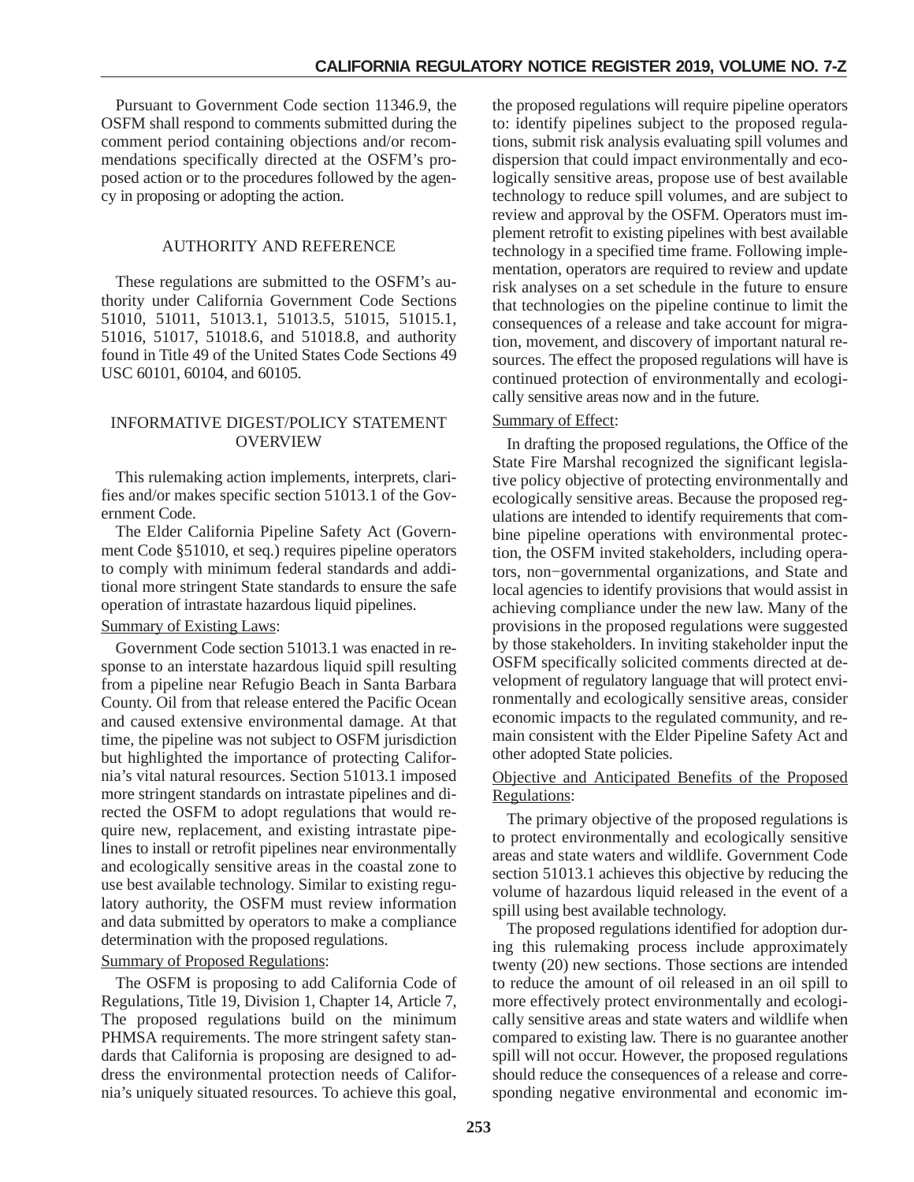Pursuant to Government Code section 11346.9, the OSFM shall respond to comments submitted during the comment period containing objections and/or recommendations specifically directed at the OSFM's proposed action or to the procedures followed by the agency in proposing or adopting the action.

## AUTHORITY AND REFERENCE

These regulations are submitted to the OSFM's authority under California Government Code Sections 51010, 51011, 51013.1, 51013.5, 51015, 51015.1, 51016, 51017, 51018.6, and 51018.8, and authority found in Title 49 of the United States Code Sections 49 USC 60101, 60104, and 60105.

## INFORMATIVE DIGEST/POLICY STATEMENT OVERVIEW

This rulemaking action implements, interprets, clarifies and/or makes specific section 51013.1 of the Government Code.

The Elder California Pipeline Safety Act (Government Code §51010, et seq.) requires pipeline operators to comply with minimum federal standards and additional more stringent State standards to ensure the safe operation of intrastate hazardous liquid pipelines.

Summary of Existing Laws:

Government Code section 51013.1 was enacted in response to an interstate hazardous liquid spill resulting from a pipeline near Refugio Beach in Santa Barbara County. Oil from that release entered the Pacific Ocean and caused extensive environmental damage. At that time, the pipeline was not subject to OSFM jurisdiction but highlighted the importance of protecting California's vital natural resources. Section 51013.1 imposed more stringent standards on intrastate pipelines and directed the OSFM to adopt regulations that would require new, replacement, and existing intrastate pipelines to install or retrofit pipelines near environmentally and ecologically sensitive areas in the coastal zone to use best available technology. Similar to existing regulatory authority, the OSFM must review information and data submitted by operators to make a compliance determination with the proposed regulations.

Summary of Proposed Regulations:

The OSFM is proposing to add California Code of Regulations, Title 19, Division 1, Chapter 14, Article 7, The proposed regulations build on the minimum PHMSA requirements. The more stringent safety standards that California is proposing are designed to address the environmental protection needs of California's uniquely situated resources. To achieve this goal, the proposed regulations will require pipeline operators to: identify pipelines subject to the proposed regulations, submit risk analysis evaluating spill volumes and dispersion that could impact environmentally and ecologically sensitive areas, propose use of best available technology to reduce spill volumes, and are subject to review and approval by the OSFM. Operators must implement retrofit to existing pipelines with best available technology in a specified time frame. Following implementation, operators are required to review and update risk analyses on a set schedule in the future to ensure that technologies on the pipeline continue to limit the consequences of a release and take account for migration, movement, and discovery of important natural resources. The effect the proposed regulations will have is continued protection of environmentally and ecologically sensitive areas now and in the future.

Summary of Effect:

In drafting the proposed regulations, the Office of the State Fire Marshal recognized the significant legislative policy objective of protecting environmentally and ecologically sensitive areas. Because the proposed regulations are intended to identify requirements that combine pipeline operations with environmental protection, the OSFM invited stakeholders, including operators, non−governmental organizations, and State and local agencies to identify provisions that would assist in achieving compliance under the new law. Many of the provisions in the proposed regulations were suggested by those stakeholders. In inviting stakeholder input the OSFM specifically solicited comments directed at development of regulatory language that will protect environmentally and ecologically sensitive areas, consider economic impacts to the regulated community, and remain consistent with the Elder Pipeline Safety Act and other adopted State policies.

Objective and Anticipated Benefits of the Proposed Regulations:

The primary objective of the proposed regulations is to protect environmentally and ecologically sensitive areas and state waters and wildlife. Government Code section 51013.1 achieves this objective by reducing the volume of hazardous liquid released in the event of a spill using best available technology.

The proposed regulations identified for adoption during this rulemaking process include approximately twenty (20) new sections. Those sections are intended to reduce the amount of oil released in an oil spill to more effectively protect environmentally and ecologically sensitive areas and state waters and wildlife when compared to existing law. There is no guarantee another spill will not occur. However, the proposed regulations should reduce the consequences of a release and corresponding negative environmental and economic im-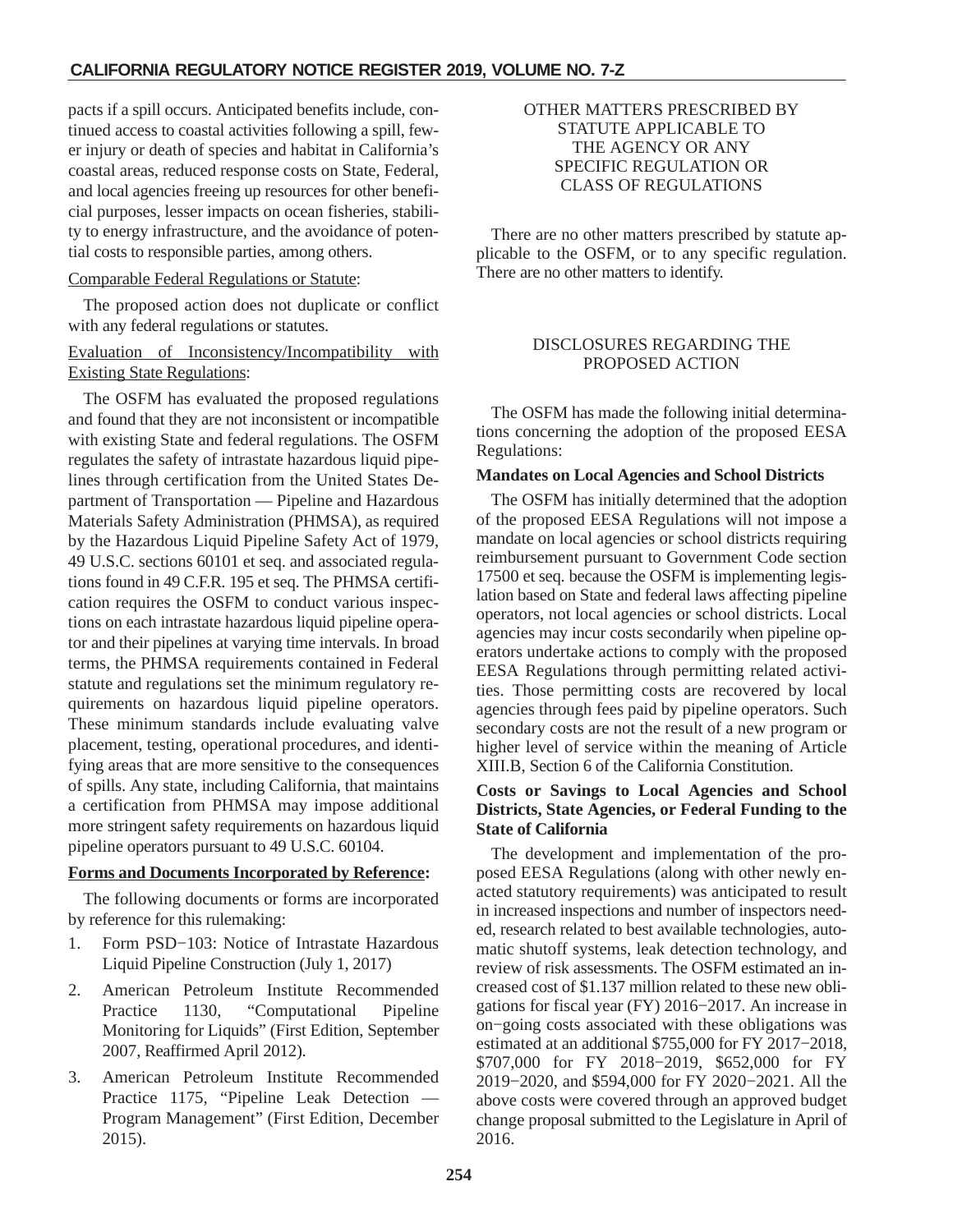pacts if a spill occurs. Anticipated benefits include, continued access to coastal activities following a spill, fewer injury or death of species and habitat in California's coastal areas, reduced response costs on State, Federal, and local agencies freeing up resources for other beneficial purposes, lesser impacts on ocean fisheries, stability to energy infrastructure, and the avoidance of potential costs to responsible parties, among others.

Comparable Federal Regulations or Statute:

The proposed action does not duplicate or conflict with any federal regulations or statutes.

Evaluation of Inconsistency/Incompatibility with Existing State Regulations:

The OSFM has evaluated the proposed regulations and found that they are not inconsistent or incompatible with existing State and federal regulations. The OSFM regulates the safety of intrastate hazardous liquid pipelines through certification from the United States Department of Transportation — Pipeline and Hazardous Materials Safety Administration (PHMSA), as required by the Hazardous Liquid Pipeline Safety Act of 1979, 49 U.S.C. sections 60101 et seq. and associated regulations found in 49 C.F.R. 195 et seq. The PHMSA certification requires the OSFM to conduct various inspections on each intrastate hazardous liquid pipeline operator and their pipelines at varying time intervals. In broad terms, the PHMSA requirements contained in Federal statute and regulations set the minimum regulatory requirements on hazardous liquid pipeline operators. These minimum standards include evaluating valve placement, testing, operational procedures, and identifying areas that are more sensitive to the consequences of spills. Any state, including California, that maintains a certification from PHMSA may impose additional more stringent safety requirements on hazardous liquid pipeline operators pursuant to 49 U.S.C. 60104.

**Forms and Documents Incorporated by Reference:**

The following documents or forms are incorporated by reference for this rulemaking:

1. Form PSD−103: Notice of Intrastate Hazardous Liquid Pipeline Construction (July 1, 2017)
2. American Petroleum Institute Recommended Practice 1130, "Computational Pipeline Monitoring for Liquids" (First Edition, September 2007, Reaffirmed April 2012).
3. American Petroleum Institute Recommended Practice 1175, "Pipeline Leak Detection — Program Management" (First Edition, December 2015).

OTHER MATTERS PRESCRIBED BY STATUTE APPLICABLE TO THE AGENCY OR ANY SPECIFIC REGULATION OR CLASS OF REGULATIONS

There are no other matters prescribed by statute applicable to the OSFM, or to any specific regulation. There are no other matters to identify.

DISCLOSURES REGARDING THE PROPOSED ACTION

The OSFM has made the following initial determinations concerning the adoption of the proposed EESA Regulations:

**Mandates on Local Agencies and School Districts**

The OSFM has initially determined that the adoption of the proposed EESA Regulations will not impose a mandate on local agencies or school districts requiring reimbursement pursuant to Government Code section 17500 et seq. because the OSFM is implementing legislation based on State and federal laws affecting pipeline operators, not local agencies or school districts. Local agencies may incur costs secondarily when pipeline operators undertake actions to comply with the proposed EESA Regulations through permitting related activities. Those permitting costs are recovered by local agencies through fees paid by pipeline operators. Such secondary costs are not the result of a new program or higher level of service within the meaning of Article XIII.B, Section 6 of the California Constitution.

**Costs or Savings to Local Agencies and School Districts, State Agencies, or Federal Funding to the State of California**

The development and implementation of the proposed EESA Regulations (along with other newly enacted statutory requirements) was anticipated to result in increased inspections and number of inspectors needed, research related to best available technologies, automatic shutoff systems, leak detection technology, and review of risk assessments. The OSFM estimated an increased cost of $1.137 million related to these new obligations for fiscal year (FY) 2016−2017. An increase in on−going costs associated with these obligations was estimated at an additional $755,000 for FY 2017−2018, $707,000 for FY 2018−2019, $652,000 for FY 2019−2020, and $594,000 for FY 2020−2021. All the above costs were covered through an approved budget change proposal submitted to the Legislature in April of 2016.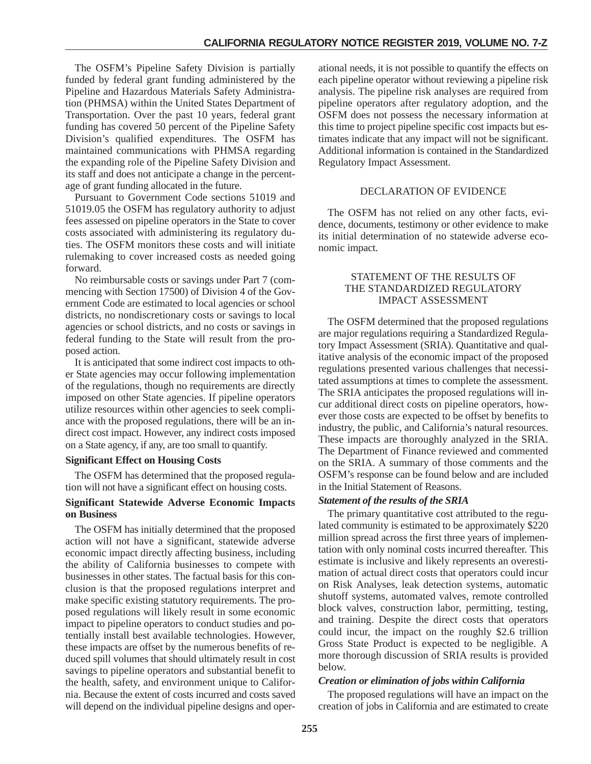The OSFM's Pipeline Safety Division is partially funded by federal grant funding administered by the Pipeline and Hazardous Materials Safety Administration (PHMSA) within the United States Department of Transportation. Over the past 10 years, federal grant funding has covered 50 percent of the Pipeline Safety Division's qualified expenditures. The OSFM has maintained communications with PHMSA regarding the expanding role of the Pipeline Safety Division and its staff and does not anticipate a change in the percentage of grant funding allocated in the future.

Pursuant to Government Code sections 51019 and 51019.05 the OSFM has regulatory authority to adjust fees assessed on pipeline operators in the State to cover costs associated with administering its regulatory duties. The OSFM monitors these costs and will initiate rulemaking to cover increased costs as needed going forward.

No reimbursable costs or savings under Part 7 (commencing with Section 17500) of Division 4 of the Government Code are estimated to local agencies or school districts, no nondiscretionary costs or savings to local agencies or school districts, and no costs or savings in federal funding to the State will result from the proposed action.

It is anticipated that some indirect cost impacts to other State agencies may occur following implementation of the regulations, though no requirements are directly imposed on other State agencies. If pipeline operators utilize resources within other agencies to seek compliance with the proposed regulations, there will be an indirect cost impact. However, any indirect costs imposed on a State agency, if any, are too small to quantify.

**Significant Effect on Housing Costs**

The OSFM has determined that the proposed regulation will not have a significant effect on housing costs.

**Significant Statewide Adverse Economic Impacts on Business**

The OSFM has initially determined that the proposed action will not have a significant, statewide adverse economic impact directly affecting business, including the ability of California businesses to compete with businesses in other states. The factual basis for this conclusion is that the proposed regulations interpret and make specific existing statutory requirements. The proposed regulations will likely result in some economic impact to pipeline operators to conduct studies and potentially install best available technologies. However, these impacts are offset by the numerous benefits of reduced spill volumes that should ultimately result in cost savings to pipeline operators and substantial benefit to the health, safety, and environment unique to California. Because the extent of costs incurred and costs saved will depend on the individual pipeline designs and operational needs, it is not possible to quantify the effects on each pipeline operator without reviewing a pipeline risk analysis. The pipeline risk analyses are required from pipeline operators after regulatory adoption, and the OSFM does not possess the necessary information at this time to project pipeline specific cost impacts but estimates indicate that any impact will not be significant. Additional information is contained in the Standardized Regulatory Impact Assessment.

## DECLARATION OF EVIDENCE

The OSFM has not relied on any other facts, evidence, documents, testimony or other evidence to make its initial determination of no statewide adverse economic impact.

## STATEMENT OF THE RESULTS OF THE STANDARDIZED REGULATORY IMPACT ASSESSMENT

The OSFM determined that the proposed regulations are major regulations requiring a Standardized Regulatory Impact Assessment (SRIA). Quantitative and qualitative analysis of the economic impact of the proposed regulations presented various challenges that necessitated assumptions at times to complete the assessment. The SRIA anticipates the proposed regulations will incur additional direct costs on pipeline operators, however those costs are expected to be offset by benefits to industry, the public, and California's natural resources. These impacts are thoroughly analyzed in the SRIA. The Department of Finance reviewed and commented on the SRIA. A summary of those comments and the OSFM's response can be found below and are included in the Initial Statement of Reasons.

***Statement of the results of the SRIA***

The primary quantitative cost attributed to the regulated community is estimated to be approximately $220 million spread across the first three years of implementation with only nominal costs incurred thereafter. This estimate is inclusive and likely represents an overestimation of actual direct costs that operators could incur on Risk Analyses, leak detection systems, automatic shutoff systems, automated valves, remote controlled block valves, construction labor, permitting, testing, and training. Despite the direct costs that operators could incur, the impact on the roughly $2.6 trillion Gross State Product is expected to be negligible. A more thorough discussion of SRIA results is provided below.

***Creation or elimination of jobs within California***

The proposed regulations will have an impact on the creation of jobs in California and are estimated to create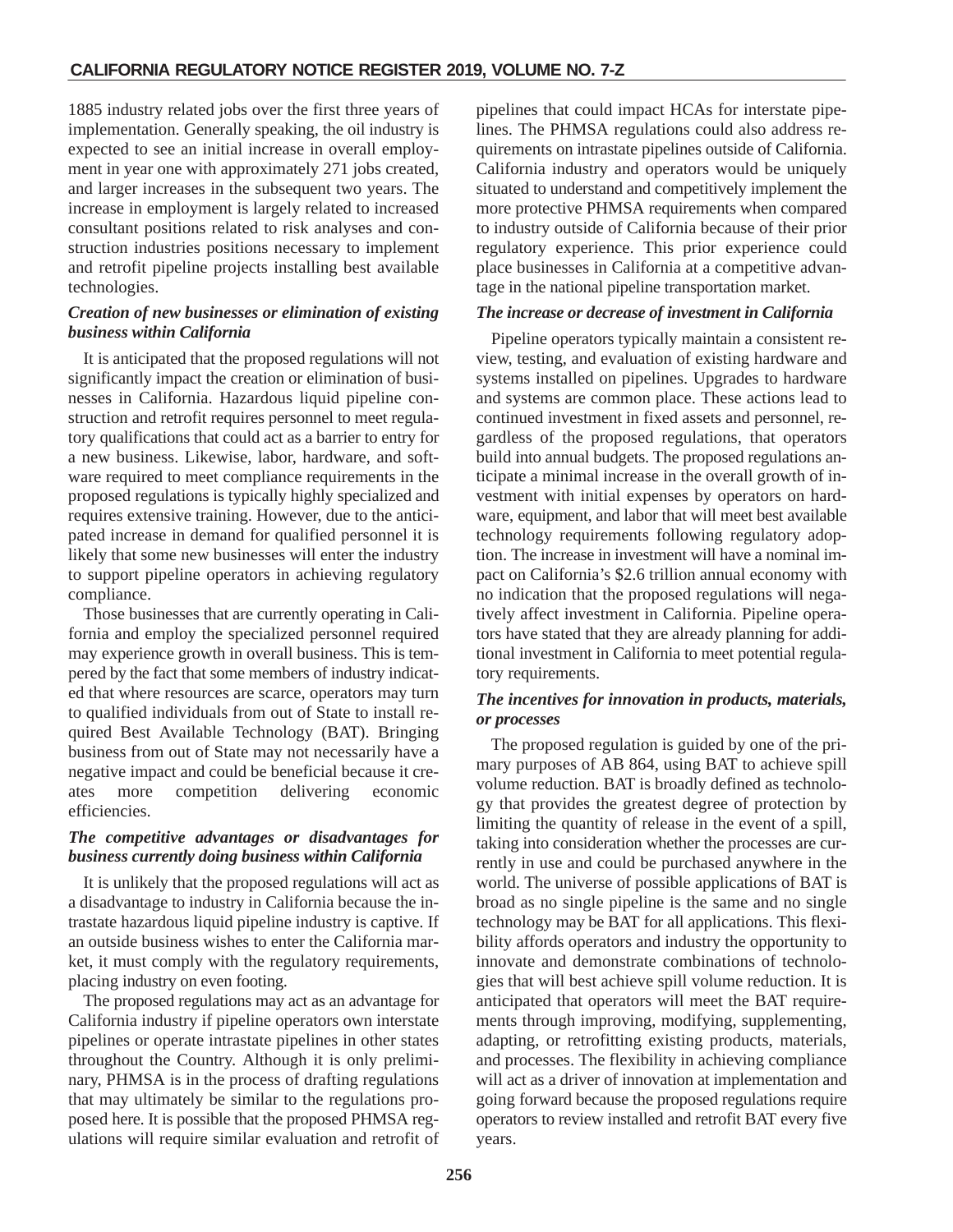1885 industry related jobs over the first three years of implementation. Generally speaking, the oil industry is expected to see an initial increase in overall employment in year one with approximately 271 jobs created, and larger increases in the subsequent two years. The increase in employment is largely related to increased consultant positions related to risk analyses and construction industries positions necessary to implement and retrofit pipeline projects installing best available technologies.

### *Creation of new businesses or elimination of existing business within California*

It is anticipated that the proposed regulations will not significantly impact the creation or elimination of businesses in California. Hazardous liquid pipeline construction and retrofit requires personnel to meet regulatory qualifications that could act as a barrier to entry for a new business. Likewise, labor, hardware, and software required to meet compliance requirements in the proposed regulations is typically highly specialized and requires extensive training. However, due to the anticipated increase in demand for qualified personnel it is likely that some new businesses will enter the industry to support pipeline operators in achieving regulatory compliance.

Those businesses that are currently operating in California and employ the specialized personnel required may experience growth in overall business. This is tempered by the fact that some members of industry indicated that where resources are scarce, operators may turn to qualified individuals from out of State to install required Best Available Technology (BAT). Bringing business from out of State may not necessarily have a negative impact and could be beneficial because it creates more competition delivering economic efficiencies.

### *The competitive advantages or disadvantages for business currently doing business within California*

It is unlikely that the proposed regulations will act as a disadvantage to industry in California because the intrastate hazardous liquid pipeline industry is captive. If an outside business wishes to enter the California market, it must comply with the regulatory requirements, placing industry on even footing.

The proposed regulations may act as an advantage for California industry if pipeline operators own interstate pipelines or operate intrastate pipelines in other states throughout the Country. Although it is only preliminary, PHMSA is in the process of drafting regulations that may ultimately be similar to the regulations proposed here. It is possible that the proposed PHMSA regulations will require similar evaluation and retrofit of pipelines that could impact HCAs for interstate pipelines. The PHMSA regulations could also address requirements on intrastate pipelines outside of California. California industry and operators would be uniquely situated to understand and competitively implement the more protective PHMSA requirements when compared to industry outside of California because of their prior regulatory experience. This prior experience could place businesses in California at a competitive advantage in the national pipeline transportation market.

### *The increase or decrease of investment in California*

Pipeline operators typically maintain a consistent review, testing, and evaluation of existing hardware and systems installed on pipelines. Upgrades to hardware and systems are common place. These actions lead to continued investment in fixed assets and personnel, regardless of the proposed regulations, that operators build into annual budgets. The proposed regulations anticipate a minimal increase in the overall growth of investment with initial expenses by operators on hardware, equipment, and labor that will meet best available technology requirements following regulatory adoption. The increase in investment will have a nominal impact on California's $2.6 trillion annual economy with no indication that the proposed regulations will negatively affect investment in California. Pipeline operators have stated that they are already planning for additional investment in California to meet potential regulatory requirements.

### *The incentives for innovation in products, materials, or processes*

The proposed regulation is guided by one of the primary purposes of AB 864, using BAT to achieve spill volume reduction. BAT is broadly defined as technology that provides the greatest degree of protection by limiting the quantity of release in the event of a spill, taking into consideration whether the processes are currently in use and could be purchased anywhere in the world. The universe of possible applications of BAT is broad as no single pipeline is the same and no single technology may be BAT for all applications. This flexibility affords operators and industry the opportunity to innovate and demonstrate combinations of technologies that will best achieve spill volume reduction. It is anticipated that operators will meet the BAT requirements through improving, modifying, supplementing, adapting, or retrofitting existing products, materials, and processes. The flexibility in achieving compliance will act as a driver of innovation at implementation and going forward because the proposed regulations require operators to review installed and retrofit BAT every five years.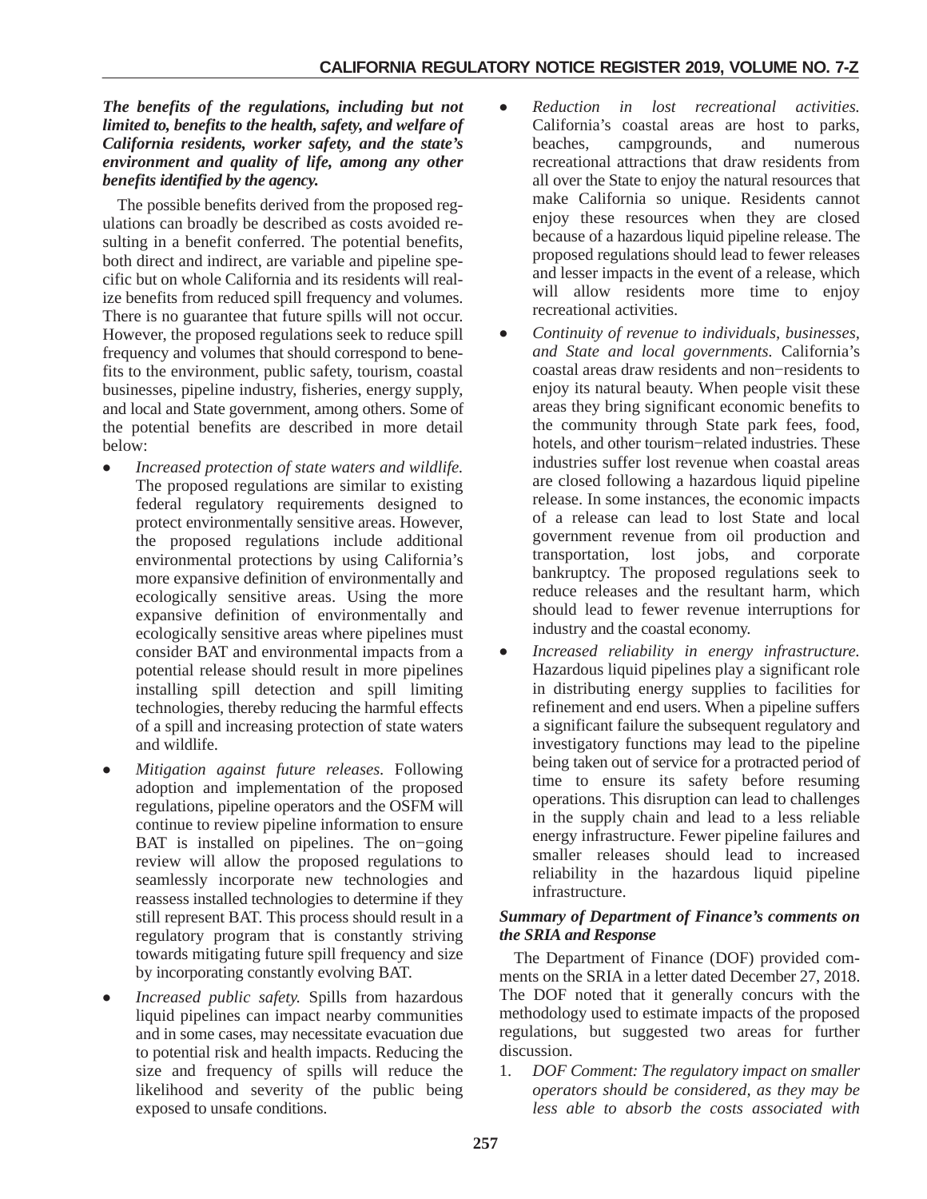***The benefits of the regulations, including but not limited to, benefits to the health, safety, and welfare of California residents, worker safety, and the state's environment and quality of life, among any other benefits identified by the agency.***

The possible benefits derived from the proposed regulations can broadly be described as costs avoided resulting in a benefit conferred. The potential benefits, both direct and indirect, are variable and pipeline specific but on whole California and its residents will realize benefits from reduced spill frequency and volumes. There is no guarantee that future spills will not occur. However, the proposed regulations seek to reduce spill frequency and volumes that should correspond to benefits to the environment, public safety, tourism, coastal businesses, pipeline industry, fisheries, energy supply, and local and State government, among others. Some of the potential benefits are described in more detail below:

- *Increased protection of state waters and wildlife.* The proposed regulations are similar to existing federal regulatory requirements designed to protect environmentally sensitive areas. However, the proposed regulations include additional environmental protections by using California's more expansive definition of environmentally and ecologically sensitive areas. Using the more expansive definition of environmentally and ecologically sensitive areas where pipelines must consider BAT and environmental impacts from a potential release should result in more pipelines installing spill detection and spill limiting technologies, thereby reducing the harmful effects of a spill and increasing protection of state waters and wildlife.
- *Mitigation against future releases.* Following adoption and implementation of the proposed regulations, pipeline operators and the OSFM will continue to review pipeline information to ensure BAT is installed on pipelines. The on−going review will allow the proposed regulations to seamlessly incorporate new technologies and reassess installed technologies to determine if they still represent BAT. This process should result in a regulatory program that is constantly striving towards mitigating future spill frequency and size by incorporating constantly evolving BAT.
- *Increased public safety.* Spills from hazardous liquid pipelines can impact nearby communities and in some cases, may necessitate evacuation due to potential risk and health impacts. Reducing the size and frequency of spills will reduce the likelihood and severity of the public being exposed to unsafe conditions.
- *Reduction in lost recreational activities.* California's coastal areas are host to parks, beaches, campgrounds, and numerous recreational attractions that draw residents from all over the State to enjoy the natural resources that make California so unique. Residents cannot enjoy these resources when they are closed because of a hazardous liquid pipeline release. The proposed regulations should lead to fewer releases and lesser impacts in the event of a release, which will allow residents more time to enjoy recreational activities.
- *Continuity of revenue to individuals, businesses, and State and local governments.* California's coastal areas draw residents and non−residents to enjoy its natural beauty. When people visit these areas they bring significant economic benefits to the community through State park fees, food, hotels, and other tourism−related industries. These industries suffer lost revenue when coastal areas are closed following a hazardous liquid pipeline release. In some instances, the economic impacts of a release can lead to lost State and local government revenue from oil production and transportation, lost jobs, and corporate bankruptcy. The proposed regulations seek to reduce releases and the resultant harm, which should lead to fewer revenue interruptions for industry and the coastal economy.
- *Increased reliability in energy infrastructure.* Hazardous liquid pipelines play a significant role in distributing energy supplies to facilities for refinement and end users. When a pipeline suffers a significant failure the subsequent regulatory and investigatory functions may lead to the pipeline being taken out of service for a protracted period of time to ensure its safety before resuming operations. This disruption can lead to challenges in the supply chain and lead to a less reliable energy infrastructure. Fewer pipeline failures and smaller releases should lead to increased reliability in the hazardous liquid pipeline infrastructure.

***Summary of Department of Finance's comments on the SRIA and Response***

The Department of Finance (DOF) provided comments on the SRIA in a letter dated December 27, 2018. The DOF noted that it generally concurs with the methodology used to estimate impacts of the proposed regulations, but suggested two areas for further discussion.

1. *DOF Comment: The regulatory impact on smaller operators should be considered, as they may be less able to absorb the costs associated with*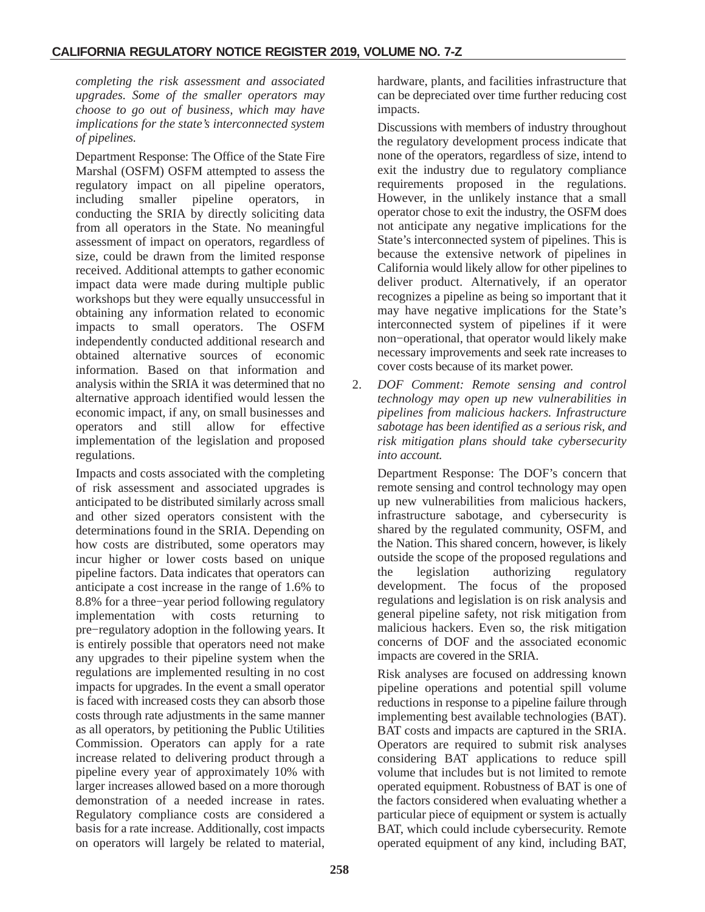*completing the risk assessment and associated upgrades. Some of the smaller operators may choose to go out of business, which may have implications for the state's interconnected system of pipelines.*

Department Response: The Office of the State Fire Marshal (OSFM) OSFM attempted to assess the regulatory impact on all pipeline operators, including smaller pipeline operators, in conducting the SRIA by directly soliciting data from all operators in the State. No meaningful assessment of impact on operators, regardless of size, could be drawn from the limited response received. Additional attempts to gather economic impact data were made during multiple public workshops but they were equally unsuccessful in obtaining any information related to economic impacts to small operators. The OSFM independently conducted additional research and obtained alternative sources of economic information. Based on that information and analysis within the SRIA it was determined that no alternative approach identified would lessen the economic impact, if any, on small businesses and operators and still allow for effective implementation of the legislation and proposed regulations.

Impacts and costs associated with the completing of risk assessment and associated upgrades is anticipated to be distributed similarly across small and other sized operators consistent with the determinations found in the SRIA. Depending on how costs are distributed, some operators may incur higher or lower costs based on unique pipeline factors. Data indicates that operators can anticipate a cost increase in the range of 1.6% to 8.8% for a three−year period following regulatory implementation with costs returning to pre−regulatory adoption in the following years. It is entirely possible that operators need not make any upgrades to their pipeline system when the regulations are implemented resulting in no cost impacts for upgrades. In the event a small operator is faced with increased costs they can absorb those costs through rate adjustments in the same manner as all operators, by petitioning the Public Utilities Commission. Operators can apply for a rate increase related to delivering product through a pipeline every year of approximately 10% with larger increases allowed based on a more thorough demonstration of a needed increase in rates. Regulatory compliance costs are considered a basis for a rate increase. Additionally, cost impacts on operators will largely be related to material, hardware, plants, and facilities infrastructure that can be depreciated over time further reducing cost impacts.

Discussions with members of industry throughout the regulatory development process indicate that none of the operators, regardless of size, intend to exit the industry due to regulatory compliance requirements proposed in the regulations. However, in the unlikely instance that a small operator chose to exit the industry, the OSFM does not anticipate any negative implications for the State's interconnected system of pipelines. This is because the extensive network of pipelines in California would likely allow for other pipelines to deliver product. Alternatively, if an operator recognizes a pipeline as being so important that it may have negative implications for the State's interconnected system of pipelines if it were non−operational, that operator would likely make necessary improvements and seek rate increases to cover costs because of its market power.

2. *DOF Comment: Remote sensing and control technology may open up new vulnerabilities in pipelines from malicious hackers. Infrastructure sabotage has been identified as a serious risk, and risk mitigation plans should take cybersecurity into account.*

   Department Response: The DOF's concern that remote sensing and control technology may open up new vulnerabilities from malicious hackers, infrastructure sabotage, and cybersecurity is shared by the regulated community, OSFM, and the Nation. This shared concern, however, is likely outside the scope of the proposed regulations and the legislation authorizing regulatory development. The focus of the proposed regulations and legislation is on risk analysis and general pipeline safety, not risk mitigation from malicious hackers. Even so, the risk mitigation concerns of DOF and the associated economic impacts are covered in the SRIA.

   Risk analyses are focused on addressing known pipeline operations and potential spill volume reductions in response to a pipeline failure through implementing best available technologies (BAT). BAT costs and impacts are captured in the SRIA. Operators are required to submit risk analyses considering BAT applications to reduce spill volume that includes but is not limited to remote operated equipment. Robustness of BAT is one of the factors considered when evaluating whether a particular piece of equipment or system is actually BAT, which could include cybersecurity. Remote operated equipment of any kind, including BAT,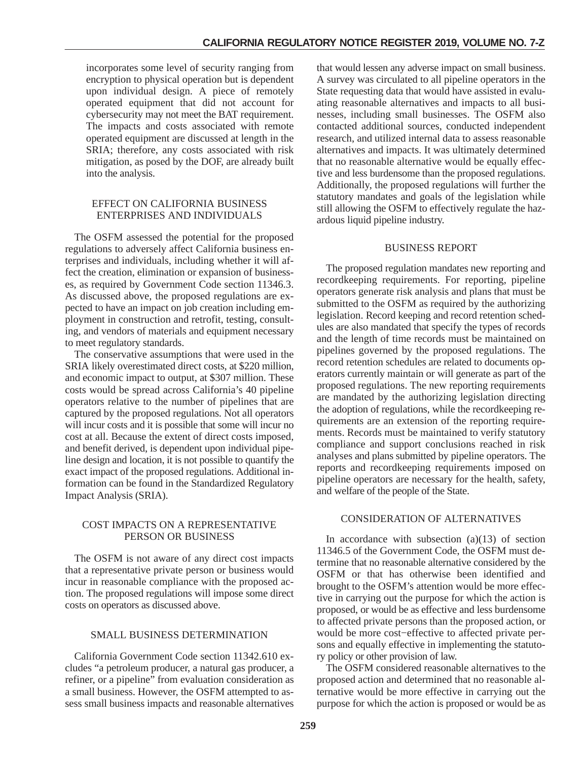incorporates some level of security ranging from encryption to physical operation but is dependent upon individual design. A piece of remotely operated equipment that did not account for cybersecurity may not meet the BAT requirement. The impacts and costs associated with remote operated equipment are discussed at length in the SRIA; therefore, any costs associated with risk mitigation, as posed by the DOF, are already built into the analysis.

## EFFECT ON CALIFORNIA BUSINESS ENTERPRISES AND INDIVIDUALS

The OSFM assessed the potential for the proposed regulations to adversely affect California business enterprises and individuals, including whether it will affect the creation, elimination or expansion of businesses, as required by Government Code section 11346.3. As discussed above, the proposed regulations are expected to have an impact on job creation including employment in construction and retrofit, testing, consulting, and vendors of materials and equipment necessary to meet regulatory standards.

The conservative assumptions that were used in the SRIA likely overestimated direct costs, at $220 million, and economic impact to output, at $307 million. These costs would be spread across California's 40 pipeline operators relative to the number of pipelines that are captured by the proposed regulations. Not all operators will incur costs and it is possible that some will incur no cost at all. Because the extent of direct costs imposed, and benefit derived, is dependent upon individual pipeline design and location, it is not possible to quantify the exact impact of the proposed regulations. Additional information can be found in the Standardized Regulatory Impact Analysis (SRIA).

## COST IMPACTS ON A REPRESENTATIVE PERSON OR BUSINESS

The OSFM is not aware of any direct cost impacts that a representative private person or business would incur in reasonable compliance with the proposed action. The proposed regulations will impose some direct costs on operators as discussed above.

## SMALL BUSINESS DETERMINATION

California Government Code section 11342.610 excludes "a petroleum producer, a natural gas producer, a refiner, or a pipeline" from evaluation consideration as a small business. However, the OSFM attempted to assess small business impacts and reasonable alternatives that would lessen any adverse impact on small business. A survey was circulated to all pipeline operators in the State requesting data that would have assisted in evaluating reasonable alternatives and impacts to all businesses, including small businesses. The OSFM also contacted additional sources, conducted independent research, and utilized internal data to assess reasonable alternatives and impacts. It was ultimately determined that no reasonable alternative would be equally effective and less burdensome than the proposed regulations. Additionally, the proposed regulations will further the statutory mandates and goals of the legislation while still allowing the OSFM to effectively regulate the hazardous liquid pipeline industry.

## BUSINESS REPORT

The proposed regulation mandates new reporting and recordkeeping requirements. For reporting, pipeline operators generate risk analysis and plans that must be submitted to the OSFM as required by the authorizing legislation. Record keeping and record retention schedules are also mandated that specify the types of records and the length of time records must be maintained on pipelines governed by the proposed regulations. The record retention schedules are related to documents operators currently maintain or will generate as part of the proposed regulations. The new reporting requirements are mandated by the authorizing legislation directing the adoption of regulations, while the recordkeeping requirements are an extension of the reporting requirements. Records must be maintained to verify statutory compliance and support conclusions reached in risk analyses and plans submitted by pipeline operators. The reports and recordkeeping requirements imposed on pipeline operators are necessary for the health, safety, and welfare of the people of the State.

## CONSIDERATION OF ALTERNATIVES

In accordance with subsection (a)(13) of section 11346.5 of the Government Code, the OSFM must determine that no reasonable alternative considered by the OSFM or that has otherwise been identified and brought to the OSFM's attention would be more effective in carrying out the purpose for which the action is proposed, or would be as effective and less burdensome to affected private persons than the proposed action, or would be more cost–effective to affected private persons and equally effective in implementing the statutory policy or other provision of law.

The OSFM considered reasonable alternatives to the proposed action and determined that no reasonable alternative would be more effective in carrying out the purpose for which the action is proposed or would be as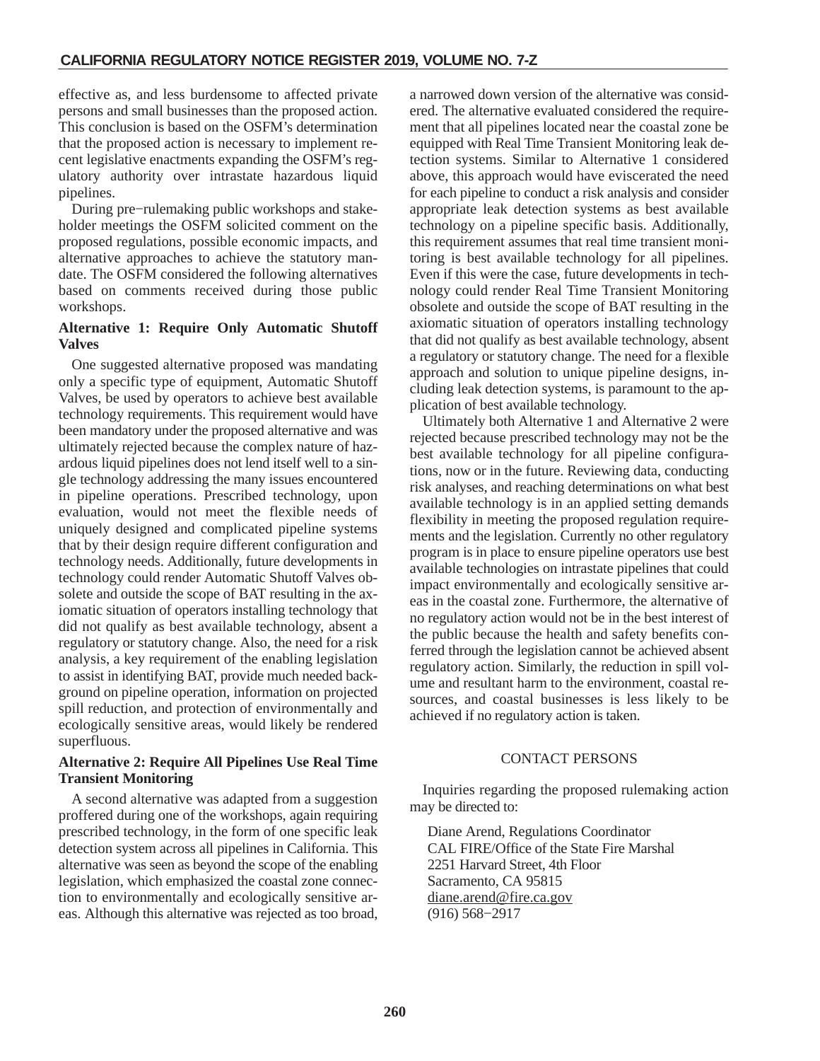effective as, and less burdensome to affected private persons and small businesses than the proposed action. This conclusion is based on the OSFM's determination that the proposed action is necessary to implement recent legislative enactments expanding the OSFM's regulatory authority over intrastate hazardous liquid pipelines.

During pre-rulemaking public workshops and stakeholder meetings the OSFM solicited comment on the proposed regulations, possible economic impacts, and alternative approaches to achieve the statutory mandate. The OSFM considered the following alternatives based on comments received during those public workshops.

**Alternative 1: Require Only Automatic Shutoff Valves**

One suggested alternative proposed was mandating only a specific type of equipment, Automatic Shutoff Valves, be used by operators to achieve best available technology requirements. This requirement would have been mandatory under the proposed alternative and was ultimately rejected because the complex nature of hazardous liquid pipelines does not lend itself well to a single technology addressing the many issues encountered in pipeline operations. Prescribed technology, upon evaluation, would not meet the flexible needs of uniquely designed and complicated pipeline systems that by their design require different configuration and technology needs. Additionally, future developments in technology could render Automatic Shutoff Valves obsolete and outside the scope of BAT resulting in the axiomatic situation of operators installing technology that did not qualify as best available technology, absent a regulatory or statutory change. Also, the need for a risk analysis, a key requirement of the enabling legislation to assist in identifying BAT, provide much needed background on pipeline operation, information on projected spill reduction, and protection of environmentally and ecologically sensitive areas, would likely be rendered superfluous.

**Alternative 2: Require All Pipelines Use Real Time Transient Monitoring**

A second alternative was adapted from a suggestion proffered during one of the workshops, again requiring prescribed technology, in the form of one specific leak detection system across all pipelines in California. This alternative was seen as beyond the scope of the enabling legislation, which emphasized the coastal zone connection to environmentally and ecologically sensitive areas. Although this alternative was rejected as too broad, a narrowed down version of the alternative was considered. The alternative evaluated considered the requirement that all pipelines located near the coastal zone be equipped with Real Time Transient Monitoring leak detection systems. Similar to Alternative 1 considered above, this approach would have eviscerated the need for each pipeline to conduct a risk analysis and consider appropriate leak detection systems as best available technology on a pipeline specific basis. Additionally, this requirement assumes that real time transient monitoring is best available technology for all pipelines. Even if this were the case, future developments in technology could render Real Time Transient Monitoring obsolete and outside the scope of BAT resulting in the axiomatic situation of operators installing technology that did not qualify as best available technology, absent a regulatory or statutory change. The need for a flexible approach and solution to unique pipeline designs, including leak detection systems, is paramount to the application of best available technology.

Ultimately both Alternative 1 and Alternative 2 were rejected because prescribed technology may not be the best available technology for all pipeline configurations, now or in the future. Reviewing data, conducting risk analyses, and reaching determinations on what best available technology is in an applied setting demands flexibility in meeting the proposed regulation requirements and the legislation. Currently no other regulatory program is in place to ensure pipeline operators use best available technologies on intrastate pipelines that could impact environmentally and ecologically sensitive areas in the coastal zone. Furthermore, the alternative of no regulatory action would not be in the best interest of the public because the health and safety benefits conferred through the legislation cannot be achieved absent regulatory action. Similarly, the reduction in spill volume and resultant harm to the environment, coastal resources, and coastal businesses is less likely to be achieved if no regulatory action is taken.

## CONTACT PERSONS

Inquiries regarding the proposed rulemaking action may be directed to:

Diane Arend, Regulations Coordinator
CAL FIRE/Office of the State Fire Marshal
2251 Harvard Street, 4th Floor
Sacramento, CA 95815
diane.arend@fire.ca.gov
(916) 568-2917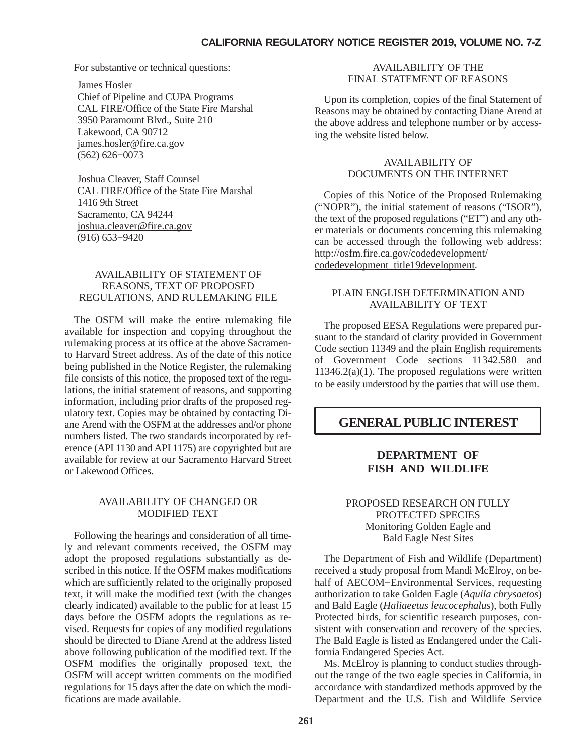For substantive or technical questions:

James Hosler
Chief of Pipeline and CUPA Programs
CAL FIRE/Office of the State Fire Marshal
3950 Paramount Blvd., Suite 210
Lakewood, CA 90712
james.hosler@fire.ca.gov
(562) 626−0073

Joshua Cleaver, Staff Counsel
CAL FIRE/Office of the State Fire Marshal
1416 9th Street
Sacramento, CA 94244
joshua.cleaver@fire.ca.gov
(916) 653−9420

AVAILABILITY OF STATEMENT OF REASONS, TEXT OF PROPOSED REGULATIONS, AND RULEMAKING FILE

The OSFM will make the entire rulemaking file available for inspection and copying throughout the rulemaking process at its office at the above Sacramento Harvard Street address. As of the date of this notice being published in the Notice Register, the rulemaking file consists of this notice, the proposed text of the regulations, the initial statement of reasons, and supporting information, including prior drafts of the proposed regulatory text. Copies may be obtained by contacting Diane Arend with the OSFM at the addresses and/or phone numbers listed. The two standards incorporated by reference (API 1130 and API 1175) are copyrighted but are available for review at our Sacramento Harvard Street or Lakewood Offices.

AVAILABILITY OF CHANGED OR MODIFIED TEXT

Following the hearings and consideration of all timely and relevant comments received, the OSFM may adopt the proposed regulations substantially as described in this notice. If the OSFM makes modifications which are sufficiently related to the originally proposed text, it will make the modified text (with the changes clearly indicated) available to the public for at least 15 days before the OSFM adopts the regulations as revised. Requests for copies of any modified regulations should be directed to Diane Arend at the address listed above following publication of the modified text. If the OSFM modifies the originally proposed text, the OSFM will accept written comments on the modified regulations for 15 days after the date on which the modifications are made available.

AVAILABILITY OF THE FINAL STATEMENT OF REASONS

Upon its completion, copies of the final Statement of Reasons may be obtained by contacting Diane Arend at the above address and telephone number or by accessing the website listed below.

AVAILABILITY OF DOCUMENTS ON THE INTERNET

Copies of this Notice of the Proposed Rulemaking ("NOPR"), the initial statement of reasons ("ISOR"), the text of the proposed regulations ("ET") and any other materials or documents concerning this rulemaking can be accessed through the following web address: http://osfm.fire.ca.gov/codedevelopment/codedevelopment_title19development.

PLAIN ENGLISH DETERMINATION AND AVAILABILITY OF TEXT

The proposed EESA Regulations were prepared pursuant to the standard of clarity provided in Government Code section 11349 and the plain English requirements of Government Code sections 11342.580 and 11346.2(a)(1). The proposed regulations were written to be easily understood by the parties that will use them.

# GENERAL PUBLIC INTEREST

## DEPARTMENT OF FISH AND WILDLIFE

PROPOSED RESEARCH ON FULLY PROTECTED SPECIES
Monitoring Golden Eagle and Bald Eagle Nest Sites

The Department of Fish and Wildlife (Department) received a study proposal from Mandi McElroy, on behalf of AECOM−Environmental Services, requesting authorization to take Golden Eagle (*Aquila chrysaetos*) and Bald Eagle (*Haliaeetus leucocephalus*), both Fully Protected birds, for scientific research purposes, consistent with conservation and recovery of the species. The Bald Eagle is listed as Endangered under the California Endangered Species Act.

Ms. McElroy is planning to conduct studies throughout the range of the two eagle species in California, in accordance with standardized methods approved by the Department and the U.S. Fish and Wildlife Service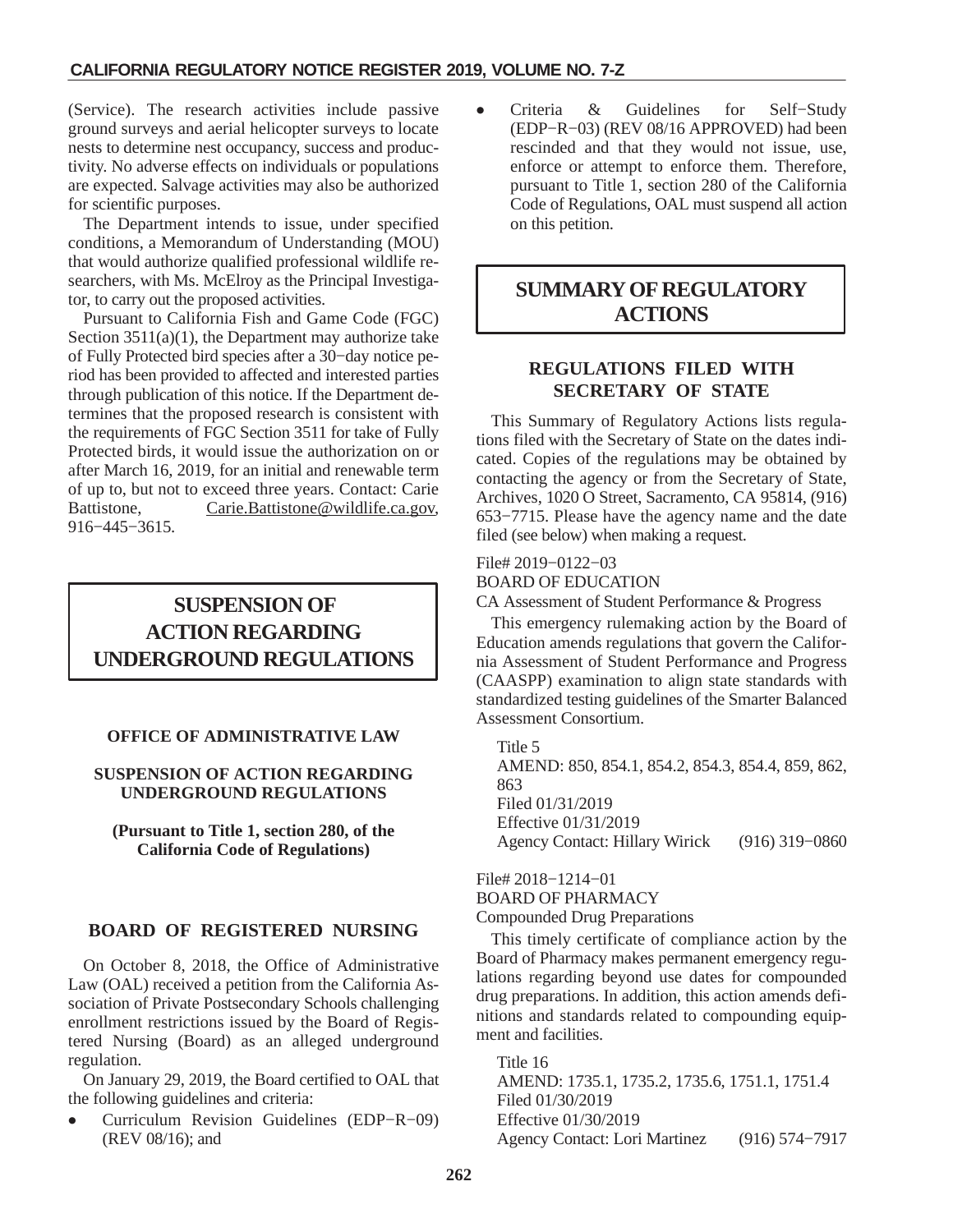(Service). The research activities include passive ground surveys and aerial helicopter surveys to locate nests to determine nest occupancy, success and productivity. No adverse effects on individuals or populations are expected. Salvage activities may also be authorized for scientific purposes.

The Department intends to issue, under specified conditions, a Memorandum of Understanding (MOU) that would authorize qualified professional wildlife researchers, with Ms. McElroy as the Principal Investigator, to carry out the proposed activities.

Pursuant to California Fish and Game Code (FGC) Section 3511(a)(1), the Department may authorize take of Fully Protected bird species after a 30−day notice period has been provided to affected and interested parties through publication of this notice. If the Department determines that the proposed research is consistent with the requirements of FGC Section 3511 for take of Fully Protected birds, it would issue the authorization on or after March 16, 2019, for an initial and renewable term of up to, but not to exceed three years. Contact: Carie Battistone, Carie.Battistone@wildlife.ca.gov, 916−445−3615.

# SUSPENSION OF ACTION REGARDING UNDERGROUND REGULATIONS

### OFFICE OF ADMINISTRATIVE LAW

### SUSPENSION OF ACTION REGARDING UNDERGROUND REGULATIONS

**(Pursuant to Title 1, section 280, of the California Code of Regulations)**

## BOARD OF REGISTERED NURSING

On October 8, 2018, the Office of Administrative Law (OAL) received a petition from the California Association of Private Postsecondary Schools challenging enrollment restrictions issued by the Board of Registered Nursing (Board) as an alleged underground regulation.

On January 29, 2019, the Board certified to OAL that the following guidelines and criteria:

- Curriculum Revision Guidelines (EDP−R−09) (REV 08/16); and
- Criteria & Guidelines for Self−Study (EDP−R−03) (REV 08/16 APPROVED) had been rescinded and that they would not issue, use, enforce or attempt to enforce them. Therefore, pursuant to Title 1, section 280 of the California Code of Regulations, OAL must suspend all action on this petition.

# SUMMARY OF REGULATORY ACTIONS

## REGULATIONS FILED WITH SECRETARY OF STATE

This Summary of Regulatory Actions lists regulations filed with the Secretary of State on the dates indicated. Copies of the regulations may be obtained by contacting the agency or from the Secretary of State, Archives, 1020 O Street, Sacramento, CA 95814, (916) 653−7715. Please have the agency name and the date filed (see below) when making a request.

File# 2019−0122−03
BOARD OF EDUCATION
CA Assessment of Student Performance & Progress

This emergency rulemaking action by the Board of Education amends regulations that govern the California Assessment of Student Performance and Progress (CAASPP) examination to align state standards with standardized testing guidelines of the Smarter Balanced Assessment Consortium.

Title 5
AMEND: 850, 854.1, 854.2, 854.3, 854.4, 859, 862, 863
Filed 01/31/2019
Effective 01/31/2019
Agency Contact: Hillary Wirick (916) 319−0860

File# 2018−1214−01
BOARD OF PHARMACY
Compounded Drug Preparations

This timely certificate of compliance action by the Board of Pharmacy makes permanent emergency regulations regarding beyond use dates for compounded drug preparations. In addition, this action amends definitions and standards related to compounding equipment and facilities.

Title 16
AMEND: 1735.1, 1735.2, 1735.6, 1751.1, 1751.4
Filed 01/30/2019
Effective 01/30/2019
Agency Contact: Lori Martinez (916) 574−7917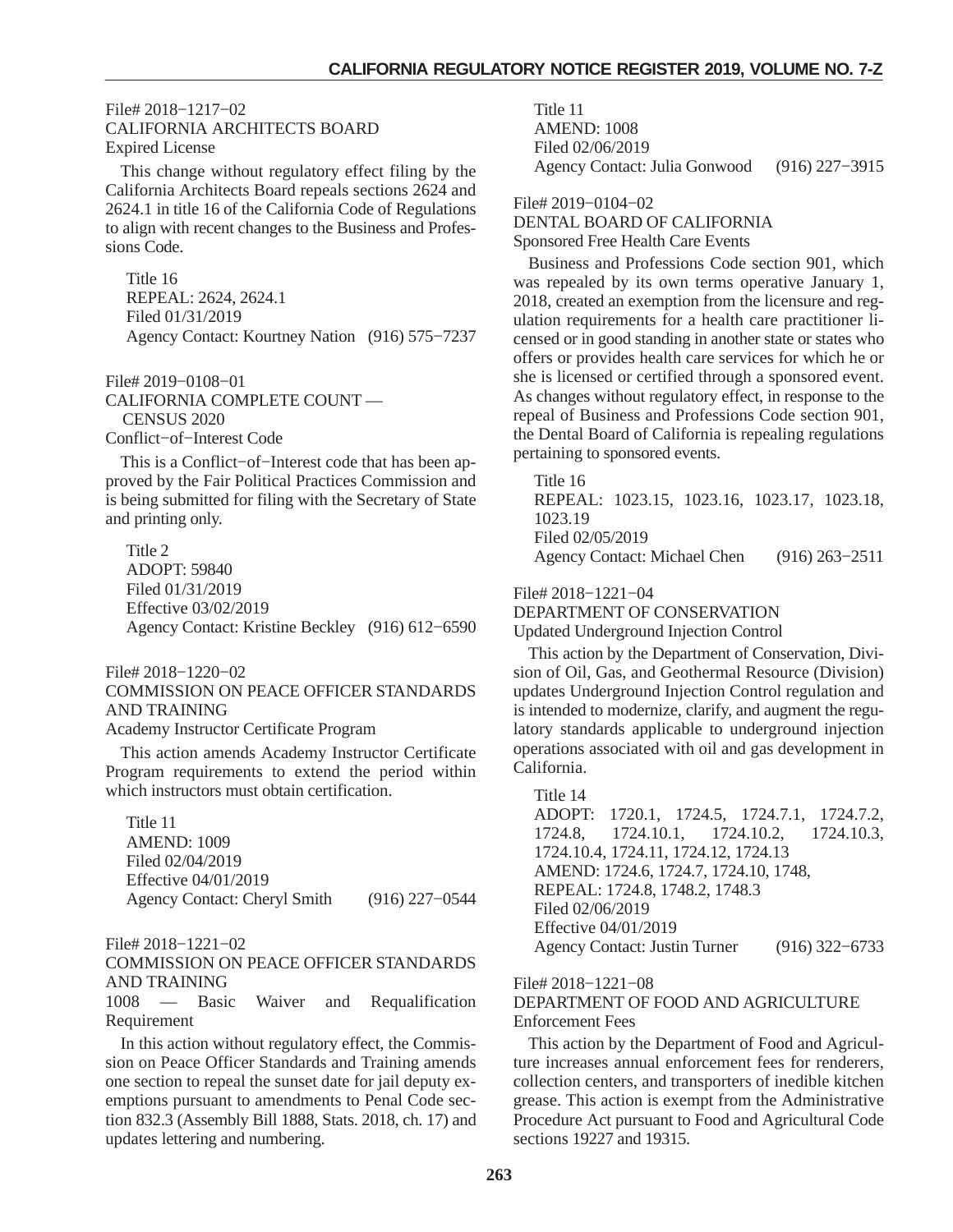File# 2018−1217−02
CALIFORNIA ARCHITECTS BOARD
Expired License

This change without regulatory effect filing by the California Architects Board repeals sections 2624 and 2624.1 in title 16 of the California Code of Regulations to align with recent changes to the Business and Professions Code.

Title 16
REPEAL: 2624, 2624.1
Filed 01/31/2019
Agency Contact: Kourtney Nation (916) 575−7237

File# 2019−0108−01
CALIFORNIA COMPLETE COUNT — CENSUS 2020
Conflict−of−Interest Code

This is a Conflict−of−Interest code that has been approved by the Fair Political Practices Commission and is being submitted for filing with the Secretary of State and printing only.

Title 2
ADOPT: 59840
Filed 01/31/2019
Effective 03/02/2019
Agency Contact: Kristine Beckley (916) 612−6590

File# 2018−1220−02
COMMISSION ON PEACE OFFICER STANDARDS AND TRAINING
Academy Instructor Certificate Program

This action amends Academy Instructor Certificate Program requirements to extend the period within which instructors must obtain certification.

Title 11
AMEND: 1009
Filed 02/04/2019
Effective 04/01/2019
Agency Contact: Cheryl Smith (916) 227−0544

File# 2018−1221−02
COMMISSION ON PEACE OFFICER STANDARDS AND TRAINING
1008 — Basic Waiver and Requalification Requirement

In this action without regulatory effect, the Commission on Peace Officer Standards and Training amends one section to repeal the sunset date for jail deputy exemptions pursuant to amendments to Penal Code section 832.3 (Assembly Bill 1888, Stats. 2018, ch. 17) and updates lettering and numbering.

Title 11
AMEND: 1008
Filed 02/06/2019
Agency Contact: Julia Gonwood (916) 227−3915

File# 2019−0104−02
DENTAL BOARD OF CALIFORNIA
Sponsored Free Health Care Events

Business and Professions Code section 901, which was repealed by its own terms operative January 1, 2018, created an exemption from the licensure and regulation requirements for a health care practitioner licensed or in good standing in another state or states who offers or provides health care services for which he or she is licensed or certified through a sponsored event. As changes without regulatory effect, in response to the repeal of Business and Professions Code section 901, the Dental Board of California is repealing regulations pertaining to sponsored events.

Title 16
REPEAL: 1023.15, 1023.16, 1023.17, 1023.18, 1023.19
Filed 02/05/2019
Agency Contact: Michael Chen (916) 263−2511

File# 2018−1221−04
DEPARTMENT OF CONSERVATION
Updated Underground Injection Control

This action by the Department of Conservation, Division of Oil, Gas, and Geothermal Resource (Division) updates Underground Injection Control regulation and is intended to modernize, clarify, and augment the regulatory standards applicable to underground injection operations associated with oil and gas development in California.

Title 14
ADOPT: 1720.1, 1724.5, 1724.7.1, 1724.7.2, 1724.8, 1724.10.1, 1724.10.2, 1724.10.3, 1724.10.4, 1724.11, 1724.12, 1724.13
AMEND: 1724.6, 1724.7, 1724.10, 1748,
REPEAL: 1724.8, 1748.2, 1748.3
Filed 02/06/2019
Effective 04/01/2019
Agency Contact: Justin Turner (916) 322−6733

File# 2018−1221−08
DEPARTMENT OF FOOD AND AGRICULTURE
Enforcement Fees

This action by the Department of Food and Agriculture increases annual enforcement fees for renderers, collection centers, and transporters of inedible kitchen grease. This action is exempt from the Administrative Procedure Act pursuant to Food and Agricultural Code sections 19227 and 19315.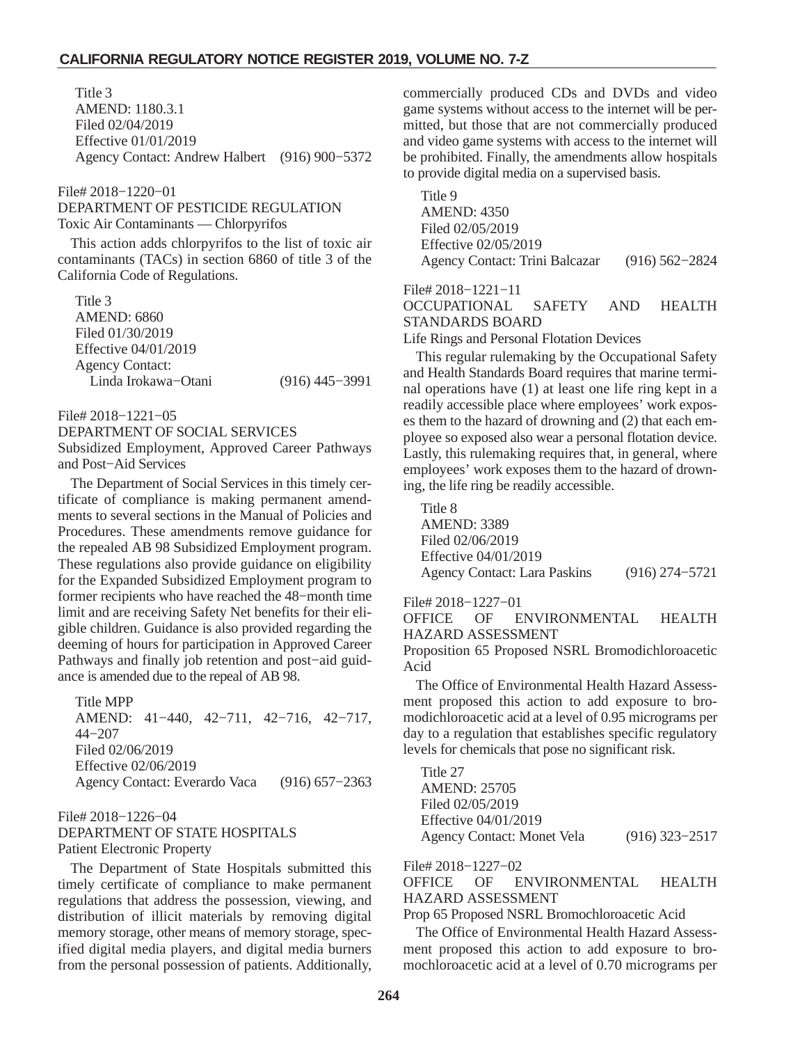Title 3
AMEND: 1180.3.1
Filed 02/04/2019
Effective 01/01/2019
Agency Contact: Andrew Halbert (916) 900−5372

File# 2018−1220−01
DEPARTMENT OF PESTICIDE REGULATION
Toxic Air Contaminants — Chlorpyrifos

This action adds chlorpyrifos to the list of toxic air contaminants (TACs) in section 6860 of title 3 of the California Code of Regulations.

Title 3
AMEND: 6860
Filed 01/30/2019
Effective 04/01/2019
Agency Contact:
Linda Irokawa−Otani (916) 445−3991

File# 2018−1221−05
DEPARTMENT OF SOCIAL SERVICES
Subsidized Employment, Approved Career Pathways and Post−Aid Services

The Department of Social Services in this timely certificate of compliance is making permanent amendments to several sections in the Manual of Policies and Procedures. These amendments remove guidance for the repealed AB 98 Subsidized Employment program. These regulations also provide guidance on eligibility for the Expanded Subsidized Employment program to former recipients who have reached the 48−month time limit and are receiving Safety Net benefits for their eligible children. Guidance is also provided regarding the deeming of hours for participation in Approved Career Pathways and finally job retention and post−aid guidance is amended due to the repeal of AB 98.

Title MPP
AMEND: 41−440, 42−711, 42−716, 42−717, 44−207
Filed 02/06/2019
Effective 02/06/2019
Agency Contact: Everardo Vaca (916) 657−2363

File# 2018−1226−04
DEPARTMENT OF STATE HOSPITALS
Patient Electronic Property

The Department of State Hospitals submitted this timely certificate of compliance to make permanent regulations that address the possession, viewing, and distribution of illicit materials by removing digital memory storage, other means of memory storage, specified digital media players, and digital media burners from the personal possession of patients. Additionally, commercially produced CDs and DVDs and video game systems without access to the internet will be permitted, but those that are not commercially produced and video game systems with access to the internet will be prohibited. Finally, the amendments allow hospitals to provide digital media on a supervised basis.

Title 9
AMEND: 4350
Filed 02/05/2019
Effective 02/05/2019
Agency Contact: Trini Balcazar (916) 562−2824

File# 2018−1221−11
OCCUPATIONAL SAFETY AND HEALTH STANDARDS BOARD
Life Rings and Personal Flotation Devices

This regular rulemaking by the Occupational Safety and Health Standards Board requires that marine terminal operations have (1) at least one life ring kept in a readily accessible place where employees' work exposes them to the hazard of drowning and (2) that each employee so exposed also wear a personal flotation device. Lastly, this rulemaking requires that, in general, where employees' work exposes them to the hazard of drowning, the life ring be readily accessible.

Title 8
AMEND: 3389
Filed 02/06/2019
Effective 04/01/2019
Agency Contact: Lara Paskins (916) 274−5721

File# 2018−1227−01
OFFICE OF ENVIRONMENTAL HEALTH HAZARD ASSESSMENT
Proposition 65 Proposed NSRL Bromodichloroacetic Acid

The Office of Environmental Health Hazard Assessment proposed this action to add exposure to bromodichloroacetic acid at a level of 0.95 micrograms per day to a regulation that establishes specific regulatory levels for chemicals that pose no significant risk.

Title 27
AMEND: 25705
Filed 02/05/2019
Effective 04/01/2019
Agency Contact: Monet Vela (916) 323−2517

File# 2018−1227−02
OFFICE OF ENVIRONMENTAL HEALTH HAZARD ASSESSMENT
Prop 65 Proposed NSRL Bromochloroacetic Acid

The Office of Environmental Health Hazard Assessment proposed this action to add exposure to bromochloroacetic acid at a level of 0.70 micrograms per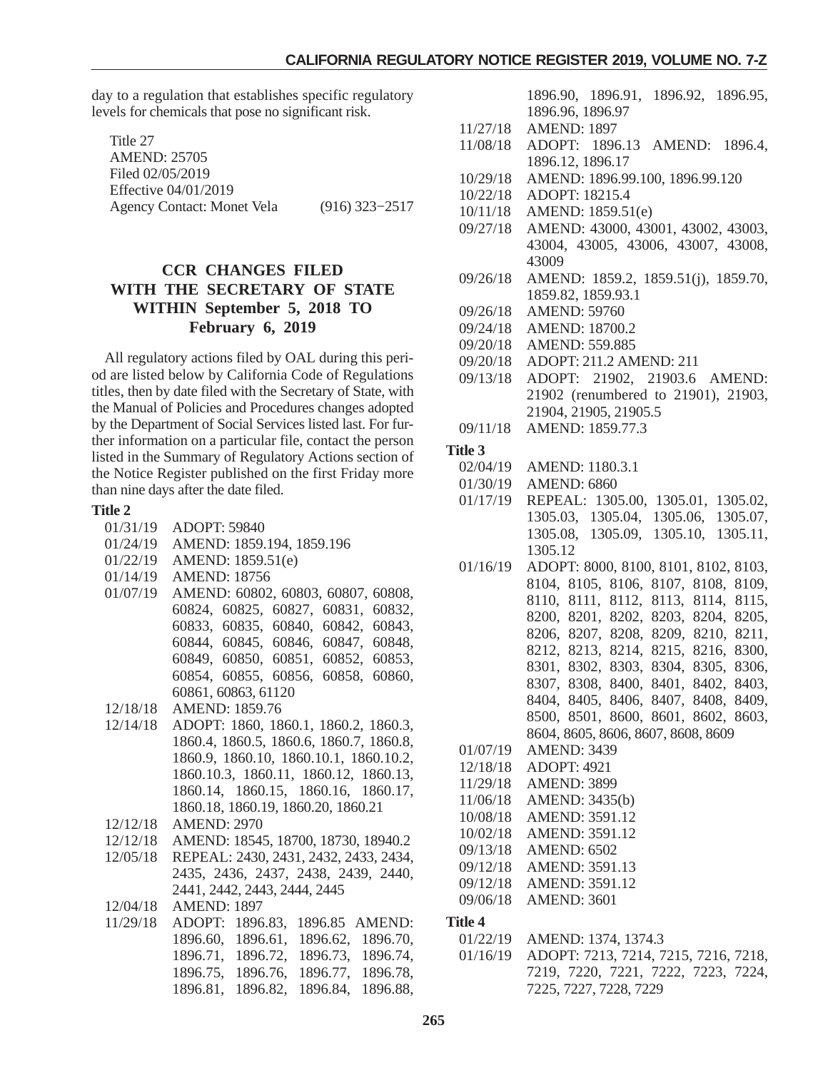day to a regulation that establishes specific regulatory levels for chemicals that pose no significant risk.

Title 27
AMEND: 25705
Filed 02/05/2019
Effective 04/01/2019
Agency Contact: Monet Vela (916) 323−2517

## CCR CHANGES FILED WITH THE SECRETARY OF STATE WITHIN September 5, 2018 TO February 6, 2019

All regulatory actions filed by OAL during this period are listed below by California Code of Regulations titles, then by date filed with the Secretary of State, with the Manual of Policies and Procedures changes adopted by the Department of Social Services listed last. For further information on a particular file, contact the person listed in the Summary of Regulatory Actions section of the Notice Register published on the first Friday more than nine days after the date filed.

**Title 2**

| | |
|---|---|
| 01/31/19 | ADOPT: 59840 |
| 01/24/19 | AMEND: 1859.194, 1859.196 |
| 01/22/19 | AMEND: 1859.51(e) |
| 01/14/19 | AMEND: 18756 |
| 01/07/19 | AMEND: 60802, 60803, 60807, 60808, 60824, 60825, 60827, 60831, 60832, 60833, 60835, 60840, 60842, 60843, 60844, 60845, 60846, 60847, 60848, 60849, 60850, 60851, 60852, 60853, 60854, 60855, 60856, 60858, 60860, 60861, 60863, 61120 |
| 12/18/18 | AMEND: 1859.76 |
| 12/14/18 | ADOPT: 1860, 1860.1, 1860.2, 1860.3, 1860.4, 1860.5, 1860.6, 1860.7, 1860.8, 1860.9, 1860.10, 1860.10.1, 1860.10.2, 1860.10.3, 1860.11, 1860.12, 1860.13, 1860.14, 1860.15, 1860.16, 1860.17, 1860.18, 1860.19, 1860.20, 1860.21 |
| 12/12/18 | AMEND: 2970 |
| 12/12/18 | AMEND: 18545, 18700, 18730, 18940.2 |
| 12/05/18 | REPEAL: 2430, 2431, 2432, 2433, 2434, 2435, 2436, 2437, 2438, 2439, 2440, 2441, 2442, 2443, 2444, 2445 |
| 12/04/18 | AMEND: 1897 |
| 11/29/18 | ADOPT: 1896.83, 1896.85 AMEND: 1896.60, 1896.61, 1896.62, 1896.70, 1896.71, 1896.72, 1896.73, 1896.74, 1896.75, 1896.76, 1896.77, 1896.78, 1896.81, 1896.82, 1896.84, 1896.88, 1896.90, 1896.91, 1896.92, 1896.95, 1896.96, 1896.97 |
| 11/27/18 | AMEND: 1897 |
| 11/08/18 | ADOPT: 1896.13 AMEND: 1896.4, 1896.12, 1896.17 |
| 10/29/18 | AMEND: 1896.99.100, 1896.99.120 |
| 10/22/18 | ADOPT: 18215.4 |
| 10/11/18 | AMEND: 1859.51(e) |
| 09/27/18 | AMEND: 43000, 43001, 43002, 43003, 43004, 43005, 43006, 43007, 43008, 43009 |
| 09/26/18 | AMEND: 1859.2, 1859.51(j), 1859.70, 1859.82, 1859.93.1 |
| 09/26/18 | AMEND: 59760 |
| 09/24/18 | AMEND: 18700.2 |
| 09/20/18 | AMEND: 559.885 |
| 09/20/18 | ADOPT: 211.2 AMEND: 211 |
| 09/13/18 | ADOPT: 21902, 21903.6 AMEND: 21902 (renumbered to 21901), 21903, 21904, 21905, 21905.5 |
| 09/11/18 | AMEND: 1859.77.3 |

**Title 3**

| | |
|---|---|
| 02/04/19 | AMEND: 1180.3.1 |
| 01/30/19 | AMEND: 6860 |
| 01/17/19 | REPEAL: 1305.00, 1305.01, 1305.02, 1305.03, 1305.04, 1305.06, 1305.07, 1305.08, 1305.09, 1305.10, 1305.11, 1305.12 |
| 01/16/19 | ADOPT: 8000, 8100, 8101, 8102, 8103, 8104, 8105, 8106, 8107, 8108, 8109, 8110, 8111, 8112, 8113, 8114, 8115, 8200, 8201, 8202, 8203, 8204, 8205, 8206, 8207, 8208, 8209, 8210, 8211, 8212, 8213, 8214, 8215, 8216, 8300, 8301, 8302, 8303, 8304, 8305, 8306, 8307, 8308, 8400, 8401, 8402, 8403, 8404, 8405, 8406, 8407, 8408, 8409, 8500, 8501, 8600, 8601, 8602, 8603, 8604, 8605, 8606, 8607, 8608, 8609 |
| 01/07/19 | AMEND: 3439 |
| 12/18/18 | ADOPT: 4921 |
| 11/29/18 | AMEND: 3899 |
| 11/06/18 | AMEND: 3435(b) |
| 10/08/18 | AMEND: 3591.12 |
| 10/02/18 | AMEND: 3591.12 |
| 09/13/18 | AMEND: 6502 |
| 09/12/18 | AMEND: 3591.13 |
| 09/12/18 | AMEND: 3591.12 |
| 09/06/18 | AMEND: 3601 |

**Title 4**

| | |
|---|---|
| 01/22/19 | AMEND: 1374, 1374.3 |
| 01/16/19 | ADOPT: 7213, 7214, 7215, 7216, 7218, 7219, 7220, 7221, 7222, 7223, 7224, 7225, 7227, 7228, 7229 |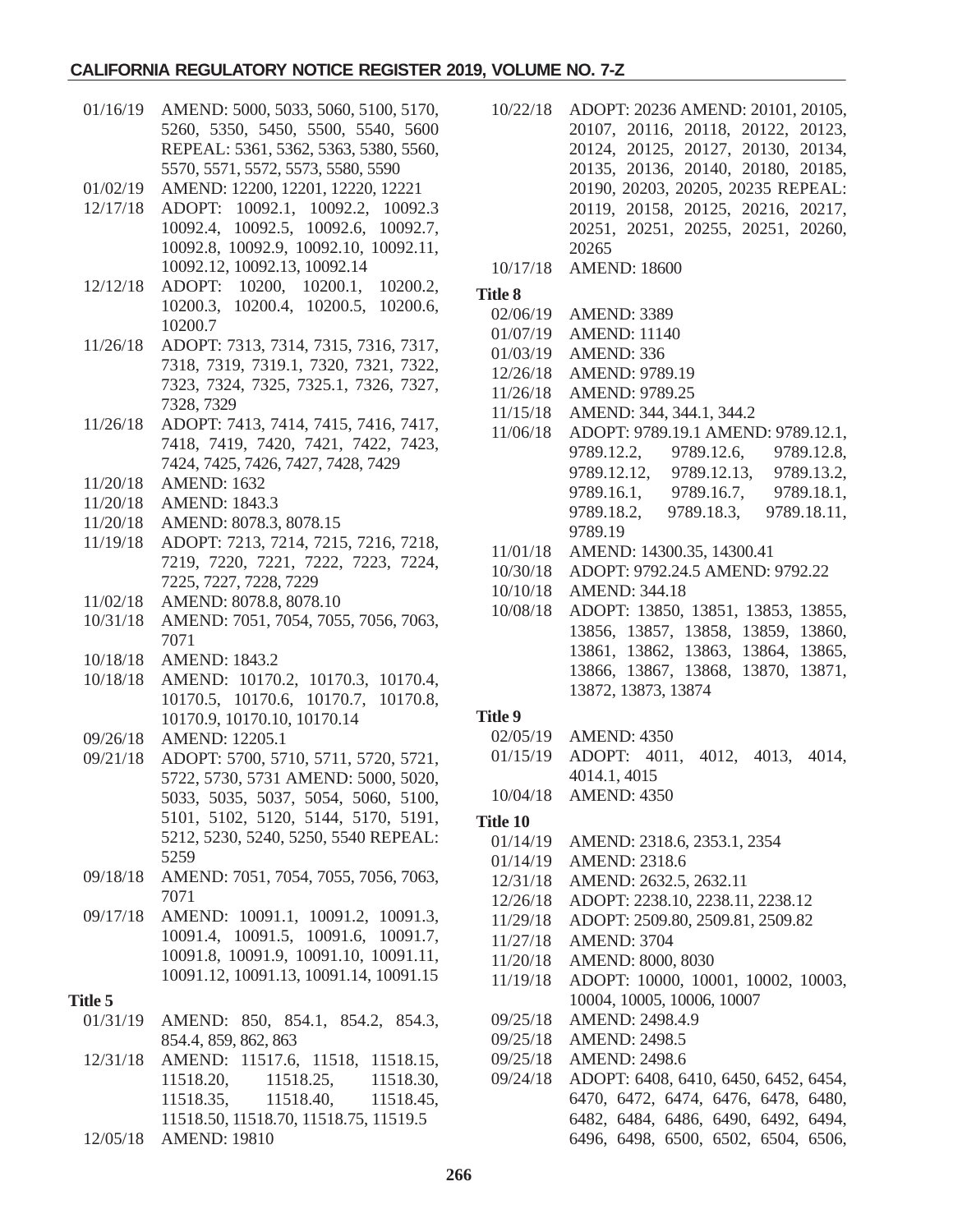01/16/19 AMEND: 5000, 5033, 5060, 5100, 5170, 5260, 5350, 5450, 5500, 5540, 5600 REPEAL: 5361, 5362, 5363, 5380, 5560, 5570, 5571, 5572, 5573, 5580, 5590

01/02/19 AMEND: 12200, 12201, 12220, 12221

12/17/18 ADOPT: 10092.1, 10092.2, 10092.3 10092.4, 10092.5, 10092.6, 10092.7, 10092.8, 10092.9, 10092.10, 10092.11, 10092.12, 10092.13, 10092.14

12/12/18 ADOPT: 10200, 10200.1, 10200.2, 10200.3, 10200.4, 10200.5, 10200.6, 10200.7

11/26/18 ADOPT: 7313, 7314, 7315, 7316, 7317, 7318, 7319, 7319.1, 7320, 7321, 7322, 7323, 7324, 7325, 7325.1, 7326, 7327, 7328, 7329

11/26/18 ADOPT: 7413, 7414, 7415, 7416, 7417, 7418, 7419, 7420, 7421, 7422, 7423, 7424, 7425, 7426, 7427, 7428, 7429

11/20/18 AMEND: 1632

11/20/18 AMEND: 1843.3

11/20/18 AMEND: 8078.3, 8078.15

11/19/18 ADOPT: 7213, 7214, 7215, 7216, 7218, 7219, 7220, 7221, 7222, 7223, 7224, 7225, 7227, 7228, 7229

11/02/18 AMEND: 8078.8, 8078.10

10/31/18 AMEND: 7051, 7054, 7055, 7056, 7063, 7071

10/18/18 AMEND: 1843.2

10/18/18 AMEND: 10170.2, 10170.3, 10170.4, 10170.5, 10170.6, 10170.7, 10170.8, 10170.9, 10170.10, 10170.14

09/26/18 AMEND: 12205.1

09/21/18 ADOPT: 5700, 5710, 5711, 5720, 5721, 5722, 5730, 5731 AMEND: 5000, 5020, 5033, 5035, 5037, 5054, 5060, 5100, 5101, 5102, 5120, 5144, 5170, 5191, 5212, 5230, 5240, 5250, 5540 REPEAL: 5259

09/18/18 AMEND: 7051, 7054, 7055, 7056, 7063, 7071

09/17/18 AMEND: 10091.1, 10091.2, 10091.3, 10091.4, 10091.5, 10091.6, 10091.7, 10091.8, 10091.9, 10091.10, 10091.11, 10091.12, 10091.13, 10091.14, 10091.15

**Title 5**

01/31/19 AMEND: 850, 854.1, 854.2, 854.3, 854.4, 859, 862, 863

12/31/18 AMEND: 11517.6, 11518, 11518.15, 11518.20, 11518.25, 11518.30, 11518.35, 11518.40, 11518.45, 11518.50, 11518.70, 11518.75, 11519.5

12/05/18 AMEND: 19810

10/22/18 ADOPT: 20236 AMEND: 20101, 20105, 20107, 20116, 20118, 20122, 20123, 20124, 20125, 20127, 20130, 20134, 20135, 20136, 20140, 20180, 20185, 20190, 20203, 20205, 20235 REPEAL: 20119, 20158, 20125, 20216, 20217, 20251, 20255, 20251, 20260, 20265

10/17/18 AMEND: 18600

**Title 8**

02/06/19 AMEND: 3389

01/07/19 AMEND: 11140

01/03/19 AMEND: 336

12/26/18 AMEND: 9789.19

11/26/18 AMEND: 9789.25

11/15/18 AMEND: 344, 344.1, 344.2

11/06/18 ADOPT: 9789.19.1 AMEND: 9789.12.1, 9789.12.2, 9789.12.6, 9789.12.8, 9789.12.12, 9789.12.13, 9789.13.2, 9789.16.1, 9789.16.7, 9789.18.1, 9789.18.2, 9789.18.3, 9789.18.11, 9789.19

11/01/18 AMEND: 14300.35, 14300.41

10/30/18 ADOPT: 9792.24.5 AMEND: 9792.22

10/10/18 AMEND: 344.18

10/08/18 ADOPT: 13850, 13851, 13853, 13855, 13856, 13857, 13858, 13859, 13860, 13861, 13862, 13863, 13864, 13865, 13866, 13867, 13868, 13870, 13871, 13872, 13873, 13874

**Title 9**

02/05/19 AMEND: 4350

01/15/19 ADOPT: 4011, 4012, 4013, 4014, 4014.1, 4015

10/04/18 AMEND: 4350

**Title 10**

01/14/19 AMEND: 2318.6, 2353.1, 2354

01/14/19 AMEND: 2318.6

12/31/18 AMEND: 2632.5, 2632.11

12/26/18 ADOPT: 2238.10, 2238.11, 2238.12

11/29/18 ADOPT: 2509.80, 2509.81, 2509.82

11/27/18 AMEND: 3704

11/20/18 AMEND: 8000, 8030

11/19/18 ADOPT: 10000, 10001, 10002, 10003, 10004, 10005, 10006, 10007

09/25/18 AMEND: 2498.4.9

09/25/18 AMEND: 2498.5

09/25/18 AMEND: 2498.6

09/24/18 ADOPT: 6408, 6410, 6450, 6452, 6454, 6470, 6472, 6474, 6476, 6478, 6480, 6482, 6484, 6486, 6490, 6492, 6494, 6496, 6498, 6500, 6502, 6504, 6506,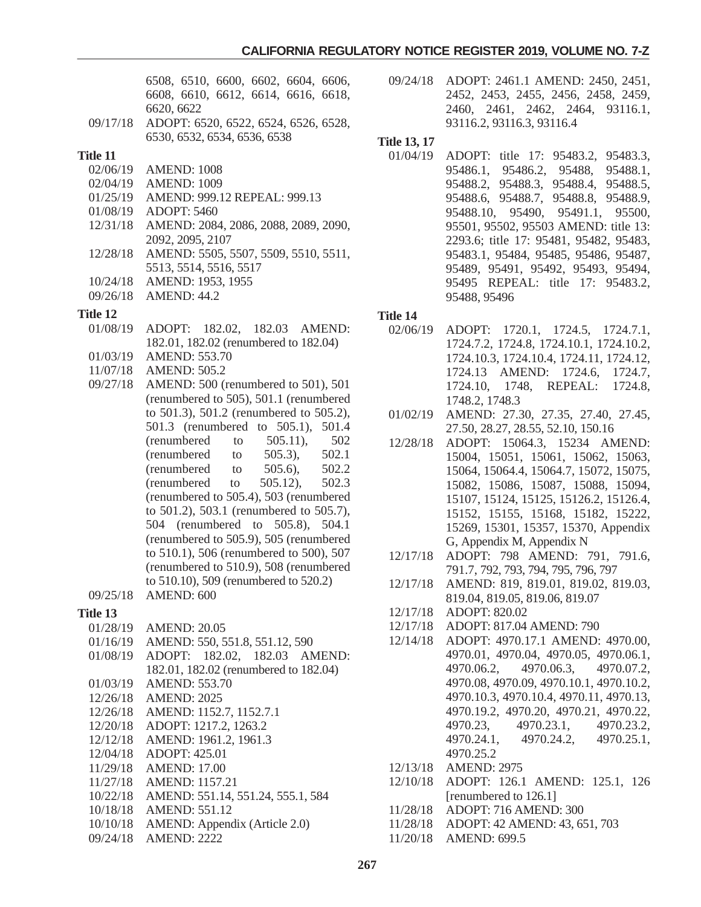6508, 6510, 6600, 6602, 6604, 6606, 6608, 6610, 6612, 6614, 6616, 6618, 6620, 6622

09/17/18 ADOPT: 6520, 6522, 6524, 6526, 6528, 6530, 6532, 6534, 6536, 6538

**Title 11**

02/06/19 AMEND: 1008
02/04/19 AMEND: 1009
01/25/19 AMEND: 999.12 REPEAL: 999.13
01/08/19 ADOPT: 5460
12/31/18 AMEND: 2084, 2086, 2088, 2089, 2090, 2092, 2095, 2107
12/28/18 AMEND: 5505, 5507, 5509, 5510, 5511, 5513, 5514, 5516, 5517
10/24/18 AMEND: 1953, 1955
09/26/18 AMEND: 44.2

**Title 12**

01/08/19 ADOPT: 182.02, 182.03 AMEND: 182.01, 182.02 (renumbered to 182.04)
01/03/19 AMEND: 553.70
11/07/18 AMEND: 505.2
09/27/18 AMEND: 500 (renumbered to 501), 501 (renumbered to 505), 501.1 (renumbered to 501.3), 501.2 (renumbered to 505.2), 501.3 (renumbered to 505.1), 501.4 (renumbered to 505.11), 502 (renumbered to 505.3), 502.1 (renumbered to 505.6), 502.2 (renumbered to 505.12), 502.3 (renumbered to 505.4), 503 (renumbered to 501.2), 503.1 (renumbered to 505.7), 504 (renumbered to 505.8), 504.1 (renumbered to 505.9), 505 (renumbered to 510.1), 506 (renumbered to 500), 507 (renumbered to 510.9), 508 (renumbered to 510.10), 509 (renumbered to 520.2)
09/25/18 AMEND: 600

**Title 13**

01/28/19 AMEND: 20.05
01/16/19 AMEND: 550, 551.8, 551.12, 590
01/08/19 ADOPT: 182.02, 182.03 AMEND: 182.01, 182.02 (renumbered to 182.04)
01/03/19 AMEND: 553.70
12/26/18 AMEND: 2025
12/26/18 AMEND: 1152.7, 1152.7.1
12/20/18 ADOPT: 1217.2, 1263.2
12/12/18 AMEND: 1961.2, 1961.3
12/04/18 ADOPT: 425.01
11/29/18 AMEND: 17.00
11/27/18 AMEND: 1157.21
10/22/18 AMEND: 551.14, 551.24, 555.1, 584
10/18/18 AMEND: 551.12
10/10/18 AMEND: Appendix (Article 2.0)
09/24/18 AMEND: 2222
09/24/18 ADOPT: 2461.1 AMEND: 2450, 2451, 2452, 2453, 2455, 2456, 2458, 2459, 2460, 2461, 2462, 2464, 93116.1, 93116.2, 93116.3, 93116.4

**Title 13, 17**

01/04/19 ADOPT: title 17: 95483.2, 95483.3, 95486.1, 95486.2, 95488, 95488.1, 95488.2, 95488.3, 95488.4, 95488.5, 95488.6, 95488.7, 95488.8, 95488.9, 95488.10, 95490, 95491.1, 95500, 95501, 95502, 95503 AMEND: title 13: 2293.6; title 17: 95481, 95482, 95483, 95483.1, 95484, 95485, 95486, 95487, 95489, 95491, 95492, 95493, 95494, 95495 REPEAL: title 17: 95483.2, 95488, 95496

**Title 14**

02/06/19 ADOPT: 1720.1, 1724.5, 1724.7.1, 1724.7.2, 1724.8, 1724.10.1, 1724.10.2, 1724.10.3, 1724.10.4, 1724.11, 1724.12, 1724.13 AMEND: 1724.6, 1724.7, 1724.10, 1748, REPEAL: 1724.8, 1748.2, 1748.3
01/02/19 AMEND: 27.30, 27.35, 27.40, 27.45, 27.50, 28.27, 28.55, 52.10, 150.16
12/28/18 ADOPT: 15064.3, 15234 AMEND: 15004, 15051, 15061, 15062, 15063, 15064, 15064.4, 15064.7, 15072, 15075, 15082, 15086, 15087, 15088, 15094, 15107, 15124, 15125, 15126.2, 15126.4, 15152, 15155, 15168, 15182, 15222, 15269, 15301, 15357, 15370, Appendix G, Appendix M, Appendix N
12/17/18 ADOPT: 798 AMEND: 791, 791.6, 791.7, 792, 793, 794, 795, 796, 797
12/17/18 AMEND: 819, 819.01, 819.02, 819.03, 819.04, 819.05, 819.06, 819.07
12/17/18 ADOPT: 820.02
12/17/18 ADOPT: 817.04 AMEND: 790
12/14/18 ADOPT: 4970.17.1 AMEND: 4970.00, 4970.01, 4970.04, 4970.05, 4970.06.1, 4970.06.2, 4970.06.3, 4970.07.2, 4970.08, 4970.09, 4970.10.1, 4970.10.2, 4970.10.3, 4970.10.4, 4970.11, 4970.13, 4970.19.2, 4970.20, 4970.21, 4970.22, 4970.23, 4970.23.1, 4970.23.2, 4970.24.1, 4970.24.2, 4970.25.1, 4970.25.2
12/13/18 AMEND: 2975
12/10/18 ADOPT: 126.1 AMEND: 125.1, 126 [renumbered to 126.1]
11/28/18 ADOPT: 716 AMEND: 300
11/28/18 ADOPT: 42 AMEND: 43, 651, 703
11/20/18 AMEND: 699.5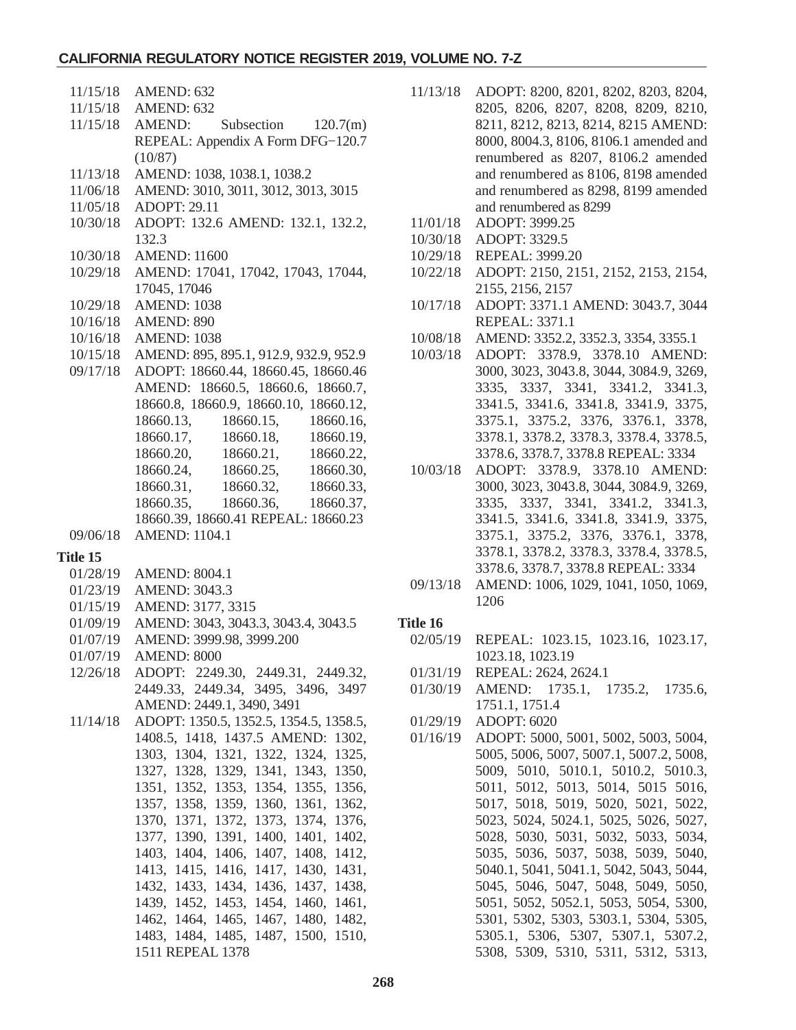11/15/18 AMEND: 632
11/15/18 AMEND: 632
11/15/18 AMEND: Subsection 120.7(m) REPEAL: Appendix A Form DFG−120.7 (10/87)
11/13/18 AMEND: 1038, 1038.1, 1038.2
11/06/18 AMEND: 3010, 3011, 3012, 3013, 3015
11/05/18 ADOPT: 29.11
10/30/18 ADOPT: 132.6 AMEND: 132.1, 132.2, 132.3
10/30/18 AMEND: 11600
10/29/18 AMEND: 17041, 17042, 17043, 17044, 17045, 17046
10/29/18 AMEND: 1038
10/16/18 AMEND: 890
10/16/18 AMEND: 1038
10/15/18 AMEND: 895, 895.1, 912.9, 932.9, 952.9
09/17/18 ADOPT: 18660.44, 18660.45, 18660.46 AMEND: 18660.5, 18660.6, 18660.7, 18660.8, 18660.9, 18660.10, 18660.12, 18660.13, 18660.15, 18660.16, 18660.17, 18660.18, 18660.19, 18660.20, 18660.21, 18660.22, 18660.24, 18660.25, 18660.30, 18660.31, 18660.32, 18660.33, 18660.35, 18660.36, 18660.37, 18660.39, 18660.41 REPEAL: 18660.23
09/06/18 AMEND: 1104.1

**Title 15**

01/28/19 AMEND: 8004.1
01/23/19 AMEND: 3043.3
01/15/19 AMEND: 3177, 3315
01/09/19 AMEND: 3043, 3043.3, 3043.4, 3043.5
01/07/19 AMEND: 3999.98, 3999.200
01/07/19 AMEND: 8000
12/26/18 ADOPT: 2249.30, 2449.31, 2449.32, 2449.33, 2449.34, 3495, 3496, 3497 AMEND: 2449.1, 3490, 3491
11/14/18 ADOPT: 1350.5, 1352.5, 1354.5, 1358.5, 1408.5, 1418, 1437.5 AMEND: 1302, 1303, 1304, 1321, 1322, 1324, 1325, 1327, 1328, 1329, 1341, 1343, 1350, 1351, 1352, 1353, 1354, 1355, 1356, 1357, 1358, 1359, 1360, 1361, 1362, 1370, 1371, 1372, 1373, 1374, 1376, 1377, 1390, 1391, 1400, 1401, 1402, 1403, 1404, 1406, 1407, 1408, 1412, 1413, 1415, 1416, 1417, 1430, 1431, 1432, 1433, 1434, 1436, 1437, 1438, 1439, 1452, 1453, 1454, 1460, 1461, 1462, 1464, 1465, 1467, 1480, 1482, 1483, 1484, 1485, 1487, 1500, 1510, 1511 REPEAL 1378
11/13/18 ADOPT: 8200, 8201, 8202, 8203, 8204, 8205, 8206, 8207, 8208, 8209, 8210, 8211, 8212, 8213, 8214, 8215 AMEND: 8000, 8004.3, 8106, 8106.1 amended and renumbered as 8207, 8106.2 amended and renumbered as 8106, 8198 amended and renumbered as 8298, 8199 amended and renumbered as 8299
11/01/18 ADOPT: 3999.25
10/30/18 ADOPT: 3329.5
10/29/18 REPEAL: 3999.20
10/22/18 ADOPT: 2150, 2151, 2152, 2153, 2154, 2155, 2156, 2157
10/17/18 ADOPT: 3371.1 AMEND: 3043.7, 3044 REPEAL: 3371.1
10/08/18 AMEND: 3352.2, 3352.3, 3354, 3355.1
10/03/18 ADOPT: 3378.9, 3378.10 AMEND: 3000, 3023, 3043.8, 3044, 3084.9, 3269, 3335, 3337, 3341, 3341.2, 3341.3, 3341.5, 3341.6, 3341.8, 3341.9, 3375, 3375.1, 3375.2, 3376, 3376.1, 3378, 3378.1, 3378.2, 3378.3, 3378.4, 3378.5, 3378.6, 3378.7, 3378.8 REPEAL: 3334
10/03/18 ADOPT: 3378.9, 3378.10 AMEND: 3000, 3023, 3043.8, 3044, 3084.9, 3269, 3335, 3337, 3341, 3341.2, 3341.3, 3341.5, 3341.6, 3341.8, 3341.9, 3375, 3375.1, 3375.2, 3376, 3376.1, 3378, 3378.1, 3378.2, 3378.3, 3378.4, 3378.5, 3378.6, 3378.7, 3378.8 REPEAL: 3334
09/13/18 AMEND: 1006, 1029, 1041, 1050, 1069, 1206

**Title 16**

02/05/19 REPEAL: 1023.15, 1023.16, 1023.17, 1023.18, 1023.19
01/31/19 REPEAL: 2624, 2624.1
01/30/19 AMEND: 1735.1, 1735.2, 1735.6, 1751.1, 1751.4
01/29/19 ADOPT: 6020
01/16/19 ADOPT: 5000, 5001, 5002, 5003, 5004, 5005, 5006, 5007, 5007.1, 5007.2, 5008, 5009, 5010, 5010.1, 5010.2, 5010.3, 5011, 5012, 5013, 5014, 5015 5016, 5017, 5018, 5019, 5020, 5021, 5022, 5023, 5024, 5024.1, 5025, 5026, 5027, 5028, 5030, 5031, 5032, 5033, 5034, 5035, 5036, 5037, 5038, 5039, 5040, 5040.1, 5041, 5041.1, 5042, 5043, 5044, 5045, 5046, 5047, 5048, 5049, 5050, 5051, 5052, 5052.1, 5053, 5054, 5300, 5301, 5302, 5303, 5303.1, 5304, 5305, 5305.1, 5306, 5307, 5307.1, 5307.2, 5308, 5309, 5310, 5311, 5312, 5313,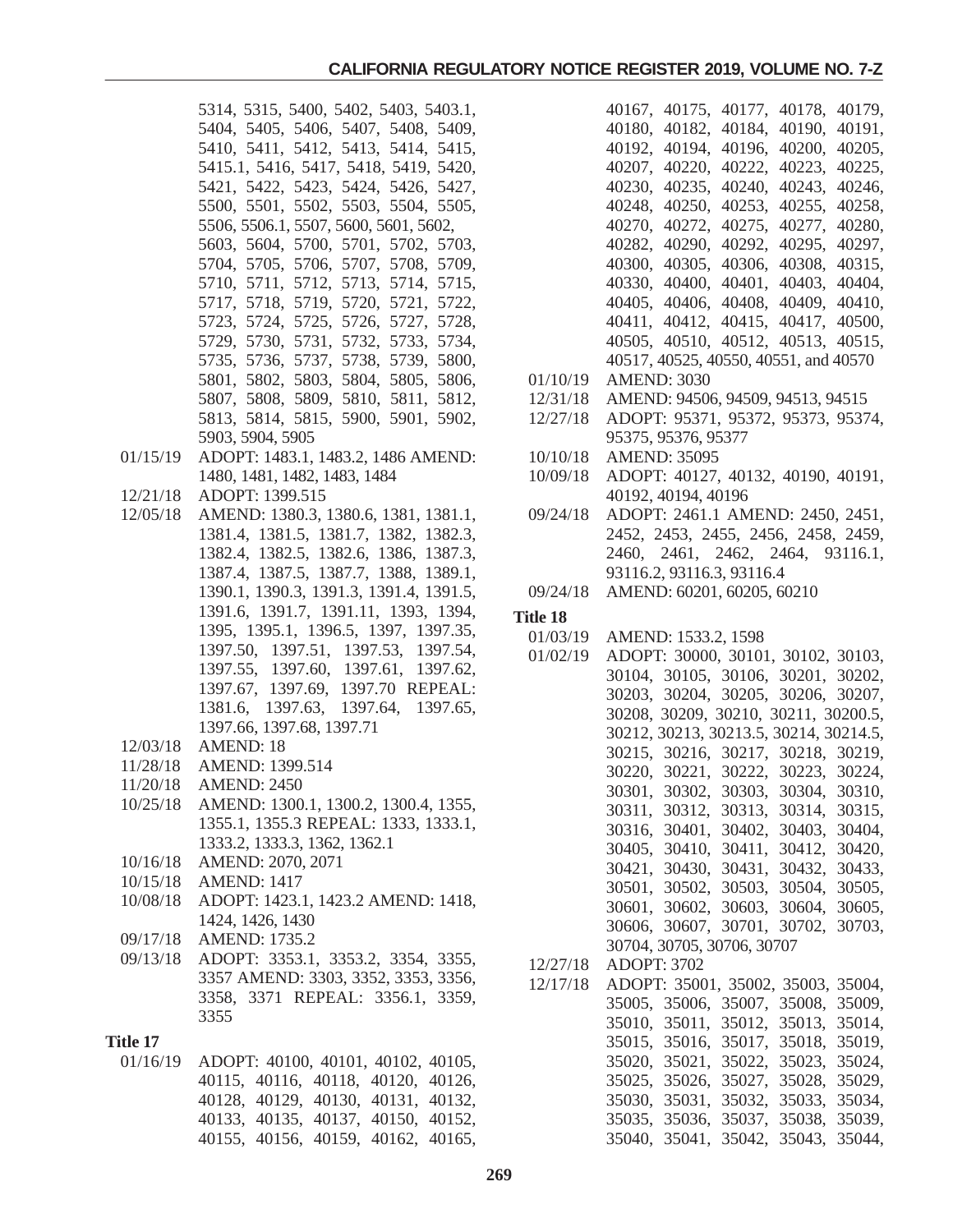5314, 5315, 5400, 5402, 5403, 5403.1, 5404, 5405, 5406, 5407, 5408, 5409, 5410, 5411, 5412, 5413, 5414, 5415, 5415.1, 5416, 5417, 5418, 5419, 5420, 5421, 5422, 5423, 5424, 5426, 5427, 5500, 5501, 5502, 5503, 5504, 5505, 5506, 5506.1, 5507, 5600, 5601, 5602, 5603, 5604, 5700, 5701, 5702, 5703, 5704, 5705, 5706, 5707, 5708, 5709, 5710, 5711, 5712, 5713, 5714, 5715, 5717, 5718, 5719, 5720, 5721, 5722, 5723, 5724, 5725, 5726, 5727, 5728, 5729, 5730, 5731, 5732, 5733, 5734, 5735, 5736, 5737, 5738, 5739, 5800, 5801, 5802, 5803, 5804, 5805, 5806, 5807, 5808, 5809, 5810, 5811, 5812, 5813, 5814, 5815, 5900, 5901, 5902, 5903, 5904, 5905

01/15/19 ADOPT: 1483.1, 1483.2, 1486 AMEND: 1480, 1481, 1482, 1483, 1484

12/21/18 ADOPT: 1399.515

12/05/18 AMEND: 1380.3, 1380.6, 1381, 1381.1, 1381.4, 1381.5, 1381.7, 1382, 1382.3, 1382.4, 1382.5, 1382.6, 1386, 1387.3, 1387.4, 1387.5, 1387.7, 1388, 1389.1, 1390.1, 1390.3, 1391.3, 1391.4, 1391.5, 1391.6, 1391.7, 1391.11, 1393, 1394, 1395, 1395.1, 1396.5, 1397, 1397.35, 1397.50, 1397.51, 1397.53, 1397.54, 1397.55, 1397.60, 1397.61, 1397.62, 1397.67, 1397.69, 1397.70 REPEAL: 1381.6, 1397.63, 1397.64, 1397.65, 1397.66, 1397.68, 1397.71

12/03/18 AMEND: 18

11/28/18 AMEND: 1399.514

11/20/18 AMEND: 2450

10/25/18 AMEND: 1300.1, 1300.2, 1300.4, 1355, 1355.1, 1355.3 REPEAL: 1333, 1333.1, 1333.2, 1333.3, 1362, 1362.1

10/16/18 AMEND: 2070, 2071

10/15/18 AMEND: 1417

10/08/18 ADOPT: 1423.1, 1423.2 AMEND: 1418, 1424, 1426, 1430

09/17/18 AMEND: 1735.2

09/13/18 ADOPT: 3353.1, 3353.2, 3354, 3355, 3357 AMEND: 3303, 3352, 3353, 3356, 3358, 3371 REPEAL: 3356.1, 3359, 3355

**Title 17**

01/16/19 ADOPT: 40100, 40101, 40102, 40105, 40115, 40116, 40118, 40120, 40126, 40128, 40129, 40130, 40131, 40132, 40133, 40135, 40137, 40150, 40152, 40155, 40156, 40159, 40162, 40165, 40167, 40175, 40177, 40178, 40179, 40180, 40182, 40184, 40190, 40191, 40192, 40194, 40196, 40200, 40205, 40207, 40220, 40222, 40223, 40225, 40230, 40235, 40240, 40243, 40246, 40248, 40250, 40253, 40255, 40258, 40270, 40272, 40275, 40277, 40280, 40282, 40290, 40292, 40295, 40297, 40300, 40305, 40306, 40308, 40315, 40330, 40400, 40401, 40403, 40404, 40405, 40406, 40408, 40409, 40410, 40411, 40412, 40415, 40417, 40500, 40505, 40510, 40512, 40513, 40515, 40517, 40525, 40550, 40551, and 40570

01/10/19 AMEND: 3030

12/31/18 AMEND: 94506, 94509, 94513, 94515

12/27/18 ADOPT: 95371, 95372, 95373, 95374, 95375, 95376, 95377

10/10/18 AMEND: 35095

10/09/18 ADOPT: 40127, 40132, 40190, 40191, 40192, 40194, 40196

09/24/18 ADOPT: 2461.1 AMEND: 2450, 2451, 2452, 2453, 2455, 2456, 2458, 2459, 2460, 2461, 2462, 2464, 93116.1, 93116.2, 93116.3, 93116.4

09/24/18 AMEND: 60201, 60205, 60210

**Title 18**

01/03/19 AMEND: 1533.2, 1598

01/02/19 ADOPT: 30000, 30101, 30102, 30103, 30104, 30105, 30106, 30201, 30202, 30203, 30204, 30205, 30206, 30207, 30208, 30209, 30210, 30211, 30200.5, 30212, 30213, 30213.5, 30214, 30214.5, 30215, 30216, 30217, 30218, 30219, 30220, 30221, 30222, 30223, 30224, 30301, 30302, 30303, 30304, 30310, 30311, 30312, 30313, 30314, 30315, 30316, 30401, 30402, 30403, 30404, 30405, 30410, 30411, 30412, 30420, 30421, 30430, 30431, 30432, 30433, 30501, 30502, 30503, 30504, 30505, 30601, 30602, 30603, 30604, 30605, 30606, 30607, 30701, 30702, 30703, 30704, 30705, 30706, 30707

12/27/18 ADOPT: 3702

12/17/18 ADOPT: 35001, 35002, 35003, 35004, 35005, 35006, 35007, 35008, 35009, 35010, 35011, 35012, 35013, 35014, 35015, 35016, 35017, 35018, 35019, 35020, 35021, 35022, 35023, 35024, 35025, 35026, 35027, 35028, 35029, 35030, 35031, 35032, 35033, 35034, 35035, 35036, 35037, 35038, 35039, 35040, 35041, 35042, 35043, 35044,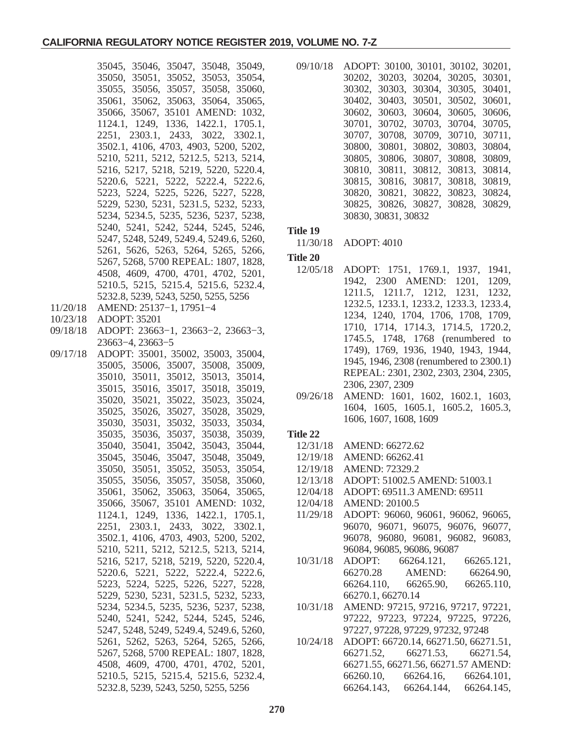35045, 35046, 35047, 35048, 35049, 35050, 35051, 35052, 35053, 35054, 35055, 35056, 35057, 35058, 35060, 35061, 35062, 35063, 35064, 35065, 35066, 35067, 35101 AMEND: 1032, 1124.1, 1249, 1336, 1422.1, 1705.1, 2251, 2303.1, 2433, 3022, 3302.1, 3502.1, 4106, 4703, 4903, 5200, 5202, 5210, 5211, 5212, 5212.5, 5213, 5214, 5216, 5217, 5218, 5219, 5220, 5220.4, 5220.6, 5221, 5222, 5222.4, 5222.6, 5223, 5224, 5225, 5226, 5227, 5228, 5229, 5230, 5231, 5231.5, 5232, 5233, 5234, 5234.5, 5235, 5236, 5237, 5238, 5240, 5241, 5242, 5244, 5245, 5246, 5247, 5248, 5249, 5249.4, 5249.6, 5260, 5261, 5626, 5263, 5264, 5265, 5266, 5267, 5268, 5700 REPEAL: 1807, 1828, 4508, 4609, 4700, 4701, 4702, 5201, 5210.5, 5215, 5215.4, 5215.6, 5232.4, 5232.8, 5239, 5243, 5250, 5255, 5256

11/20/18 AMEND: 25137−1, 17951−4

10/23/18 ADOPT: 35201

09/18/18 ADOPT: 23663−1, 23663−2, 23663−3, 23663−4, 23663−5

09/17/18 ADOPT: 35001, 35002, 35003, 35004, 35005, 35006, 35007, 35008, 35009, 35010, 35011, 35012, 35013, 35014, 35015, 35016, 35017, 35018, 35019, 35020, 35021, 35022, 35023, 35024, 35025, 35026, 35027, 35028, 35029, 35030, 35031, 35032, 35033, 35034, 35035, 35036, 35037, 35038, 35039, 35040, 35041, 35042, 35043, 35044, 35045, 35046, 35047, 35048, 35049, 35050, 35051, 35052, 35053, 35054, 35055, 35056, 35057, 35058, 35060, 35061, 35062, 35063, 35064, 35065, 35066, 35067, 35101 AMEND: 1032, 1124.1, 1249, 1336, 1422.1, 1705.1, 2251, 2303.1, 2433, 3022, 3302.1, 3502.1, 4106, 4703, 4903, 5200, 5202, 5210, 5211, 5212, 5212.5, 5213, 5214, 5216, 5217, 5218, 5219, 5220, 5220.4, 5220.6, 5221, 5222, 5222.4, 5222.6, 5223, 5224, 5225, 5226, 5227, 5228, 5229, 5230, 5231, 5231.5, 5232, 5233, 5234, 5234.5, 5235, 5236, 5237, 5238, 5240, 5241, 5242, 5244, 5245, 5246, 5247, 5248, 5249, 5249.4, 5249.6, 5260, 5261, 5262, 5263, 5264, 5265, 5266, 5267, 5268, 5700 REPEAL: 1807, 1828, 4508, 4609, 4700, 4701, 4702, 5201, 5210.5, 5215, 5215.4, 5215.6, 5232.4, 5232.8, 5239, 5243, 5250, 5255, 5256

09/10/18 ADOPT: 30100, 30101, 30102, 30201, 30202, 30203, 30204, 30205, 30301, 30302, 30303, 30304, 30305, 30401, 30402, 30403, 30501, 30502, 30601, 30602, 30603, 30604, 30605, 30606, 30701, 30702, 30703, 30704, 30705, 30707, 30708, 30709, 30710, 30711, 30800, 30801, 30802, 30803, 30804, 30805, 30806, 30807, 30808, 30809, 30810, 30811, 30812, 30813, 30814, 30815, 30816, 30817, 30818, 30819, 30820, 30821, 30822, 30823, 30824, 30825, 30826, 30827, 30828, 30829, 30830, 30831, 30832

**Title 19**

11/30/18 ADOPT: 4010

**Title 20**

12/05/18 ADOPT: 1751, 1769.1, 1937, 1941, 1942, 2300 AMEND: 1201, 1209, 1211.5, 1211.7, 1212, 1231, 1232, 1232.5, 1233.1, 1233.2, 1233.3, 1233.4, 1234, 1240, 1704, 1706, 1708, 1709, 1710, 1714, 1714.3, 1714.5, 1720.2, 1745.5, 1748, 1768 (renumbered to 1749), 1769, 1936, 1940, 1943, 1944, 1945, 1946, 2308 (renumbered to 2300.1) REPEAL: 2301, 2302, 2303, 2304, 2305, 2306, 2307, 2309

09/26/18 AMEND: 1601, 1602, 1602.1, 1603, 1604, 1605, 1605.1, 1605.2, 1605.3, 1606, 1607, 1608, 1609

**Title 22**

12/31/18 AMEND: 66272.62

12/19/18 AMEND: 66262.41

12/19/18 AMEND: 72329.2

12/13/18 ADOPT: 51002.5 AMEND: 51003.1

12/04/18 ADOPT: 69511.3 AMEND: 69511

12/04/18 AMEND: 20100.5

11/29/18 ADOPT: 96060, 96061, 96062, 96065, 96070, 96071, 96075, 96076, 96077, 96078, 96080, 96081, 96082, 96083, 96084, 96085, 96086, 96087

10/31/18 ADOPT: 66264.121, 66265.121, 66270.28 AMEND: 66264.90, 66264.110, 66265.90, 66265.110, 66270.1, 66270.14

10/31/18 AMEND: 97215, 97216, 97217, 97221, 97222, 97223, 97224, 97225, 97226, 97227, 97228, 97229, 97232, 97248

10/24/18 ADOPT: 66720.14, 66271.50, 66271.51, 66271.52, 66271.53, 66271.54, 66271.55, 66271.56, 66271.57 AMEND: 66260.10, 66264.16, 66264.101, 66264.143, 66264.144, 66264.145,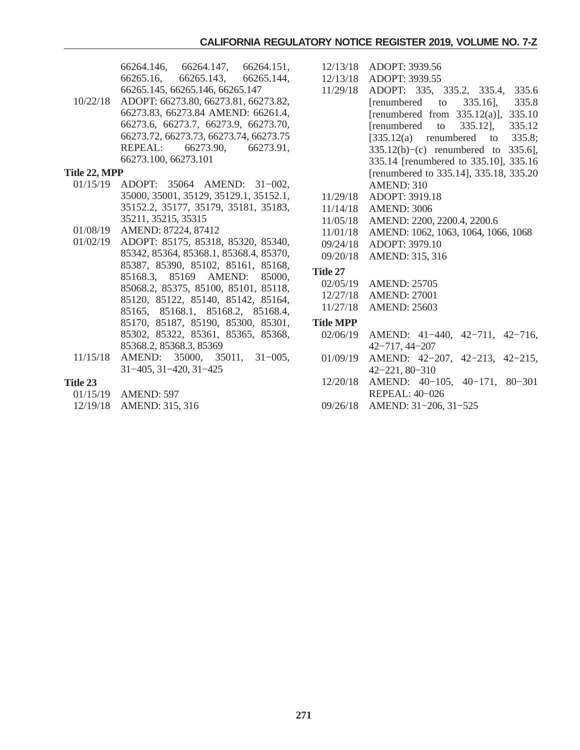66264.146, 66264.147, 66264.151, 66265.16, 66265.143, 66265.144, 66265.145, 66265.146, 66265.147

10/22/18 ADOPT: 66273.80, 66273.81, 66273.82, 66273.83, 66273.84 AMEND: 66261.4, 66273.6, 66273.7, 66273.9, 66273.70, 66273.72, 66273.73, 66273.74, 66273.75 REPEAL: 66273.90, 66273.91, 66273.100, 66273.101

**Title 22, MPP**

01/15/19 ADOPT: 35064 AMEND: 31−002, 35000, 35001, 35129, 35129.1, 35152.1, 35152.2, 35177, 35179, 35181, 35183, 35211, 35215, 35315

01/08/19 AMEND: 87224, 87412

01/02/19 ADOPT: 85175, 85318, 85320, 85340, 85342, 85364, 85368.1, 85368.4, 85370, 85387, 85390, 85102, 85161, 85168, 85168.3, 85169 AMEND: 85000, 85068.2, 85375, 85100, 85101, 85118, 85120, 85122, 85140, 85142, 85164, 85165, 85168.1, 85168.2, 85168.4, 85170, 85187, 85190, 85300, 85301, 85302, 85322, 85361, 85365, 85368, 85368.2, 85368.3, 85369

11/15/18 AMEND: 35000, 35011, 31−005, 31−405, 31−420, 31−425

**Title 23**

01/15/19 AMEND: 597

12/19/18 AMEND: 315, 316

12/13/18 ADOPT: 3939.56

12/13/18 ADOPT: 3939.55

11/29/18 ADOPT: 335, 335.2, 335.4, 335.6 [renumbered to 335.16], 335.8 [renumbered from 335.12(a)], 335.10 [renumbered to 335.12], 335.12 [335.12(a) renumbered to 335.8; 335.12(b)−(c) renumbered to 335.6], 335.14 [renumbered to 335.10], 335.16 [renumbered to 335.14], 335.18, 335.20 AMEND: 310

11/29/18 ADOPT: 3919.18

11/14/18 AMEND: 3006

11/05/18 AMEND: 2200, 2200.4, 2200.6

11/01/18 AMEND: 1062, 1063, 1064, 1066, 1068

09/24/18 ADOPT: 3979.10

09/20/18 AMEND: 315, 316

**Title 27**

02/05/19 AMEND: 25705

12/27/18 AMEND: 27001

11/27/18 AMEND: 25603

**Title MPP**

02/06/19 AMEND: 41−440, 42−711, 42−716, 42−717, 44−207

01/09/19 AMEND: 42−207, 42−213, 42−215, 42−221, 80−310

12/20/18 AMEND: 40−105, 40−171, 80−301 REPEAL: 40−026

09/26/18 AMEND: 31−206, 31−525